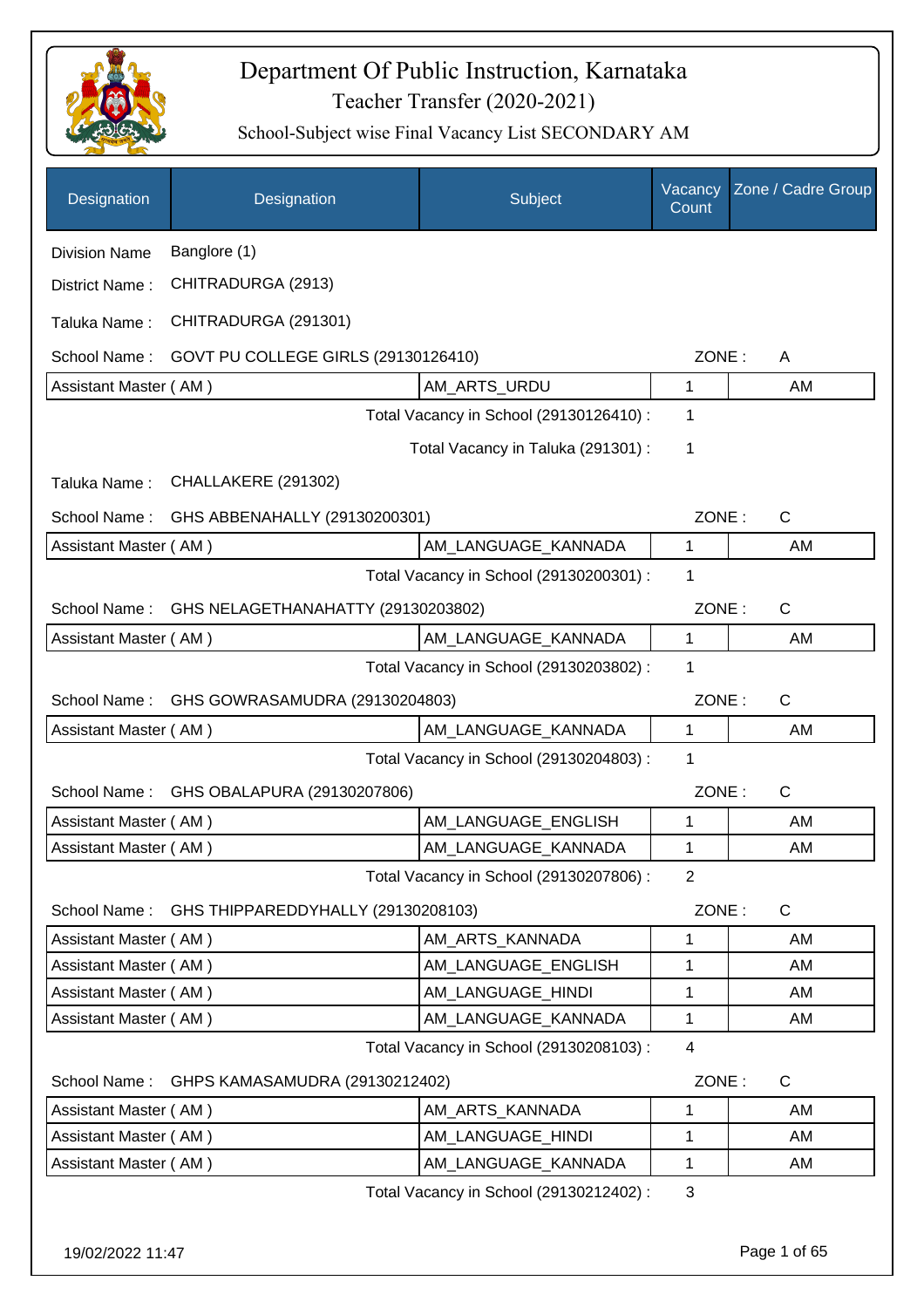# Department Of Public Instruction, Karnataka

## Teacher Transfer (2020-2021)

### School-Subject wise Final Vacancy List SECONDARY AM

| Designation | Designation | Subject | Vacancy Count | Zone / Cadre Group |
|---|---|---|---|---|

Division Name : Banglore (1)

District Name : CHITRADURGA (2913)

Taluka Name : CHITRADURGA (291301)

School Name : GOVT PU COLLEGE GIRLS (29130126410) ZONE : A

| Designation | Subject | Vacancy Count | Zone / Cadre Group |
|---|---|---|---|
| Assistant Master ( AM ) | AM_ARTS_URDU | 1 | AM |

Total Vacancy in School (29130126410) : 1

Total Vacancy in Taluka (291301) : 1

Taluka Name : CHALLAKERE (291302)

School Name : GHS ABBENAHALLY (29130200301) ZONE : C

| Designation | Subject | Vacancy Count | Zone / Cadre Group |
|---|---|---|---|
| Assistant Master ( AM ) | AM_LANGUAGE_KANNADA | 1 | AM |

Total Vacancy in School (29130200301) : 1

School Name : GHS NELAGETHANAHATTY (29130203802) ZONE : C

| Designation | Subject | Vacancy Count | Zone / Cadre Group |
|---|---|---|---|
| Assistant Master ( AM ) | AM_LANGUAGE_KANNADA | 1 | AM |

Total Vacancy in School (29130203802) : 1

School Name : GHS GOWRASAMUDRA (29130204803) ZONE : C

| Designation | Subject | Vacancy Count | Zone / Cadre Group |
|---|---|---|---|
| Assistant Master ( AM ) | AM_LANGUAGE_KANNADA | 1 | AM |

Total Vacancy in School (29130204803) : 1

School Name : GHS OBALAPURA (29130207806) ZONE : C

| Designation | Subject | Vacancy Count | Zone / Cadre Group |
|---|---|---|---|
| Assistant Master ( AM ) | AM_LANGUAGE_ENGLISH | 1 | AM |
| Assistant Master ( AM ) | AM_LANGUAGE_KANNADA | 1 | AM |

Total Vacancy in School (29130207806) : 2

School Name : GHS THIPPAREDDYHALLY (29130208103) ZONE : C

| Designation | Subject | Vacancy Count | Zone / Cadre Group |
|---|---|---|---|
| Assistant Master ( AM ) | AM_ARTS_KANNADA | 1 | AM |
| Assistant Master ( AM ) | AM_LANGUAGE_ENGLISH | 1 | AM |
| Assistant Master ( AM ) | AM_LANGUAGE_HINDI | 1 | AM |
| Assistant Master ( AM ) | AM_LANGUAGE_KANNADA | 1 | AM |

Total Vacancy in School (29130208103) : 4

School Name : GHPS KAMASAMUDRA (29130212402) ZONE : C

| Designation | Subject | Vacancy Count | Zone / Cadre Group |
|---|---|---|---|
| Assistant Master ( AM ) | AM_ARTS_KANNADA | 1 | AM |
| Assistant Master ( AM ) | AM_LANGUAGE_HINDI | 1 | AM |
| Assistant Master ( AM ) | AM_LANGUAGE_KANNADA | 1 | AM |

Total Vacancy in School (29130212402) : 3

19/02/2022 11:47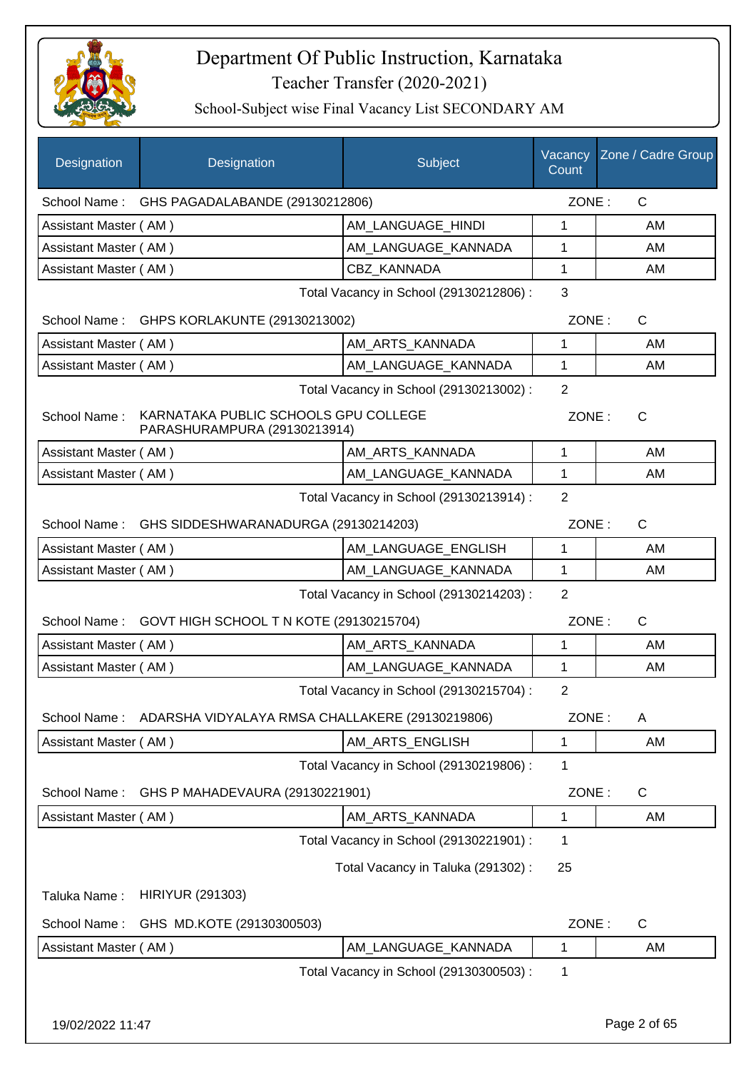# Department Of Public Instruction, Karnataka

Teacher Transfer (2020-2021)

School-Subject wise Final Vacancy List SECONDARY AM

| Designation | Designation | Subject | Vacancy Count | Zone / Cadre Group |
|---|---|---|---|---|
| School Name : | GHS PAGADALABANDE (29130212806) | | ZONE : | C |
| Assistant Master ( AM ) | | AM_LANGUAGE_HINDI | 1 | AM |
| Assistant Master ( AM ) | | AM_LANGUAGE_KANNADA | 1 | AM |
| Assistant Master ( AM ) | | CBZ_KANNADA | 1 | AM |
| | | Total Vacancy in School (29130212806) : | 3 | |
| School Name : | GHPS KORLAKUNTE (29130213002) | | ZONE : | C |
| Assistant Master ( AM ) | | AM_ARTS_KANNADA | 1 | AM |
| Assistant Master ( AM ) | | AM_LANGUAGE_KANNADA | 1 | AM |
| | | Total Vacancy in School (29130213002) : | 2 | |
| School Name : | KARNATAKA PUBLIC SCHOOLS GPU COLLEGE PARASHURAMPURA (29130213914) | | ZONE : | C |
| Assistant Master ( AM ) | | AM_ARTS_KANNADA | 1 | AM |
| Assistant Master ( AM ) | | AM_LANGUAGE_KANNADA | 1 | AM |
| | | Total Vacancy in School (29130213914) : | 2 | |
| School Name : | GHS SIDDESHWARANADURGA (29130214203) | | ZONE : | C |
| Assistant Master ( AM ) | | AM_LANGUAGE_ENGLISH | 1 | AM |
| Assistant Master ( AM ) | | AM_LANGUAGE_KANNADA | 1 | AM |
| | | Total Vacancy in School (29130214203) : | 2 | |
| School Name : | GOVT HIGH SCHOOL T N KOTE (29130215704) | | ZONE : | C |
| Assistant Master ( AM ) | | AM_ARTS_KANNADA | 1 | AM |
| Assistant Master ( AM ) | | AM_LANGUAGE_KANNADA | 1 | AM |
| | | Total Vacancy in School (29130215704) : | 2 | |
| School Name : | ADARSHA VIDYALAYA RMSA CHALLAKERE (29130219806) | | ZONE : | A |
| Assistant Master ( AM ) | | AM_ARTS_ENGLISH | 1 | AM |
| | | Total Vacancy in School (29130219806) : | 1 | |
| School Name : | GHS P MAHADEVAURA (29130221901) | | ZONE : | C |
| Assistant Master ( AM ) | | AM_ARTS_KANNADA | 1 | AM |
| | | Total Vacancy in School (29130221901) : | 1 | |
| | | Total Vacancy in Taluka (291302) : | 25 | |
| Taluka Name : | HIRIYUR (291303) | | | |
| School Name : | GHS MD.KOTE (29130300503) | | ZONE : | C |
| Assistant Master ( AM ) | | AM_LANGUAGE_KANNADA | 1 | AM |
| | | Total Vacancy in School (29130300503) : | 1 | |

19/02/2022 11:47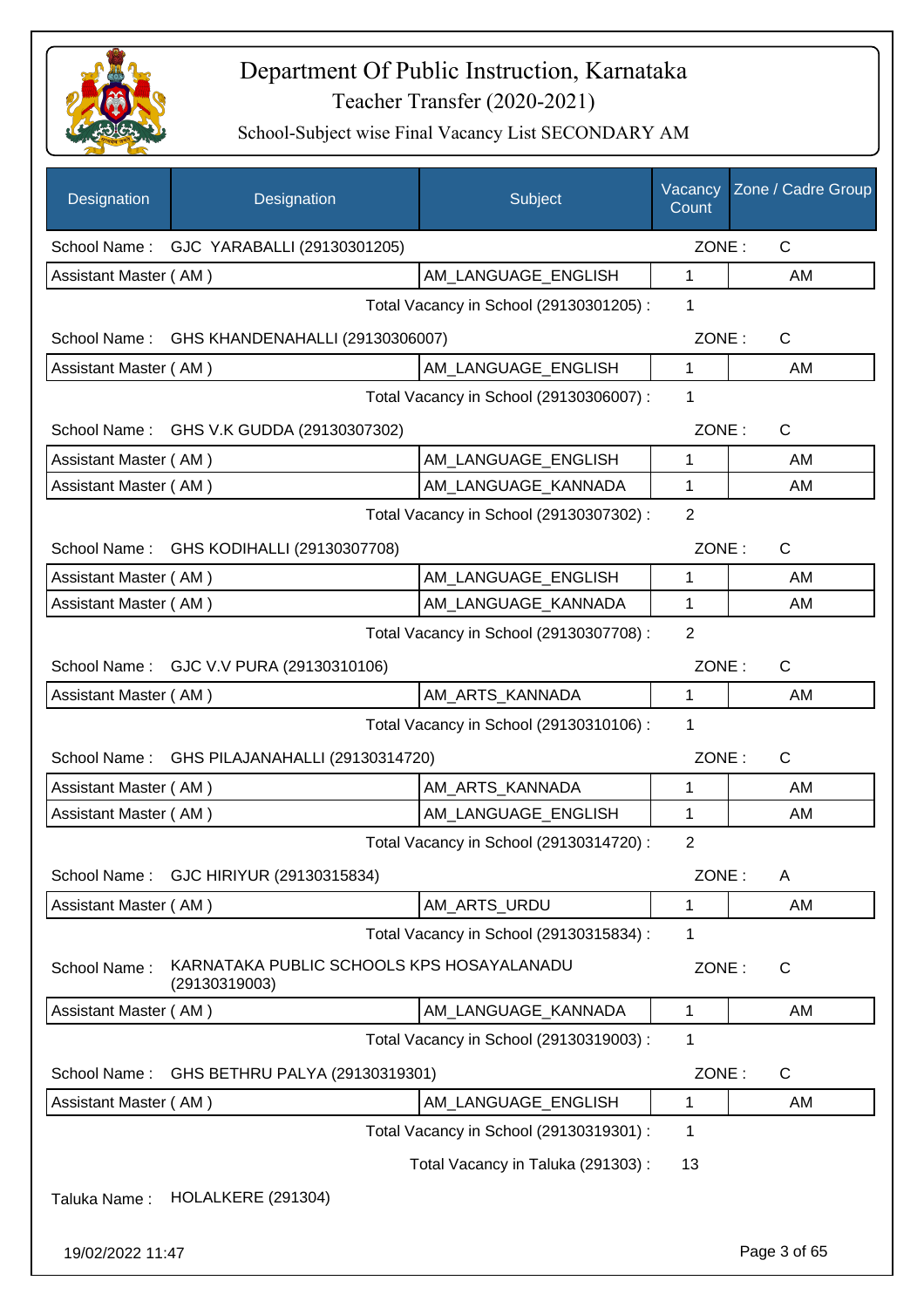# Department Of Public Instruction, Karnataka

Teacher Transfer (2020-2021)

School-Subject wise Final Vacancy List SECONDARY AM

| Designation | Designation | Subject | Vacancy Count | Zone / Cadre Group |
|---|---|---|---|---|
| School Name : | GJC YARABALLI (29130301205) | | ZONE : | C |
| Assistant Master ( AM ) | | AM_LANGUAGE_ENGLISH | 1 | AM |
| | | Total Vacancy in School (29130301205) : | 1 | |
| School Name : | GHS KHANDENAHALLI (29130306007) | | ZONE : | C |
| Assistant Master ( AM ) | | AM_LANGUAGE_ENGLISH | 1 | AM |
| | | Total Vacancy in School (29130306007) : | 1 | |
| School Name : | GHS V.K GUDDA (29130307302) | | ZONE : | C |
| Assistant Master ( AM ) | | AM_LANGUAGE_ENGLISH | 1 | AM |
| Assistant Master ( AM ) | | AM_LANGUAGE_KANNADA | 1 | AM |
| | | Total Vacancy in School (29130307302) : | 2 | |
| School Name : | GHS KODIHALLI (29130307708) | | ZONE : | C |
| Assistant Master ( AM ) | | AM_LANGUAGE_ENGLISH | 1 | AM |
| Assistant Master ( AM ) | | AM_LANGUAGE_KANNADA | 1 | AM |
| | | Total Vacancy in School (29130307708) : | 2 | |
| School Name : | GJC V.V PURA (29130310106) | | ZONE : | C |
| Assistant Master ( AM ) | | AM_ARTS_KANNADA | 1 | AM |
| | | Total Vacancy in School (29130310106) : | 1 | |
| School Name : | GHS PILAJANAHALLI (29130314720) | | ZONE : | C |
| Assistant Master ( AM ) | | AM_ARTS_KANNADA | 1 | AM |
| Assistant Master ( AM ) | | AM_LANGUAGE_ENGLISH | 1 | AM |
| | | Total Vacancy in School (29130314720) : | 2 | |
| School Name : | GJC HIRIYUR (29130315834) | | ZONE : | A |
| Assistant Master ( AM ) | | AM_ARTS_URDU | 1 | AM |
| | | Total Vacancy in School (29130315834) : | 1 | |
| School Name : | KARNATAKA PUBLIC SCHOOLS KPS HOSAYALANADU (29130319003) | | ZONE : | C |
| Assistant Master ( AM ) | | AM_LANGUAGE_KANNADA | 1 | AM |
| | | Total Vacancy in School (29130319003) : | 1 | |
| School Name : | GHS BETHRU PALYA (29130319301) | | ZONE : | C |
| Assistant Master ( AM ) | | AM_LANGUAGE_ENGLISH | 1 | AM |
| | | Total Vacancy in School (29130319301) : | 1 | |
| | | Total Vacancy in Taluka (291303) : | 13 | |

Taluka Name : HOLALKERE (291304)

19/02/2022 11:47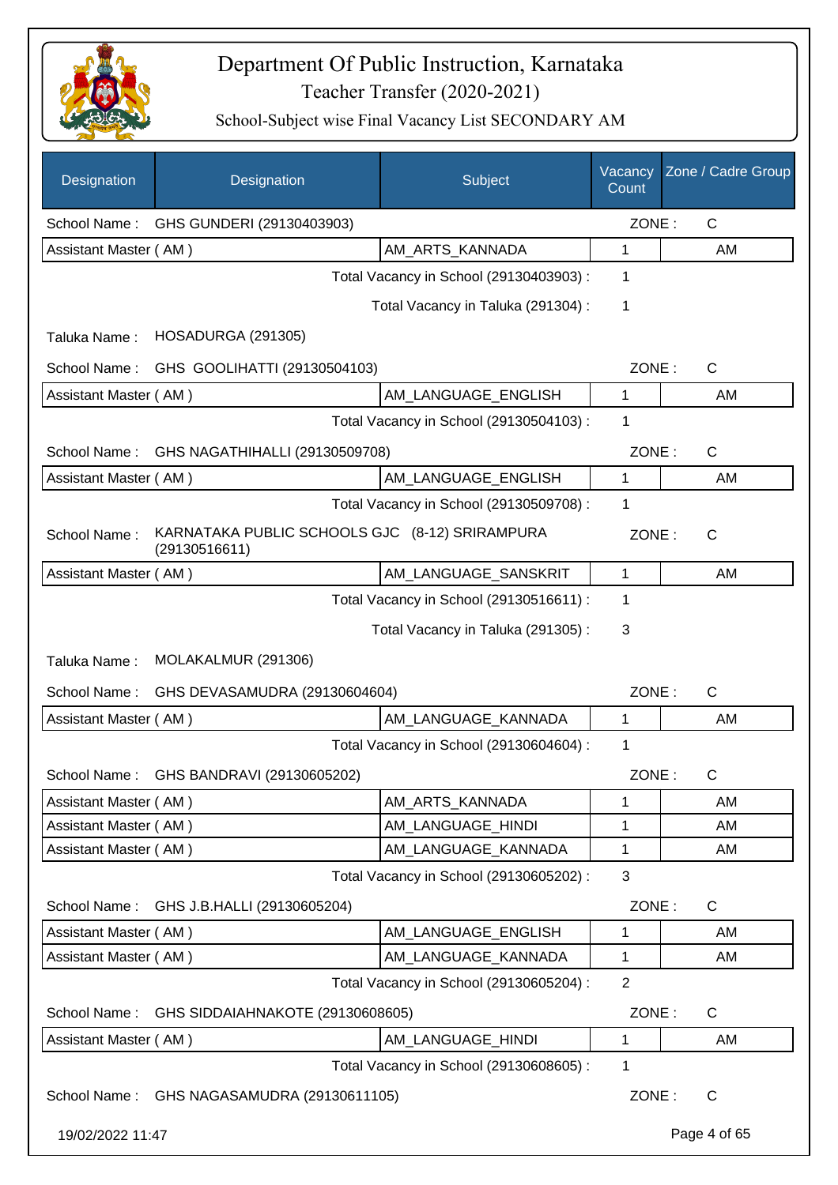# Department Of Public Instruction, Karnataka

## Teacher Transfer (2020-2021)

### School-Subject wise Final Vacancy List SECONDARY AM

| Designation | Designation | Subject | Vacancy Count | Zone / Cadre Group |
|---|---|---|---|---|
| School Name : | GHS GUNDERI (29130403903) | | ZONE : | C |
| Assistant Master ( AM ) | | AM_ARTS_KANNADA | 1 | AM |
| | | Total Vacancy in School (29130403903) : | 1 | |
| | | Total Vacancy in Taluka (291304) : | 1 | |
| Taluka Name : | HOSADURGA (291305) | | | |
| School Name : | GHS GOOLIHATTI (29130504103) | | ZONE : | C |
| Assistant Master ( AM ) | | AM_LANGUAGE_ENGLISH | 1 | AM |
| | | Total Vacancy in School (29130504103) : | 1 | |
| School Name : | GHS NAGATHIHALLI (29130509708) | | ZONE : | C |
| Assistant Master ( AM ) | | AM_LANGUAGE_ENGLISH | 1 | AM |
| | | Total Vacancy in School (29130509708) : | 1 | |
| School Name : | KARNATAKA PUBLIC SCHOOLS GJC (8-12) SRIRAMPURA (29130516611) | | ZONE : | C |
| Assistant Master ( AM ) | | AM_LANGUAGE_SANSKRIT | 1 | AM |
| | | Total Vacancy in School (29130516611) : | 1 | |
| | | Total Vacancy in Taluka (291305) : | 3 | |
| Taluka Name : | MOLAKALMUR (291306) | | | |
| School Name : | GHS DEVASAMUDRA (29130604604) | | ZONE : | C |
| Assistant Master ( AM ) | | AM_LANGUAGE_KANNADA | 1 | AM |
| | | Total Vacancy in School (29130604604) : | 1 | |
| School Name : | GHS BANDRAVI (29130605202) | | ZONE : | C |
| Assistant Master ( AM ) | | AM_ARTS_KANNADA | 1 | AM |
| Assistant Master ( AM ) | | AM_LANGUAGE_HINDI | 1 | AM |
| Assistant Master ( AM ) | | AM_LANGUAGE_KANNADA | 1 | AM |
| | | Total Vacancy in School (29130605202) : | 3 | |
| School Name : | GHS J.B.HALLI (29130605204) | | ZONE : | C |
| Assistant Master ( AM ) | | AM_LANGUAGE_ENGLISH | 1 | AM |
| Assistant Master ( AM ) | | AM_LANGUAGE_KANNADA | 1 | AM |
| | | Total Vacancy in School (29130605204) : | 2 | |
| School Name : | GHS SIDDAIAHNAKOTE (29130608605) | | ZONE : | C |
| Assistant Master ( AM ) | | AM_LANGUAGE_HINDI | 1 | AM |
| | | Total Vacancy in School (29130608605) : | 1 | |
| School Name : | GHS NAGASAMUDRA (29130611105) | | ZONE : | C |

19/02/2022 11:47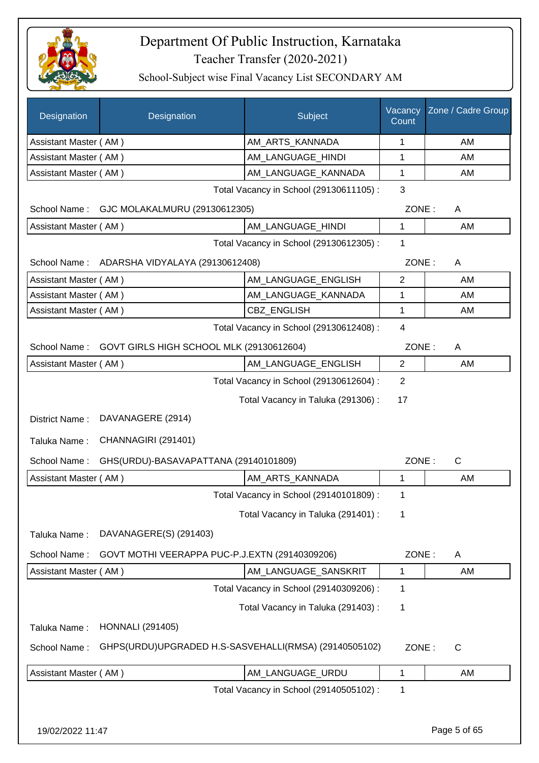# Department Of Public Instruction, Karnataka

Teacher Transfer (2020-2021)

School-Subject wise Final Vacancy List SECONDARY AM

| Designation | Designation | Subject | Vacancy Count | Zone / Cadre Group |
|---|---|---|---|---|
| Assistant Master ( AM ) | | AM_ARTS_KANNADA | 1 | AM |
| Assistant Master ( AM ) | | AM_LANGUAGE_HINDI | 1 | AM |
| Assistant Master ( AM ) | | AM_LANGUAGE_KANNADA | 1 | AM |

Total Vacancy in School (29130611105) : 3

School Name : GJC MOLAKALMURU (29130612305) ZONE : A

| Designation | Designation | Subject | Vacancy Count | Zone / Cadre Group |
|---|---|---|---|---|
| Assistant Master ( AM ) | | AM_LANGUAGE_HINDI | 1 | AM |

Total Vacancy in School (29130612305) : 1

School Name : ADARSHA VIDYALAYA (29130612408) ZONE : A

| Designation | Designation | Subject | Vacancy Count | Zone / Cadre Group |
|---|---|---|---|---|
| Assistant Master ( AM ) | | AM_LANGUAGE_ENGLISH | 2 | AM |
| Assistant Master ( AM ) | | AM_LANGUAGE_KANNADA | 1 | AM |
| Assistant Master ( AM ) | | CBZ_ENGLISH | 1 | AM |

Total Vacancy in School (29130612408) : 4

School Name : GOVT GIRLS HIGH SCHOOL MLK (29130612604) ZONE : A

| Designation | Designation | Subject | Vacancy Count | Zone / Cadre Group |
|---|---|---|---|---|
| Assistant Master ( AM ) | | AM_LANGUAGE_ENGLISH | 2 | AM |

Total Vacancy in School (29130612604) : 2

Total Vacancy in Taluka (291306) : 17

District Name : DAVANAGERE (2914)

Taluka Name : CHANNAGIRI (291401)

School Name : GHS(URDU)-BASAVAPATTANA (29140101809) ZONE : C

| Designation | Designation | Subject | Vacancy Count | Zone / Cadre Group |
|---|---|---|---|---|
| Assistant Master ( AM ) | | AM_ARTS_KANNADA | 1 | AM |

Total Vacancy in School (29140101809) : 1

Total Vacancy in Taluka (291401) : 1

Taluka Name : DAVANAGERE(S) (291403)

School Name : GOVT MOTHI VEERAPPA PUC-P.J.EXTN (29140309206) ZONE : A

| Designation | Designation | Subject | Vacancy Count | Zone / Cadre Group |
|---|---|---|---|---|
| Assistant Master ( AM ) | | AM_LANGUAGE_SANSKRIT | 1 | AM |

Total Vacancy in School (29140309206) : 1

Total Vacancy in Taluka (291403) : 1

Taluka Name : HONNALI (291405)

School Name : GHPS(URDU)UPGRADED H.S-SASVEHALLI(RMSA) (29140505102) ZONE : C

| Designation | Designation | Subject | Vacancy Count | Zone / Cadre Group |
|---|---|---|---|---|
| Assistant Master ( AM ) | | AM_LANGUAGE_URDU | 1 | AM |

Total Vacancy in School (29140505102) : 1

19/02/2022 11:47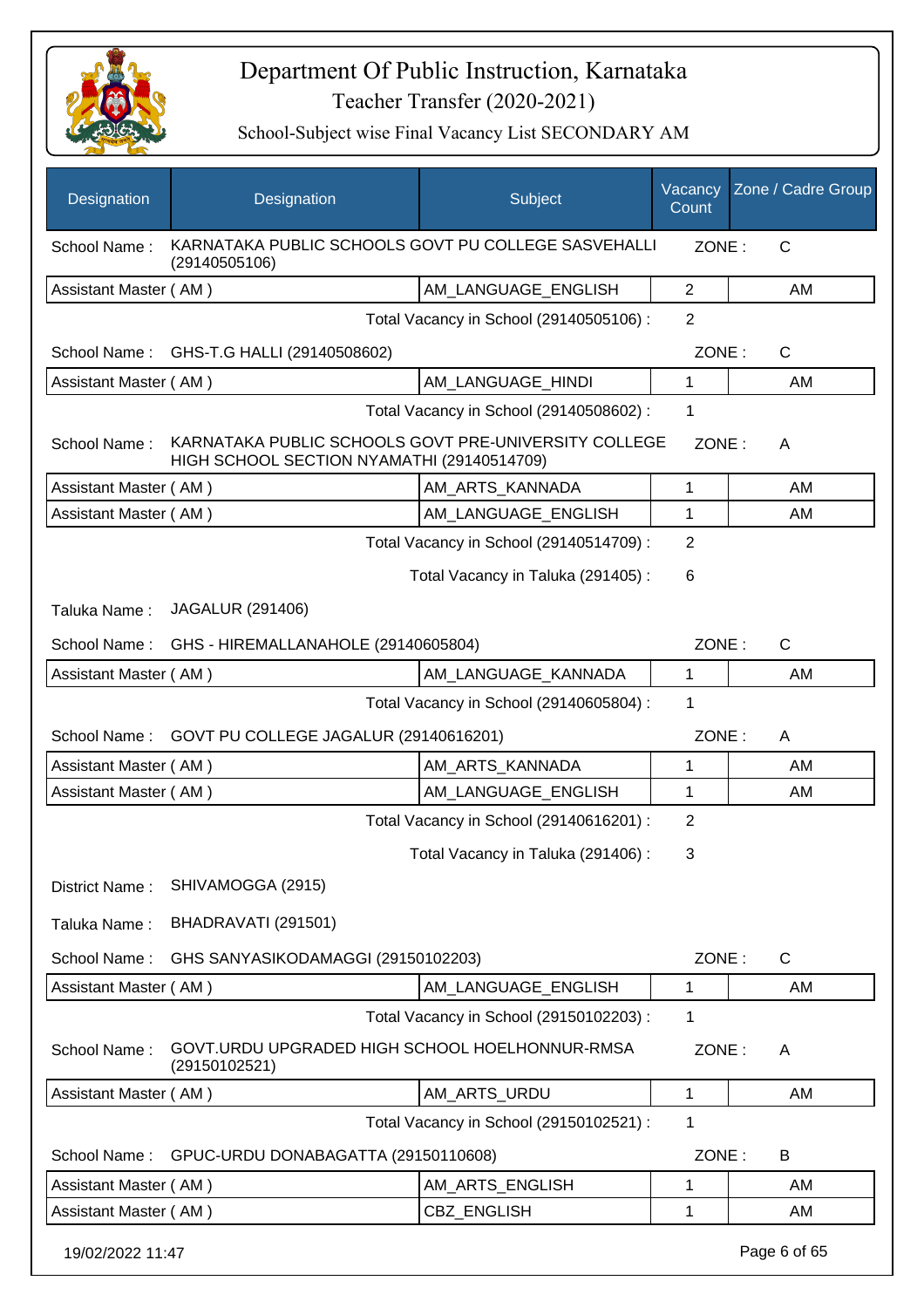# Department Of Public Instruction, Karnataka

## Teacher Transfer (2020-2021)

### School-Subject wise Final Vacancy List SECONDARY AM

| Designation | Designation | Subject | Vacancy Count | Zone / Cadre Group |
|---|---|---|---|---|

School Name : KARNATAKA PUBLIC SCHOOLS GOVT PU COLLEGE SASVEHALLI (29140505106) — ZONE : C

| Designation | Subject | Vacancy Count | Zone / Cadre Group |
|---|---|---|---|
| Assistant Master ( AM ) | AM_LANGUAGE_ENGLISH | 2 | AM |

Total Vacancy in School (29140505106) : 2

School Name : GHS-T.G HALLI (29140508602) — ZONE : C

| Designation | Subject | Vacancy Count | Zone / Cadre Group |
|---|---|---|---|
| Assistant Master ( AM ) | AM_LANGUAGE_HINDI | 1 | AM |

Total Vacancy in School (29140508602) : 1

School Name : KARNATAKA PUBLIC SCHOOLS GOVT PRE-UNIVERSITY COLLEGE HIGH SCHOOL SECTION NYAMATHI (29140514709) — ZONE : A

| Designation | Subject | Vacancy Count | Zone / Cadre Group |
|---|---|---|---|
| Assistant Master ( AM ) | AM_ARTS_KANNADA | 1 | AM |
| Assistant Master ( AM ) | AM_LANGUAGE_ENGLISH | 1 | AM |

Total Vacancy in School (29140514709) : 2

Total Vacancy in Taluka (291405) : 6

Taluka Name : JAGALUR (291406)

School Name : GHS - HIREMALLANAHOLE (29140605804) — ZONE : C

| Designation | Subject | Vacancy Count | Zone / Cadre Group |
|---|---|---|---|
| Assistant Master ( AM ) | AM_LANGUAGE_KANNADA | 1 | AM |

Total Vacancy in School (29140605804) : 1

School Name : GOVT PU COLLEGE JAGALUR (29140616201) — ZONE : A

| Designation | Subject | Vacancy Count | Zone / Cadre Group |
|---|---|---|---|
| Assistant Master ( AM ) | AM_ARTS_KANNADA | 1 | AM |
| Assistant Master ( AM ) | AM_LANGUAGE_ENGLISH | 1 | AM |

Total Vacancy in School (29140616201) : 2

Total Vacancy in Taluka (291406) : 3

District Name : SHIVAMOGGA (2915)

Taluka Name : BHADRAVATI (291501)

School Name : GHS SANYASIKODAMAGGI (29150102203) — ZONE : C

| Designation | Subject | Vacancy Count | Zone / Cadre Group |
|---|---|---|---|
| Assistant Master ( AM ) | AM_LANGUAGE_ENGLISH | 1 | AM |

Total Vacancy in School (29150102203) : 1

School Name : GOVT.URDU UPGRADED HIGH SCHOOL HOELHONNUR-RMSA (29150102521) — ZONE : A

| Designation | Subject | Vacancy Count | Zone / Cadre Group |
|---|---|---|---|
| Assistant Master ( AM ) | AM_ARTS_URDU | 1 | AM |

Total Vacancy in School (29150102521) : 1

School Name : GPUC-URDU DONABAGATTA (29150110608) — ZONE : B

| Designation | Subject | Vacancy Count | Zone / Cadre Group |
|---|---|---|---|
| Assistant Master ( AM ) | AM_ARTS_ENGLISH | 1 | AM |
| Assistant Master ( AM ) | CBZ_ENGLISH | 1 | AM |

19/02/2022 11:47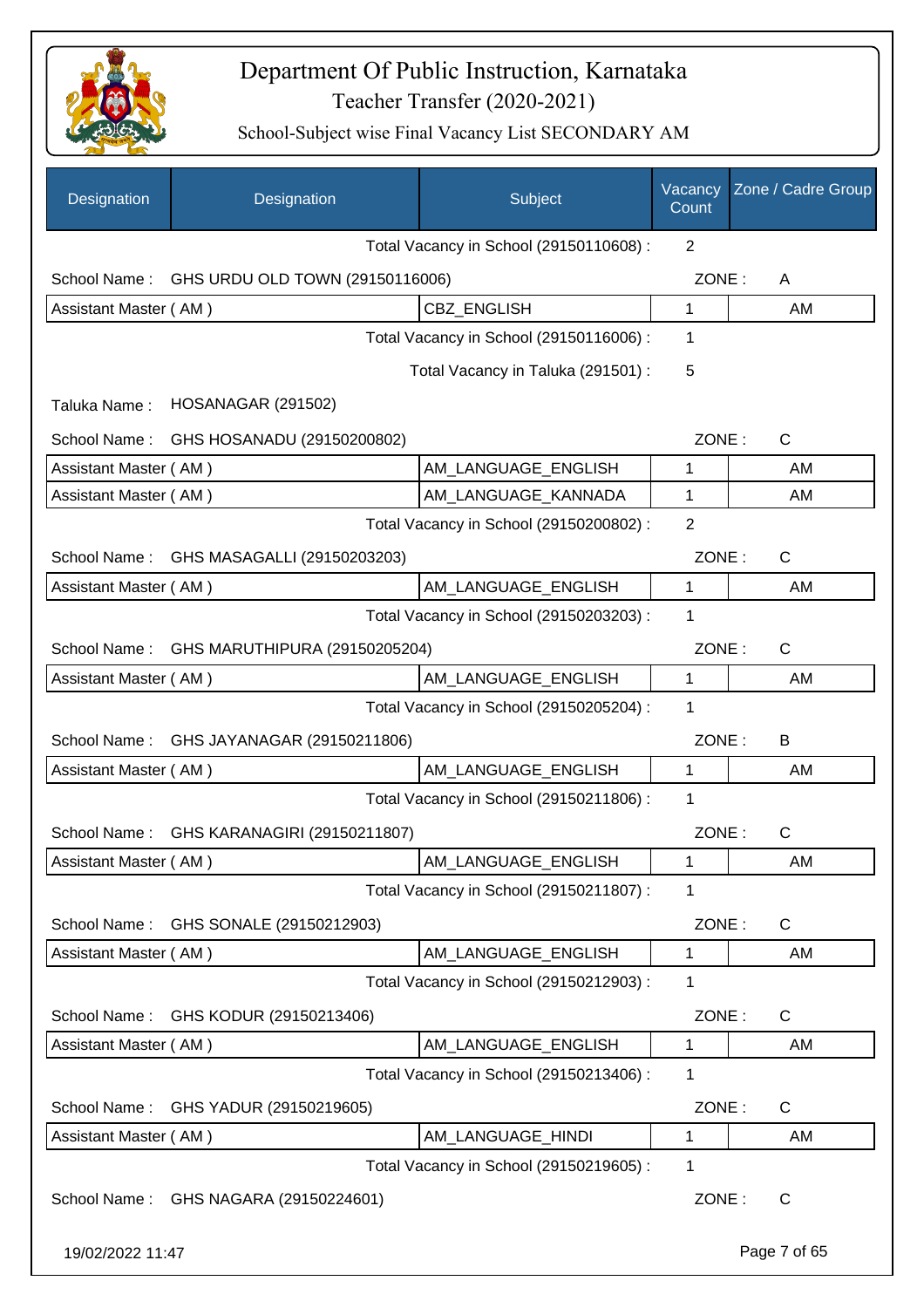# Department Of Public Instruction, Karnataka

## Teacher Transfer (2020-2021)

### School-Subject wise Final Vacancy List SECONDARY AM

| Designation | Designation | Subject | Vacancy Count | Zone / Cadre Group |
|---|---|---|---|---|
| | | Total Vacancy in School (29150110608) : | 2 | |
| School Name : | GHS URDU OLD TOWN (29150116006) | | ZONE : | A |
| Assistant Master ( AM ) | | CBZ_ENGLISH | 1 | AM |
| | | Total Vacancy in School (29150116006) : | 1 | |
| | | Total Vacancy in Taluka (291501) : | 5 | |
| Taluka Name : | HOSANAGAR (291502) | | | |
| School Name : | GHS HOSANADU (29150200802) | | ZONE : | C |
| Assistant Master ( AM ) | | AM_LANGUAGE_ENGLISH | 1 | AM |
| Assistant Master ( AM ) | | AM_LANGUAGE_KANNADA | 1 | AM |
| | | Total Vacancy in School (29150200802) : | 2 | |
| School Name : | GHS MASAGALLI (29150203203) | | ZONE : | C |
| Assistant Master ( AM ) | | AM_LANGUAGE_ENGLISH | 1 | AM |
| | | Total Vacancy in School (29150203203) : | 1 | |
| School Name : | GHS MARUTHIPURA (29150205204) | | ZONE : | C |
| Assistant Master ( AM ) | | AM_LANGUAGE_ENGLISH | 1 | AM |
| | | Total Vacancy in School (29150205204) : | 1 | |
| School Name : | GHS JAYANAGAR (29150211806) | | ZONE : | B |
| Assistant Master ( AM ) | | AM_LANGUAGE_ENGLISH | 1 | AM |
| | | Total Vacancy in School (29150211806) : | 1 | |
| School Name : | GHS KARANAGIRI (29150211807) | | ZONE : | C |
| Assistant Master ( AM ) | | AM_LANGUAGE_ENGLISH | 1 | AM |
| | | Total Vacancy in School (29150211807) : | 1 | |
| School Name : | GHS SONALE (29150212903) | | ZONE : | C |
| Assistant Master ( AM ) | | AM_LANGUAGE_ENGLISH | 1 | AM |
| | | Total Vacancy in School (29150212903) : | 1 | |
| School Name : | GHS KODUR (29150213406) | | ZONE : | C |
| Assistant Master ( AM ) | | AM_LANGUAGE_ENGLISH | 1 | AM |
| | | Total Vacancy in School (29150213406) : | 1 | |
| School Name : | GHS YADUR (29150219605) | | ZONE : | C |
| Assistant Master ( AM ) | | AM_LANGUAGE_HINDI | 1 | AM |
| | | Total Vacancy in School (29150219605) : | 1 | |
| School Name : | GHS NAGARA (29150224601) | | ZONE : | C |

19/02/2022 11:47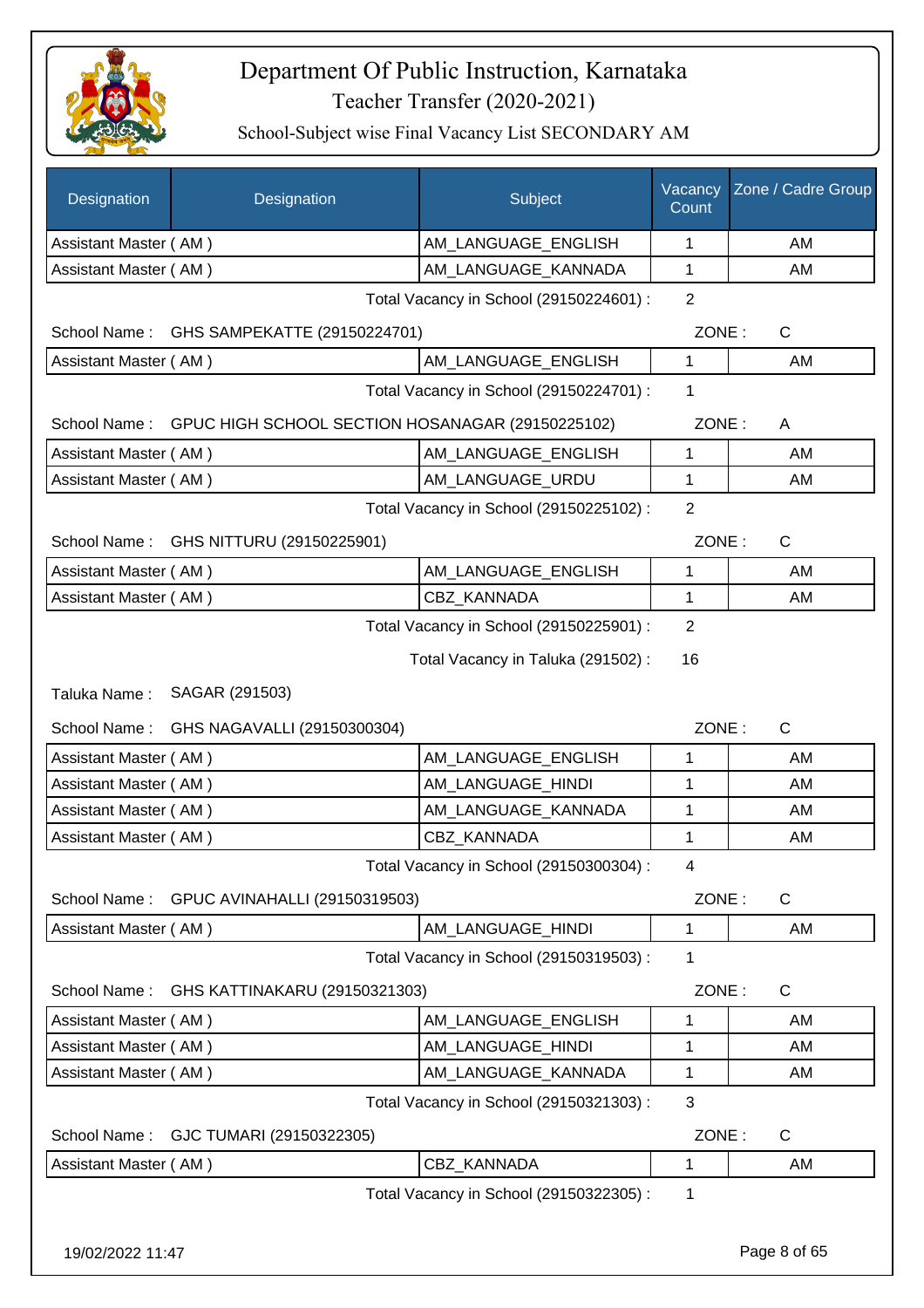# Department Of Public Instruction, Karnataka

Teacher Transfer (2020-2021)

School-Subject wise Final Vacancy List SECONDARY AM

| Designation | Designation | Subject | Vacancy Count | Zone / Cadre Group |
|---|---|---|---|---|
| Assistant Master ( AM ) | | AM_LANGUAGE_ENGLISH | 1 | AM |
| Assistant Master ( AM ) | | AM_LANGUAGE_KANNADA | 1 | AM |

Total Vacancy in School (29150224601) : 2

School Name : GHS SAMPEKATTE (29150224701) ZONE : C

| Designation | Subject | Vacancy Count | Zone / Cadre Group |
|---|---|---|---|
| Assistant Master ( AM ) | AM_LANGUAGE_ENGLISH | 1 | AM |

Total Vacancy in School (29150224701) : 1

School Name : GPUC HIGH SCHOOL SECTION HOSANAGAR (29150225102) ZONE : A

| Designation | Subject | Vacancy Count | Zone / Cadre Group |
|---|---|---|---|
| Assistant Master ( AM ) | AM_LANGUAGE_ENGLISH | 1 | AM |
| Assistant Master ( AM ) | AM_LANGUAGE_URDU | 1 | AM |

Total Vacancy in School (29150225102) : 2

School Name : GHS NITTURU (29150225901) ZONE : C

| Designation | Subject | Vacancy Count | Zone / Cadre Group |
|---|---|---|---|
| Assistant Master ( AM ) | AM_LANGUAGE_ENGLISH | 1 | AM |
| Assistant Master ( AM ) | CBZ_KANNADA | 1 | AM |

Total Vacancy in School (29150225901) : 2

Total Vacancy in Taluka (291502) : 16

Taluka Name : SAGAR (291503)

School Name : GHS NAGAVALLI (29150300304) ZONE : C

| Designation | Subject | Vacancy Count | Zone / Cadre Group |
|---|---|---|---|
| Assistant Master ( AM ) | AM_LANGUAGE_ENGLISH | 1 | AM |
| Assistant Master ( AM ) | AM_LANGUAGE_HINDI | 1 | AM |
| Assistant Master ( AM ) | AM_LANGUAGE_KANNADA | 1 | AM |
| Assistant Master ( AM ) | CBZ_KANNADA | 1 | AM |

Total Vacancy in School (29150300304) : 4

School Name : GPUC AVINAHALLI (29150319503) ZONE : C

| Designation | Subject | Vacancy Count | Zone / Cadre Group |
|---|---|---|---|
| Assistant Master ( AM ) | AM_LANGUAGE_HINDI | 1 | AM |

Total Vacancy in School (29150319503) : 1

School Name : GHS KATTINAKARU (29150321303) ZONE : C

| Designation | Subject | Vacancy Count | Zone / Cadre Group |
|---|---|---|---|
| Assistant Master ( AM ) | AM_LANGUAGE_ENGLISH | 1 | AM |
| Assistant Master ( AM ) | AM_LANGUAGE_HINDI | 1 | AM |
| Assistant Master ( AM ) | AM_LANGUAGE_KANNADA | 1 | AM |

Total Vacancy in School (29150321303) : 3

School Name : GJC TUMARI (29150322305) ZONE : C

| Designation | Subject | Vacancy Count | Zone / Cadre Group |
|---|---|---|---|
| Assistant Master ( AM ) | CBZ_KANNADA | 1 | AM |

Total Vacancy in School (29150322305) : 1

19/02/2022 11:47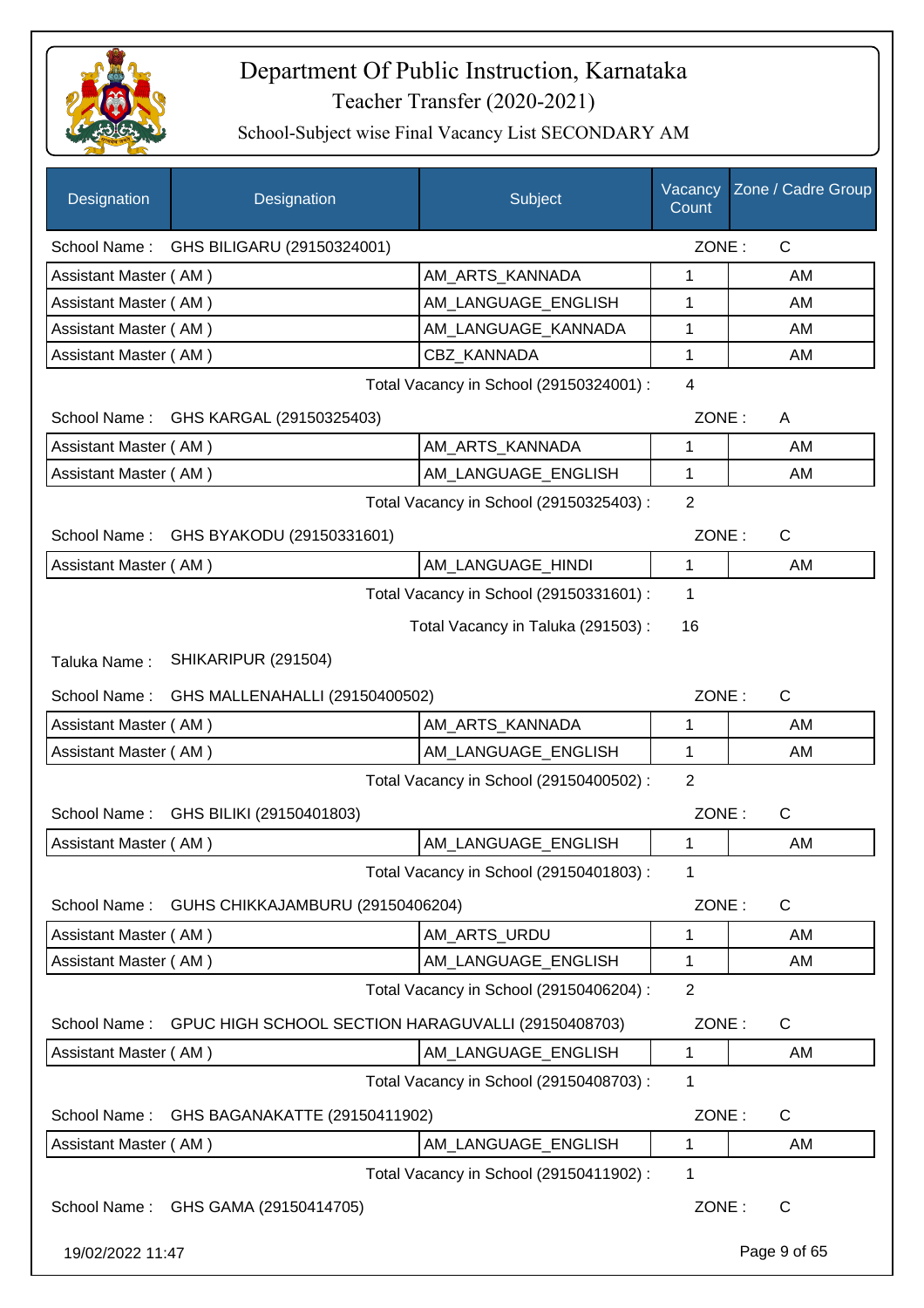# Department Of Public Instruction, Karnataka

## Teacher Transfer (2020-2021)

### School-Subject wise Final Vacancy List SECONDARY AM

| Designation | Designation | Subject | Vacancy Count | Zone / Cadre Group |
|---|---|---|---|---|
| School Name : | GHS BILIGARU (29150324001) | | ZONE : | C |
| Assistant Master ( AM ) | | AM_ARTS_KANNADA | 1 | AM |
| Assistant Master ( AM ) | | AM_LANGUAGE_ENGLISH | 1 | AM |
| Assistant Master ( AM ) | | AM_LANGUAGE_KANNADA | 1 | AM |
| Assistant Master ( AM ) | | CBZ_KANNADA | 1 | AM |
| | | Total Vacancy in School (29150324001) : | 4 | |
| School Name : | GHS KARGAL (29150325403) | | ZONE : | A |
| Assistant Master ( AM ) | | AM_ARTS_KANNADA | 1 | AM |
| Assistant Master ( AM ) | | AM_LANGUAGE_ENGLISH | 1 | AM |
| | | Total Vacancy in School (29150325403) : | 2 | |
| School Name : | GHS BYAKODU (29150331601) | | ZONE : | C |
| Assistant Master ( AM ) | | AM_LANGUAGE_HINDI | 1 | AM |
| | | Total Vacancy in School (29150331601) : | 1 | |
| | | Total Vacancy in Taluka (291503) : | 16 | |
| Taluka Name : | SHIKARIPUR (291504) | | | |
| School Name : | GHS MALLENAHALLI (29150400502) | | ZONE : | C |
| Assistant Master ( AM ) | | AM_ARTS_KANNADA | 1 | AM |
| Assistant Master ( AM ) | | AM_LANGUAGE_ENGLISH | 1 | AM |
| | | Total Vacancy in School (29150400502) : | 2 | |
| School Name : | GHS BILIKI (29150401803) | | ZONE : | C |
| Assistant Master ( AM ) | | AM_LANGUAGE_ENGLISH | 1 | AM |
| | | Total Vacancy in School (29150401803) : | 1 | |
| School Name : | GUHS CHIKKAJAMBURU (29150406204) | | ZONE : | C |
| Assistant Master ( AM ) | | AM_ARTS_URDU | 1 | AM |
| Assistant Master ( AM ) | | AM_LANGUAGE_ENGLISH | 1 | AM |
| | | Total Vacancy in School (29150406204) : | 2 | |
| School Name : | GPUC HIGH SCHOOL SECTION HARAGUVALLI (29150408703) | | ZONE : | C |
| Assistant Master ( AM ) | | AM_LANGUAGE_ENGLISH | 1 | AM |
| | | Total Vacancy in School (29150408703) : | 1 | |
| School Name : | GHS BAGANAKATTE (29150411902) | | ZONE : | C |
| Assistant Master ( AM ) | | AM_LANGUAGE_ENGLISH | 1 | AM |
| | | Total Vacancy in School (29150411902) : | 1 | |
| School Name : | GHS GAMA (29150414705) | | ZONE : | C |

19/02/2022 11:47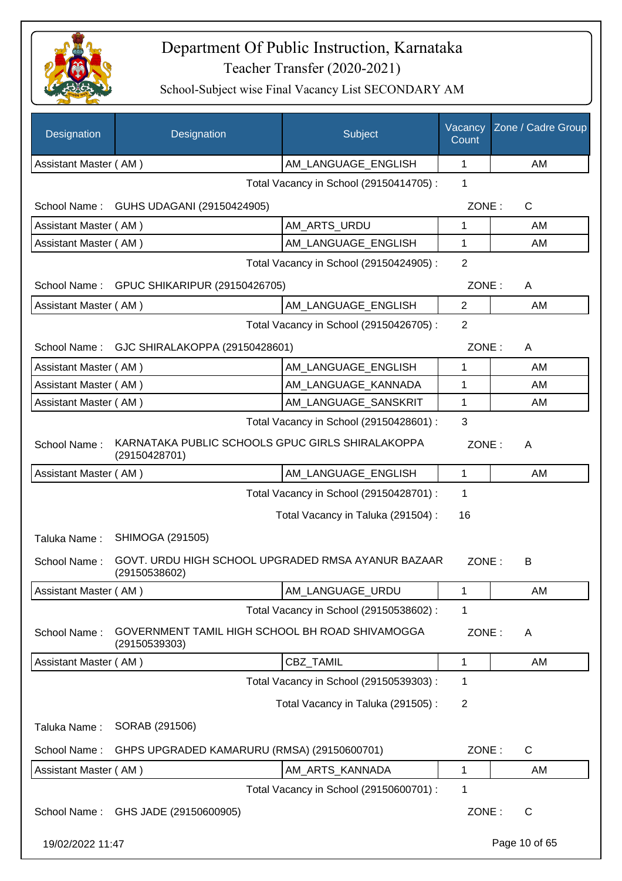# Department Of Public Instruction, Karnataka

## Teacher Transfer (2020-2021)

### School-Subject wise Final Vacancy List SECONDARY AM

| Designation | Designation | Subject | Vacancy Count | Zone / Cadre Group |
|---|---|---|---|---|
| Assistant Master ( AM ) | | AM_LANGUAGE_ENGLISH | 1 | AM |

Total Vacancy in School (29150414705) : 1

School Name : GUHS UDAGANI (29150424905) ZONE : C

| Designation | Designation | Subject | Vacancy Count | Zone / Cadre Group |
|---|---|---|---|---|
| Assistant Master ( AM ) | | AM_ARTS_URDU | 1 | AM |
| Assistant Master ( AM ) | | AM_LANGUAGE_ENGLISH | 1 | AM |

Total Vacancy in School (29150424905) : 2

School Name : GPUC SHIKARIPUR (29150426705) ZONE : A

| Designation | Designation | Subject | Vacancy Count | Zone / Cadre Group |
|---|---|---|---|---|
| Assistant Master ( AM ) | | AM_LANGUAGE_ENGLISH | 2 | AM |

Total Vacancy in School (29150426705) : 2

School Name : GJC SHIRALAKOPPA (29150428601) ZONE : A

| Designation | Designation | Subject | Vacancy Count | Zone / Cadre Group |
|---|---|---|---|---|
| Assistant Master ( AM ) | | AM_LANGUAGE_ENGLISH | 1 | AM |
| Assistant Master ( AM ) | | AM_LANGUAGE_KANNADA | 1 | AM |
| Assistant Master ( AM ) | | AM_LANGUAGE_SANSKRIT | 1 | AM |

Total Vacancy in School (29150428601) : 3

School Name : KARNATAKA PUBLIC SCHOOLS GPUC GIRLS SHIRALAKOPPA (29150428701) ZONE : A

| Designation | Designation | Subject | Vacancy Count | Zone / Cadre Group |
|---|---|---|---|---|
| Assistant Master ( AM ) | | AM_LANGUAGE_ENGLISH | 1 | AM |

Total Vacancy in School (29150428701) : 1

Total Vacancy in Taluka (291504) : 16

Taluka Name : SHIMOGA (291505)

School Name : GOVT. URDU HIGH SCHOOL UPGRADED RMSA AYANUR BAZAAR (29150538602) ZONE : B

| Designation | Designation | Subject | Vacancy Count | Zone / Cadre Group |
|---|---|---|---|---|
| Assistant Master ( AM ) | | AM_LANGUAGE_URDU | 1 | AM |

Total Vacancy in School (29150538602) : 1

School Name : GOVERNMENT TAMIL HIGH SCHOOL BH ROAD SHIVAMOGGA (29150539303) ZONE : A

| Designation | Designation | Subject | Vacancy Count | Zone / Cadre Group |
|---|---|---|---|---|
| Assistant Master ( AM ) | | CBZ_TAMIL | 1 | AM |

Total Vacancy in School (29150539303) : 1

Total Vacancy in Taluka (291505) : 2

Taluka Name : SORAB (291506)

School Name : GHPS UPGRADED KAMARURU (RMSA) (29150600701) ZONE : C

| Designation | Designation | Subject | Vacancy Count | Zone / Cadre Group |
|---|---|---|---|---|
| Assistant Master ( AM ) | | AM_ARTS_KANNADA | 1 | AM |

Total Vacancy in School (29150600701) : 1

School Name : GHS JADE (29150600905) ZONE : C

19/02/2022 11:47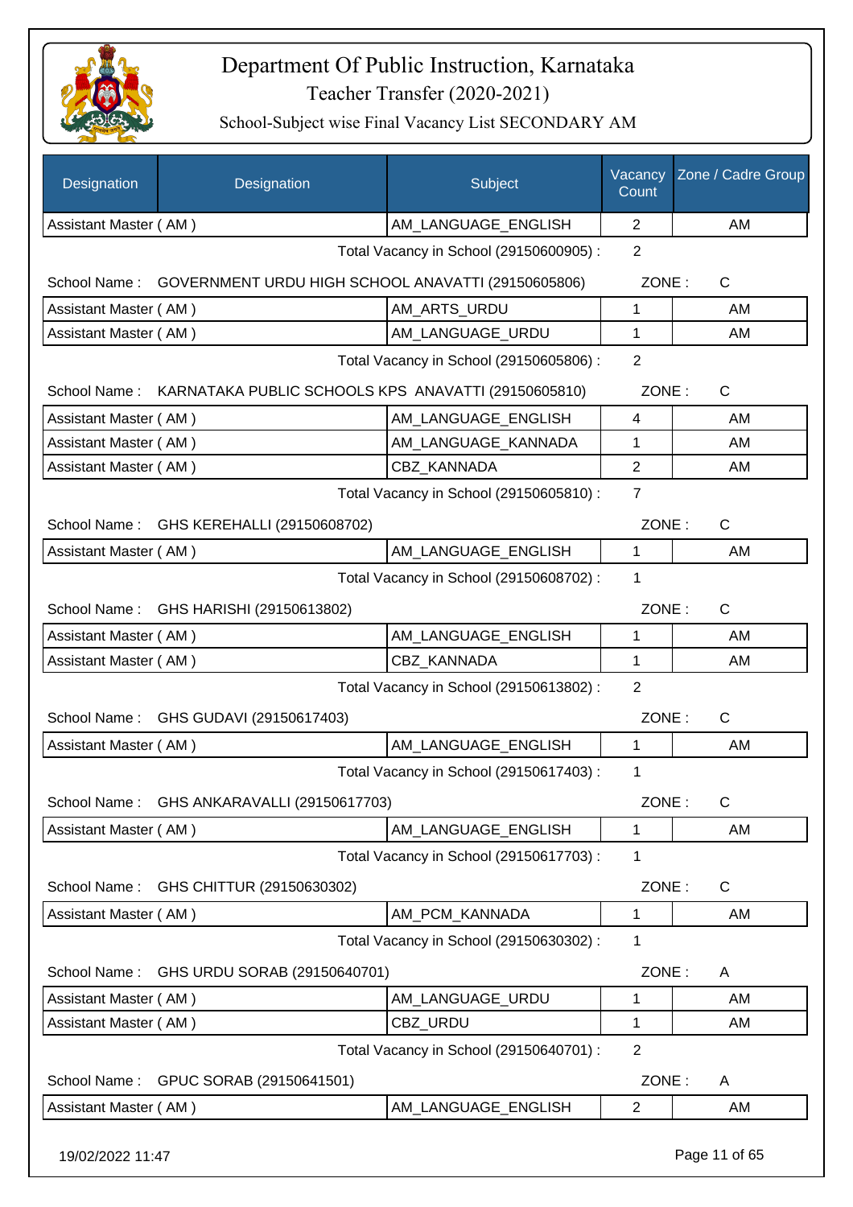# Department Of Public Instruction, Karnataka

## Teacher Transfer (2020-2021)

### School-Subject wise Final Vacancy List SECONDARY AM

| Designation | Designation | Subject | Vacancy Count | Zone / Cadre Group |
|---|---|---|---|---|
| Assistant Master ( AM ) | | AM_LANGUAGE_ENGLISH | 2 | AM |

Total Vacancy in School (29150600905) : 2

School Name : GOVERNMENT URDU HIGH SCHOOL ANAVATTI (29150605806) ZONE : C

| Designation | Designation | Subject | Vacancy Count | Zone / Cadre Group |
|---|---|---|---|---|
| Assistant Master ( AM ) | | AM_ARTS_URDU | 1 | AM |
| Assistant Master ( AM ) | | AM_LANGUAGE_URDU | 1 | AM |

Total Vacancy in School (29150605806) : 2

School Name : KARNATAKA PUBLIC SCHOOLS KPS ANAVATTI (29150605810) ZONE : C

| Designation | Designation | Subject | Vacancy Count | Zone / Cadre Group |
|---|---|---|---|---|
| Assistant Master ( AM ) | | AM_LANGUAGE_ENGLISH | 4 | AM |
| Assistant Master ( AM ) | | AM_LANGUAGE_KANNADA | 1 | AM |
| Assistant Master ( AM ) | | CBZ_KANNADA | 2 | AM |

Total Vacancy in School (29150605810) : 7

School Name : GHS KEREHALLI (29150608702) ZONE : C

| Designation | Designation | Subject | Vacancy Count | Zone / Cadre Group |
|---|---|---|---|---|
| Assistant Master ( AM ) | | AM_LANGUAGE_ENGLISH | 1 | AM |

Total Vacancy in School (29150608702) : 1

School Name : GHS HARISHI (29150613802) ZONE : C

| Designation | Designation | Subject | Vacancy Count | Zone / Cadre Group |
|---|---|---|---|---|
| Assistant Master ( AM ) | | AM_LANGUAGE_ENGLISH | 1 | AM |
| Assistant Master ( AM ) | | CBZ_KANNADA | 1 | AM |

Total Vacancy in School (29150613802) : 2

School Name : GHS GUDAVI (29150617403) ZONE : C

| Designation | Designation | Subject | Vacancy Count | Zone / Cadre Group |
|---|---|---|---|---|
| Assistant Master ( AM ) | | AM_LANGUAGE_ENGLISH | 1 | AM |

Total Vacancy in School (29150617403) : 1

School Name : GHS ANKARAVALLI (29150617703) ZONE : C

| Designation | Designation | Subject | Vacancy Count | Zone / Cadre Group |
|---|---|---|---|---|
| Assistant Master ( AM ) | | AM_LANGUAGE_ENGLISH | 1 | AM |

Total Vacancy in School (29150617703) : 1

School Name : GHS CHITTUR (29150630302) ZONE : C

| Designation | Designation | Subject | Vacancy Count | Zone / Cadre Group |
|---|---|---|---|---|
| Assistant Master ( AM ) | | AM_PCM_KANNADA | 1 | AM |

Total Vacancy in School (29150630302) : 1

School Name : GHS URDU SORAB (29150640701) ZONE : A

| Designation | Designation | Subject | Vacancy Count | Zone / Cadre Group |
|---|---|---|---|---|
| Assistant Master ( AM ) | | AM_LANGUAGE_URDU | 1 | AM |
| Assistant Master ( AM ) | | CBZ_URDU | 1 | AM |

Total Vacancy in School (29150640701) : 2

School Name : GPUC SORAB (29150641501) ZONE : A

| Designation | Designation | Subject | Vacancy Count | Zone / Cadre Group |
|---|---|---|---|---|
| Assistant Master ( AM ) | | AM_LANGUAGE_ENGLISH | 2 | AM |

19/02/2022 11:47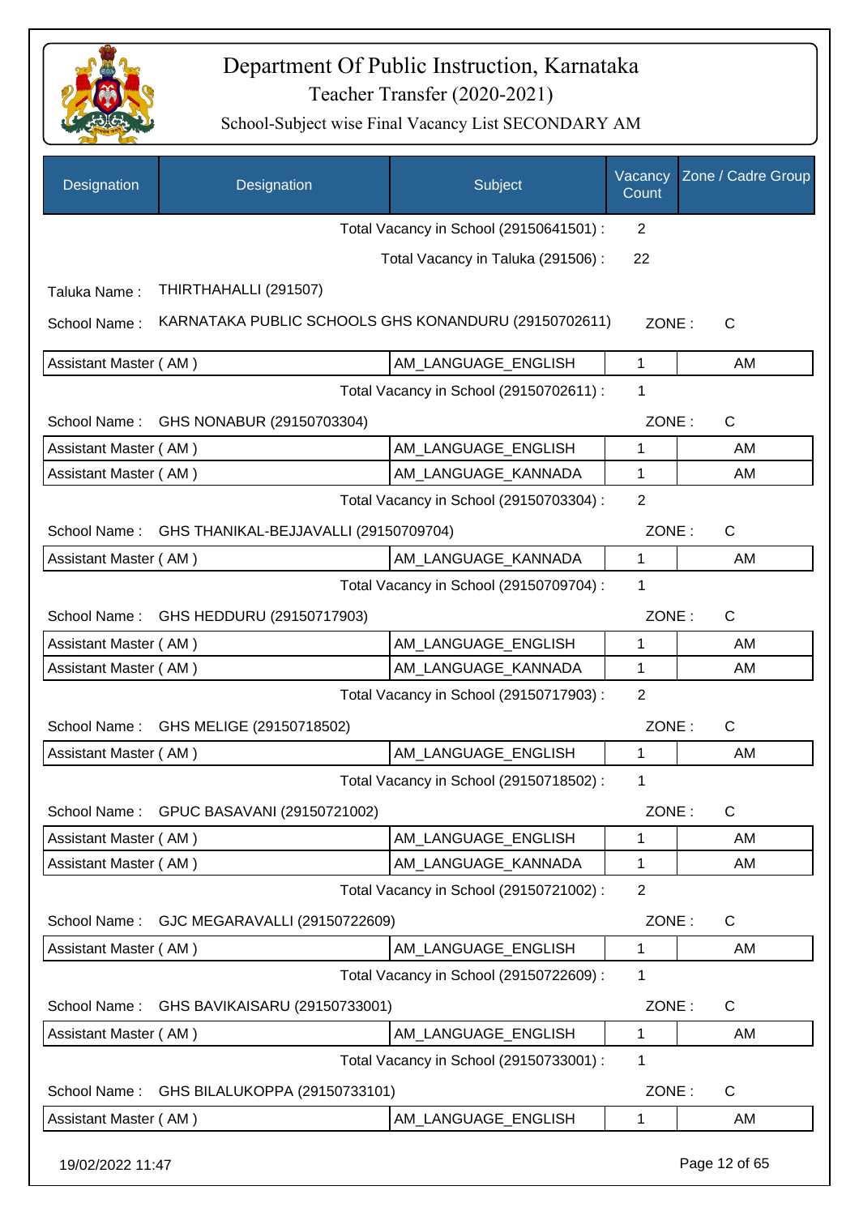# Department Of Public Instruction, Karnataka

## Teacher Transfer (2020-2021)

### School-Subject wise Final Vacancy List SECONDARY AM

| Designation | Designation | Subject | Vacancy Count | Zone / Cadre Group |
|---|---|---|---|---|
| | | Total Vacancy in School (29150641501) : | 2 | |
| | | Total Vacancy in Taluka (291506) : | 22 | |

Taluka Name : THIRTHAHALLI (291507)

School Name : KARNATAKA PUBLIC SCHOOLS GHS KONANDURU (29150702611) ZONE : C

| Designation | Subject | Vacancy Count | Zone / Cadre Group |
|---|---|---|---|
| Assistant Master ( AM ) | AM_LANGUAGE_ENGLISH | 1 | AM |
| | Total Vacancy in School (29150702611) : | 1 | |

School Name : GHS NONABUR (29150703304) ZONE : C

| Designation | Subject | Vacancy Count | Zone / Cadre Group |
|---|---|---|---|
| Assistant Master ( AM ) | AM_LANGUAGE_ENGLISH | 1 | AM |
| Assistant Master ( AM ) | AM_LANGUAGE_KANNADA | 1 | AM |
| | Total Vacancy in School (29150703304) : | 2 | |

School Name : GHS THANIKAL-BEJJAVALLI (29150709704) ZONE : C

| Designation | Subject | Vacancy Count | Zone / Cadre Group |
|---|---|---|---|
| Assistant Master ( AM ) | AM_LANGUAGE_KANNADA | 1 | AM |
| | Total Vacancy in School (29150709704) : | 1 | |

School Name : GHS HEDDURU (29150717903) ZONE : C

| Designation | Subject | Vacancy Count | Zone / Cadre Group |
|---|---|---|---|
| Assistant Master ( AM ) | AM_LANGUAGE_ENGLISH | 1 | AM |
| Assistant Master ( AM ) | AM_LANGUAGE_KANNADA | 1 | AM |
| | Total Vacancy in School (29150717903) : | 2 | |

School Name : GHS MELIGE (29150718502) ZONE : C

| Designation | Subject | Vacancy Count | Zone / Cadre Group |
|---|---|---|---|
| Assistant Master ( AM ) | AM_LANGUAGE_ENGLISH | 1 | AM |
| | Total Vacancy in School (29150718502) : | 1 | |

School Name : GPUC BASAVANI (29150721002) ZONE : C

| Designation | Subject | Vacancy Count | Zone / Cadre Group |
|---|---|---|---|
| Assistant Master ( AM ) | AM_LANGUAGE_ENGLISH | 1 | AM |
| Assistant Master ( AM ) | AM_LANGUAGE_KANNADA | 1 | AM |
| | Total Vacancy in School (29150721002) : | 2 | |

School Name : GJC MEGARAVALLI (29150722609) ZONE : C

| Designation | Subject | Vacancy Count | Zone / Cadre Group |
|---|---|---|---|
| Assistant Master ( AM ) | AM_LANGUAGE_ENGLISH | 1 | AM |
| | Total Vacancy in School (29150722609) : | 1 | |

School Name : GHS BAVIKAISARU (29150733001) ZONE : C

| Designation | Subject | Vacancy Count | Zone / Cadre Group |
|---|---|---|---|
| Assistant Master ( AM ) | AM_LANGUAGE_ENGLISH | 1 | AM |
| | Total Vacancy in School (29150733001) : | 1 | |

School Name : GHS BILALUKOPPA (29150733101) ZONE : C

| Designation | Subject | Vacancy Count | Zone / Cadre Group |
|---|---|---|---|
| Assistant Master ( AM ) | AM_LANGUAGE_ENGLISH | 1 | AM |

19/02/2022 11:47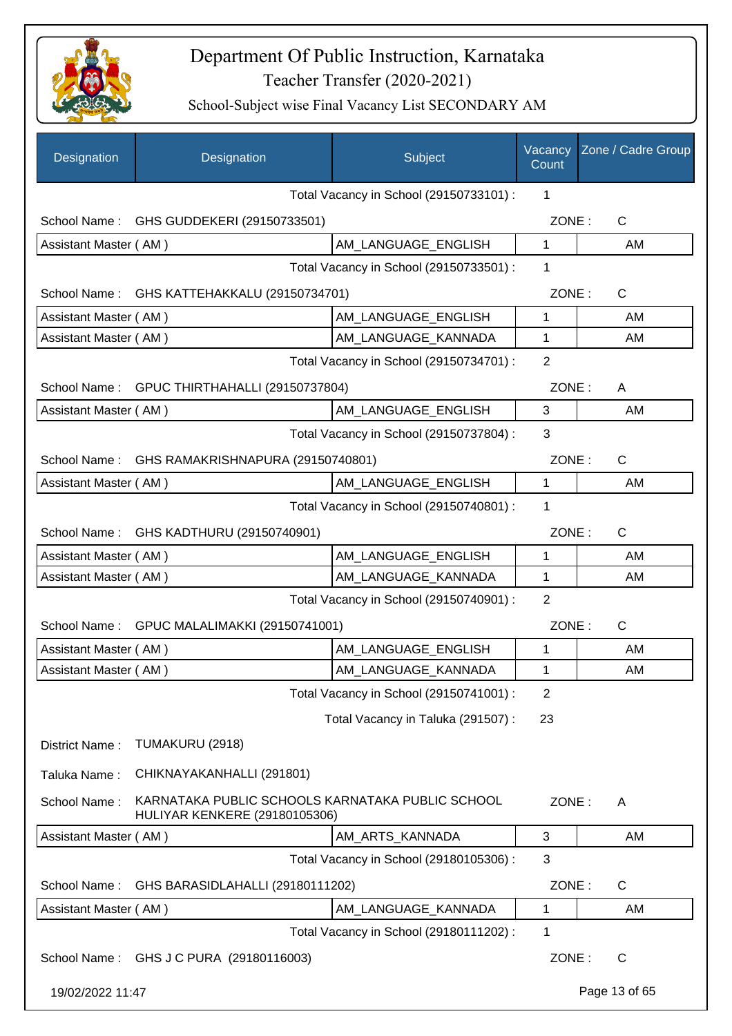# Department Of Public Instruction, Karnataka

## Teacher Transfer (2020-2021)

### School-Subject wise Final Vacancy List SECONDARY AM

| Designation | Designation | Subject | Vacancy Count | Zone / Cadre Group |
|---|---|---|---|---|
| | | Total Vacancy in School (29150733101) : | 1 | |
| School Name : | GHS GUDDEKERI (29150733501) | | ZONE : | C |
| Assistant Master ( AM ) | | AM_LANGUAGE_ENGLISH | 1 | AM |
| | | Total Vacancy in School (29150733501) : | 1 | |
| School Name : | GHS KATTEHAKKALU (29150734701) | | ZONE : | C |
| Assistant Master ( AM ) | | AM_LANGUAGE_ENGLISH | 1 | AM |
| Assistant Master ( AM ) | | AM_LANGUAGE_KANNADA | 1 | AM |
| | | Total Vacancy in School (29150734701) : | 2 | |
| School Name : | GPUC THIRTHAHALLI (29150737804) | | ZONE : | A |
| Assistant Master ( AM ) | | AM_LANGUAGE_ENGLISH | 3 | AM |
| | | Total Vacancy in School (29150737804) : | 3 | |
| School Name : | GHS RAMAKRISHNAPURA (29150740801) | | ZONE : | C |
| Assistant Master ( AM ) | | AM_LANGUAGE_ENGLISH | 1 | AM |
| | | Total Vacancy in School (29150740801) : | 1 | |
| School Name : | GHS KADTHURU (29150740901) | | ZONE : | C |
| Assistant Master ( AM ) | | AM_LANGUAGE_ENGLISH | 1 | AM |
| Assistant Master ( AM ) | | AM_LANGUAGE_KANNADA | 1 | AM |
| | | Total Vacancy in School (29150740901) : | 2 | |
| School Name : | GPUC MALALIMAKKI (29150741001) | | ZONE : | C |
| Assistant Master ( AM ) | | AM_LANGUAGE_ENGLISH | 1 | AM |
| Assistant Master ( AM ) | | AM_LANGUAGE_KANNADA | 1 | AM |
| | | Total Vacancy in School (29150741001) : | 2 | |
| | | Total Vacancy in Taluka (291507) : | 23 | |
| District Name : | TUMAKURU (2918) | | | |
| Taluka Name : | CHIKNAYAKANHALLI (291801) | | | |
| School Name : | KARNATAKA PUBLIC SCHOOLS KARNATAKA PUBLIC SCHOOL HULIYAR KENKERE (29180105306) | | ZONE : | A |
| Assistant Master ( AM ) | | AM_ARTS_KANNADA | 3 | AM |
| | | Total Vacancy in School (29180105306) : | 3 | |
| School Name : | GHS BARASIDLAHALLI (29180111202) | | ZONE : | C |
| Assistant Master ( AM ) | | AM_LANGUAGE_KANNADA | 1 | AM |
| | | Total Vacancy in School (29180111202) : | 1 | |
| School Name : | GHS J C PURA (29180116003) | | ZONE : | C |

19/02/2022 11:47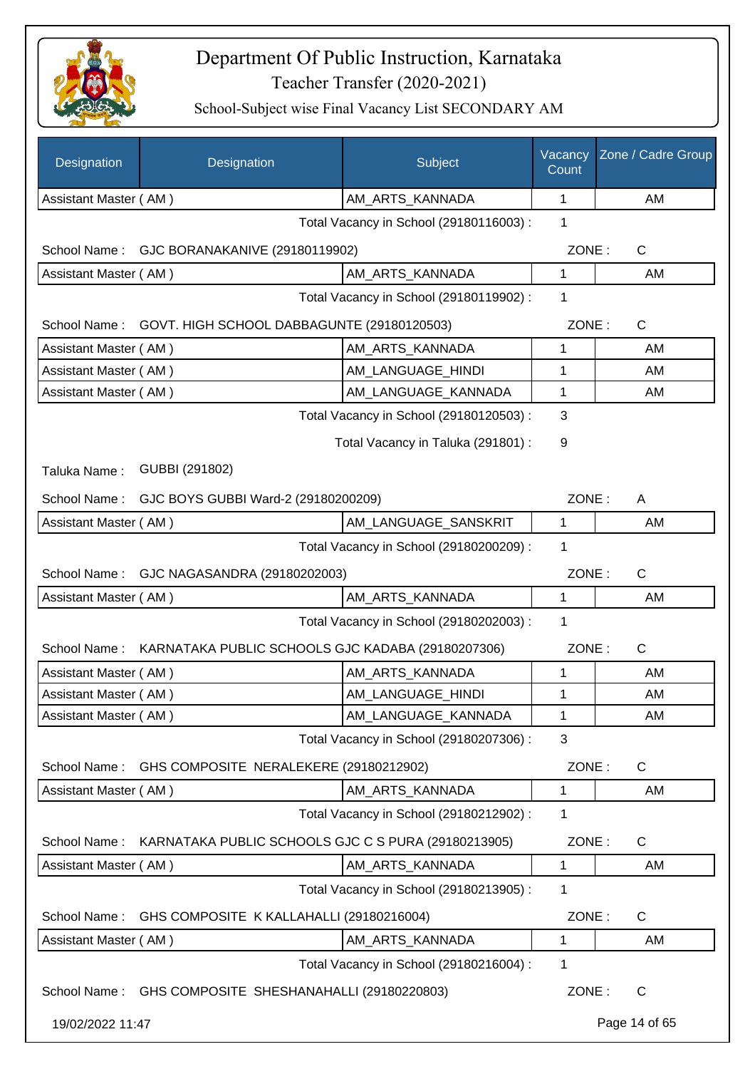# Department Of Public Instruction, Karnataka

## Teacher Transfer (2020-2021)

### School-Subject wise Final Vacancy List SECONDARY AM

| Designation | Designation | Subject | Vacancy Count | Zone / Cadre Group |
|---|---|---|---|---|
| Assistant Master ( AM ) | | AM_ARTS_KANNADA | 1 | AM |

Total Vacancy in School (29180116003) : 1

School Name : GJC BORANAKANIVE (29180119902) ZONE : C

| Designation | Subject | Vacancy Count | Zone / Cadre Group |
|---|---|---|---|
| Assistant Master ( AM ) | AM_ARTS_KANNADA | 1 | AM |

Total Vacancy in School (29180119902) : 1

School Name : GOVT. HIGH SCHOOL DABBAGUNTE (29180120503) ZONE : C

| Designation | Subject | Vacancy Count | Zone / Cadre Group |
|---|---|---|---|
| Assistant Master ( AM ) | AM_ARTS_KANNADA | 1 | AM |
| Assistant Master ( AM ) | AM_LANGUAGE_HINDI | 1 | AM |
| Assistant Master ( AM ) | AM_LANGUAGE_KANNADA | 1 | AM |

Total Vacancy in School (29180120503) : 3

Total Vacancy in Taluka (291801) : 9

Taluka Name : GUBBI (291802)

School Name : GJC BOYS GUBBI Ward-2 (29180200209) ZONE : A

| Designation | Subject | Vacancy Count | Zone / Cadre Group |
|---|---|---|---|
| Assistant Master ( AM ) | AM_LANGUAGE_SANSKRIT | 1 | AM |

Total Vacancy in School (29180200209) : 1

School Name : GJC NAGASANDRA (29180202003) ZONE : C

| Designation | Subject | Vacancy Count | Zone / Cadre Group |
|---|---|---|---|
| Assistant Master ( AM ) | AM_ARTS_KANNADA | 1 | AM |

Total Vacancy in School (29180202003) : 1

School Name : KARNATAKA PUBLIC SCHOOLS GJC KADABA (29180207306) ZONE : C

| Designation | Subject | Vacancy Count | Zone / Cadre Group |
|---|---|---|---|
| Assistant Master ( AM ) | AM_ARTS_KANNADA | 1 | AM |
| Assistant Master ( AM ) | AM_LANGUAGE_HINDI | 1 | AM |
| Assistant Master ( AM ) | AM_LANGUAGE_KANNADA | 1 | AM |

Total Vacancy in School (29180207306) : 3

School Name : GHS COMPOSITE NERALEKERE (29180212902) ZONE : C

| Designation | Subject | Vacancy Count | Zone / Cadre Group |
|---|---|---|---|
| Assistant Master ( AM ) | AM_ARTS_KANNADA | 1 | AM |

Total Vacancy in School (29180212902) : 1

School Name : KARNATAKA PUBLIC SCHOOLS GJC C S PURA (29180213905) ZONE : C

| Designation | Subject | Vacancy Count | Zone / Cadre Group |
|---|---|---|---|
| Assistant Master ( AM ) | AM_ARTS_KANNADA | 1 | AM |

Total Vacancy in School (29180213905) : 1

School Name : GHS COMPOSITE K KALLAHALLI (29180216004) ZONE : C

| Designation | Subject | Vacancy Count | Zone / Cadre Group |
|---|---|---|---|
| Assistant Master ( AM ) | AM_ARTS_KANNADA | 1 | AM |

Total Vacancy in School (29180216004) : 1

School Name : GHS COMPOSITE SHESHANAHALLI (29180220803) ZONE : C

19/02/2022 11:47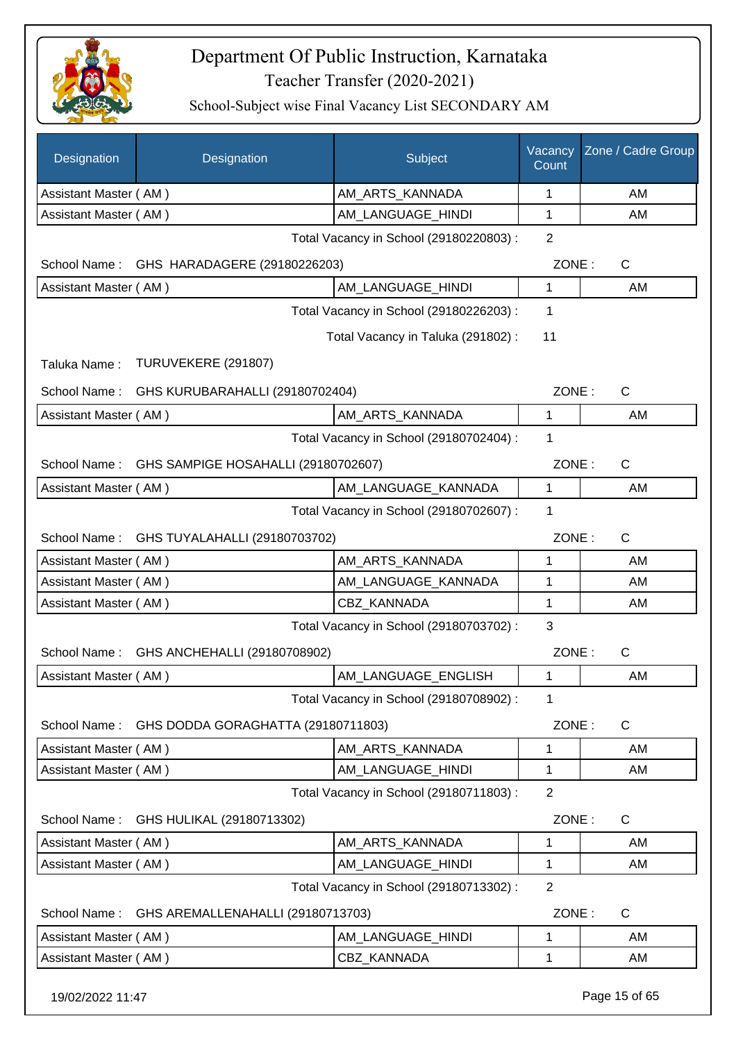# Department Of Public Instruction, Karnataka

## Teacher Transfer (2020-2021)

### School-Subject wise Final Vacancy List SECONDARY AM

| Designation | Designation | Subject | Vacancy Count | Zone / Cadre Group |
|---|---|---|---|---|
| Assistant Master ( AM ) | | AM_ARTS_KANNADA | 1 | AM |
| Assistant Master ( AM ) | | AM_LANGUAGE_HINDI | 1 | AM |

Total Vacancy in School (29180220803) : 2

School Name : GHS HARADAGERE (29180226203) ZONE : C

| Designation | Designation | Subject | Vacancy Count | Zone / Cadre Group |
|---|---|---|---|---|
| Assistant Master ( AM ) | | AM_LANGUAGE_HINDI | 1 | AM |

Total Vacancy in School (29180226203) : 1

Total Vacancy in Taluka (291802) : 11

Taluka Name : TURUVEKERE (291807)

School Name : GHS KURUBARAHALLI (29180702404) ZONE : C

| Designation | Designation | Subject | Vacancy Count | Zone / Cadre Group |
|---|---|---|---|---|
| Assistant Master ( AM ) | | AM_ARTS_KANNADA | 1 | AM |

Total Vacancy in School (29180702404) : 1

School Name : GHS SAMPIGE HOSAHALLI (29180702607) ZONE : C

| Designation | Designation | Subject | Vacancy Count | Zone / Cadre Group |
|---|---|---|---|---|
| Assistant Master ( AM ) | | AM_LANGUAGE_KANNADA | 1 | AM |

Total Vacancy in School (29180702607) : 1

School Name : GHS TUYALAHALLI (29180703702) ZONE : C

| Designation | Designation | Subject | Vacancy Count | Zone / Cadre Group |
|---|---|---|---|---|
| Assistant Master ( AM ) | | AM_ARTS_KANNADA | 1 | AM |
| Assistant Master ( AM ) | | AM_LANGUAGE_KANNADA | 1 | AM |
| Assistant Master ( AM ) | | CBZ_KANNADA | 1 | AM |

Total Vacancy in School (29180703702) : 3

School Name : GHS ANCHEHALLI (29180708902) ZONE : C

| Designation | Designation | Subject | Vacancy Count | Zone / Cadre Group |
|---|---|---|---|---|
| Assistant Master ( AM ) | | AM_LANGUAGE_ENGLISH | 1 | AM |

Total Vacancy in School (29180708902) : 1

School Name : GHS DODDA GORAGHATTA (29180711803) ZONE : C

| Designation | Designation | Subject | Vacancy Count | Zone / Cadre Group |
|---|---|---|---|---|
| Assistant Master ( AM ) | | AM_ARTS_KANNADA | 1 | AM |
| Assistant Master ( AM ) | | AM_LANGUAGE_HINDI | 1 | AM |

Total Vacancy in School (29180711803) : 2

School Name : GHS HULIKAL (29180713302) ZONE : C

| Designation | Designation | Subject | Vacancy Count | Zone / Cadre Group |
|---|---|---|---|---|
| Assistant Master ( AM ) | | AM_ARTS_KANNADA | 1 | AM |
| Assistant Master ( AM ) | | AM_LANGUAGE_HINDI | 1 | AM |

Total Vacancy in School (29180713302) : 2

School Name : GHS AREMALLENAHALLI (29180713703) ZONE : C

| Designation | Designation | Subject | Vacancy Count | Zone / Cadre Group |
|---|---|---|---|---|
| Assistant Master ( AM ) | | AM_LANGUAGE_HINDI | 1 | AM |
| Assistant Master ( AM ) | | CBZ_KANNADA | 1 | AM |

19/02/2022 11:47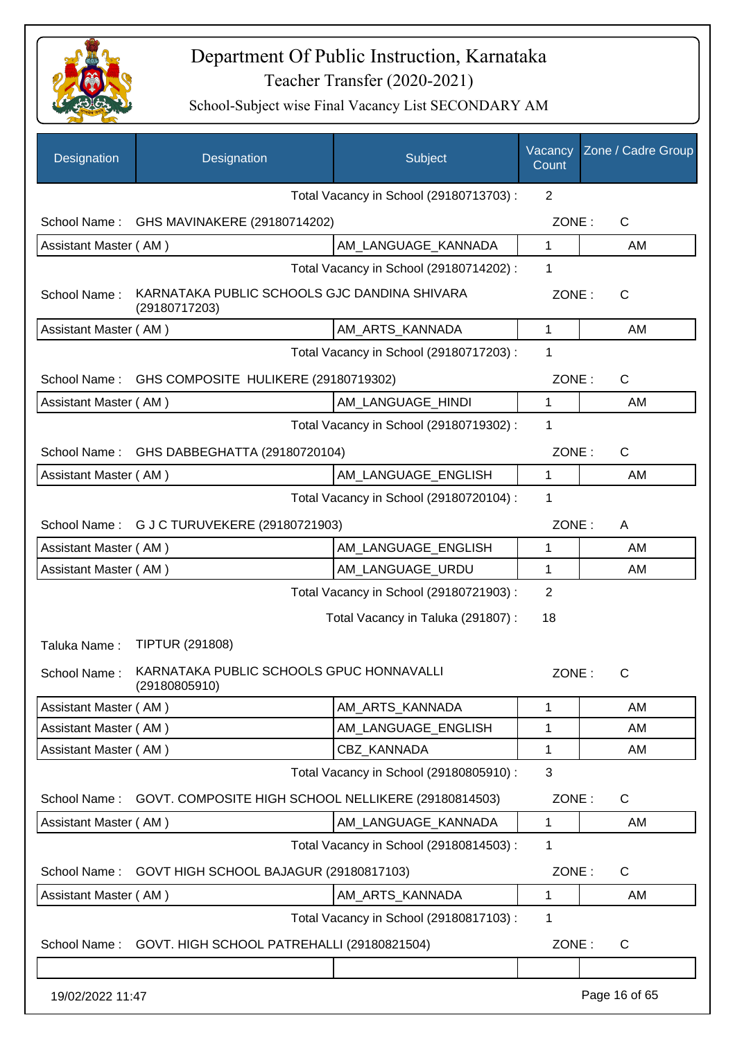# Department Of Public Instruction, Karnataka
## Teacher Transfer (2020-2021)
### School-Subject wise Final Vacancy List SECONDARY AM

| Designation | Designation | Subject | Vacancy Count | Zone / Cadre Group |
|---|---|---|---|---|
| | | Total Vacancy in School (29180713703) : | 2 | |
| School Name : | GHS MAVINAKERE (29180714202) | | ZONE : | C |
| Assistant Master ( AM ) | | AM_LANGUAGE_KANNADA | 1 | AM |
| | | Total Vacancy in School (29180714202) : | 1 | |
| School Name : | KARNATAKA PUBLIC SCHOOLS GJC DANDINA SHIVARA (29180717203) | | ZONE : | C |
| Assistant Master ( AM ) | | AM_ARTS_KANNADA | 1 | AM |
| | | Total Vacancy in School (29180717203) : | 1 | |
| School Name : | GHS COMPOSITE HULIKERE (29180719302) | | ZONE : | C |
| Assistant Master ( AM ) | | AM_LANGUAGE_HINDI | 1 | AM |
| | | Total Vacancy in School (29180719302) : | 1 | |
| School Name : | GHS DABBEGHATTA (29180720104) | | ZONE : | C |
| Assistant Master ( AM ) | | AM_LANGUAGE_ENGLISH | 1 | AM |
| | | Total Vacancy in School (29180720104) : | 1 | |
| School Name : | G J C TURUVEKERE (29180721903) | | ZONE : | A |
| Assistant Master ( AM ) | | AM_LANGUAGE_ENGLISH | 1 | AM |
| Assistant Master ( AM ) | | AM_LANGUAGE_URDU | 1 | AM |
| | | Total Vacancy in School (29180721903) : | 2 | |
| | | Total Vacancy in Taluka (291807) : | 18 | |
| Taluka Name : | TIPTUR (291808) | | | |
| School Name : | KARNATAKA PUBLIC SCHOOLS GPUC HONNAVALLI (29180805910) | | ZONE : | C |
| Assistant Master ( AM ) | | AM_ARTS_KANNADA | 1 | AM |
| Assistant Master ( AM ) | | AM_LANGUAGE_ENGLISH | 1 | AM |
| Assistant Master ( AM ) | | CBZ_KANNADA | 1 | AM |
| | | Total Vacancy in School (29180805910) : | 3 | |
| School Name : | GOVT. COMPOSITE HIGH SCHOOL NELLIKERE (29180814503) | | ZONE : | C |
| Assistant Master ( AM ) | | AM_LANGUAGE_KANNADA | 1 | AM |
| | | Total Vacancy in School (29180814503) : | 1 | |
| School Name : | GOVT HIGH SCHOOL BAJAGUR (29180817103) | | ZONE : | C |
| Assistant Master ( AM ) | | AM_ARTS_KANNADA | 1 | AM |
| | | Total Vacancy in School (29180817103) : | 1 | |
| School Name : | GOVT. HIGH SCHOOL PATREHALLI (29180821504) | | ZONE : | C |
| | | | | |

19/02/2022 11:47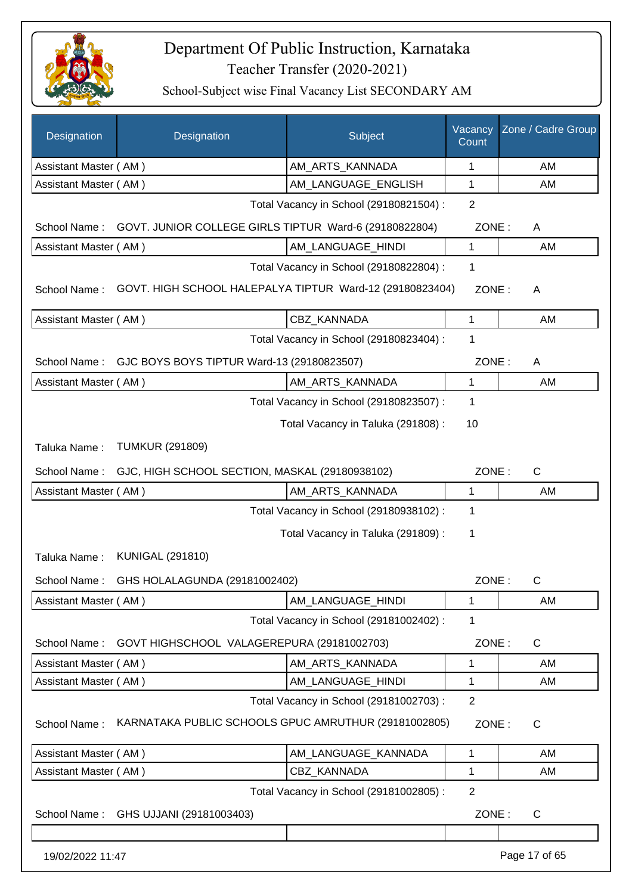# Department Of Public Instruction, Karnataka

## Teacher Transfer (2020-2021)

### School-Subject wise Final Vacancy List SECONDARY AM

| Designation | Designation | Subject | Vacancy Count | Zone / Cadre Group |
|---|---|---|---|---|
| Assistant Master ( AM ) | | AM_ARTS_KANNADA | 1 | AM |
| Assistant Master ( AM ) | | AM_LANGUAGE_ENGLISH | 1 | AM |

Total Vacancy in School (29180821504) : 2

School Name : GOVT. JUNIOR COLLEGE GIRLS TIPTUR Ward-6 (29180822804) ZONE : A

| Designation | Subject | Vacancy Count | Zone / Cadre Group |
|---|---|---|---|
| Assistant Master ( AM ) | AM_LANGUAGE_HINDI | 1 | AM |

Total Vacancy in School (29180822804) : 1

School Name : GOVT. HIGH SCHOOL HALEPALYA TIPTUR Ward-12 (29180823404) ZONE : A

| Designation | Subject | Vacancy Count | Zone / Cadre Group |
|---|---|---|---|
| Assistant Master ( AM ) | CBZ_KANNADA | 1 | AM |

Total Vacancy in School (29180823404) : 1

School Name : GJC BOYS BOYS TIPTUR Ward-13 (29180823507) ZONE : A

| Designation | Subject | Vacancy Count | Zone / Cadre Group |
|---|---|---|---|
| Assistant Master ( AM ) | AM_ARTS_KANNADA | 1 | AM |

Total Vacancy in School (29180823507) : 1

Total Vacancy in Taluka (291808) : 10

Taluka Name : TUMKUR (291809)

School Name : GJC, HIGH SCHOOL SECTION, MASKAL (29180938102) ZONE : C

| Designation | Subject | Vacancy Count | Zone / Cadre Group |
|---|---|---|---|
| Assistant Master ( AM ) | AM_ARTS_KANNADA | 1 | AM |

Total Vacancy in School (29180938102) : 1

Total Vacancy in Taluka (291809) : 1

Taluka Name : KUNIGAL (291810)

School Name : GHS HOLALAGUNDA (29181002402) ZONE : C

| Designation | Subject | Vacancy Count | Zone / Cadre Group |
|---|---|---|---|
| Assistant Master ( AM ) | AM_LANGUAGE_HINDI | 1 | AM |

Total Vacancy in School (29181002402) : 1

School Name : GOVT HIGHSCHOOL VALAGEREPURA (29181002703) ZONE : C

| Designation | Subject | Vacancy Count | Zone / Cadre Group |
|---|---|---|---|
| Assistant Master ( AM ) | AM_ARTS_KANNADA | 1 | AM |
| Assistant Master ( AM ) | AM_LANGUAGE_HINDI | 1 | AM |

Total Vacancy in School (29181002703) : 2

School Name : KARNATAKA PUBLIC SCHOOLS GPUC AMRUTHUR (29181002805) ZONE : C

| Designation | Subject | Vacancy Count | Zone / Cadre Group |
|---|---|---|---|
| Assistant Master ( AM ) | AM_LANGUAGE_KANNADA | 1 | AM |
| Assistant Master ( AM ) | CBZ_KANNADA | 1 | AM |

Total Vacancy in School (29181002805) : 2

School Name : GHS UJJANI (29181003403) ZONE : C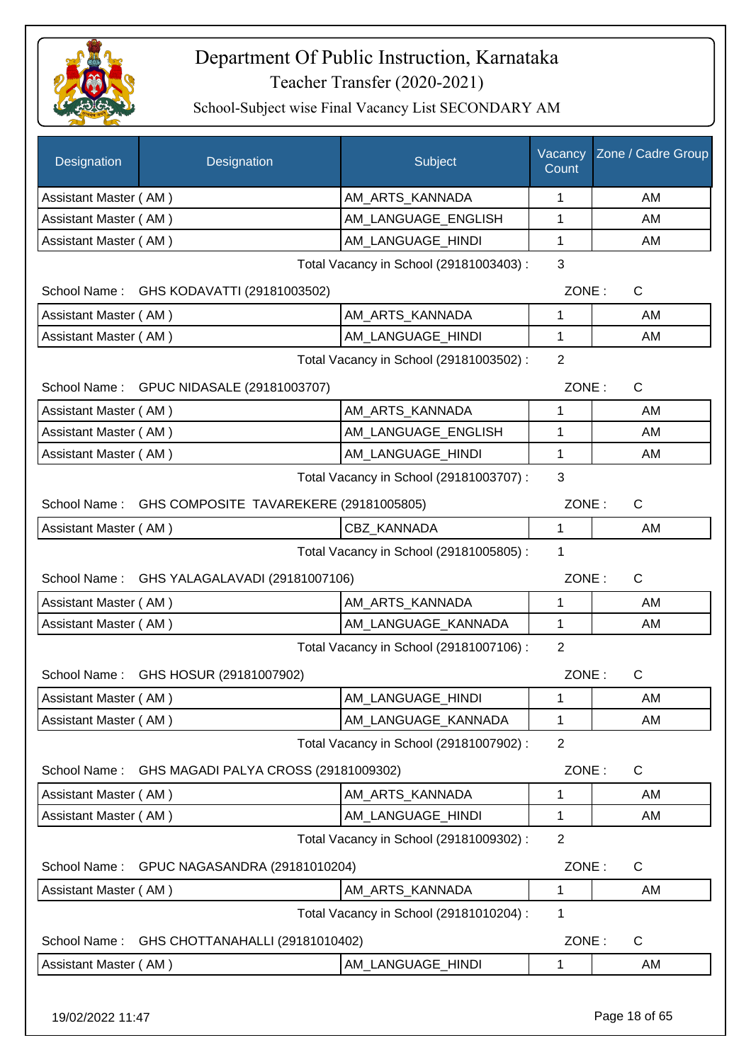# Department Of Public Instruction, Karnataka

Teacher Transfer (2020-2021)

School-Subject wise Final Vacancy List SECONDARY AM

| Designation | Designation | Subject | Vacancy Count | Zone / Cadre Group |
|---|---|---|---|---|
| Assistant Master ( AM ) | | AM_ARTS_KANNADA | 1 | AM |
| Assistant Master ( AM ) | | AM_LANGUAGE_ENGLISH | 1 | AM |
| Assistant Master ( AM ) | | AM_LANGUAGE_HINDI | 1 | AM |

Total Vacancy in School (29181003403) : 3

School Name : GHS KODAVATTI (29181003502) ZONE : C

| Designation | Designation | Subject | Vacancy Count | Zone / Cadre Group |
|---|---|---|---|---|
| Assistant Master ( AM ) | | AM_ARTS_KANNADA | 1 | AM |
| Assistant Master ( AM ) | | AM_LANGUAGE_HINDI | 1 | AM |

Total Vacancy in School (29181003502) : 2

School Name : GPUC NIDASALE (29181003707) ZONE : C

| Designation | Designation | Subject | Vacancy Count | Zone / Cadre Group |
|---|---|---|---|---|
| Assistant Master ( AM ) | | AM_ARTS_KANNADA | 1 | AM |
| Assistant Master ( AM ) | | AM_LANGUAGE_ENGLISH | 1 | AM |
| Assistant Master ( AM ) | | AM_LANGUAGE_HINDI | 1 | AM |

Total Vacancy in School (29181003707) : 3

School Name : GHS COMPOSITE TAVAREKERE (29181005805) ZONE : C

| Designation | Designation | Subject | Vacancy Count | Zone / Cadre Group |
|---|---|---|---|---|
| Assistant Master ( AM ) | | CBZ_KANNADA | 1 | AM |

Total Vacancy in School (29181005805) : 1

School Name : GHS YALAGALAVADI (29181007106) ZONE : C

| Designation | Designation | Subject | Vacancy Count | Zone / Cadre Group |
|---|---|---|---|---|
| Assistant Master ( AM ) | | AM_ARTS_KANNADA | 1 | AM |
| Assistant Master ( AM ) | | AM_LANGUAGE_KANNADA | 1 | AM |

Total Vacancy in School (29181007106) : 2

School Name : GHS HOSUR (29181007902) ZONE : C

| Designation | Designation | Subject | Vacancy Count | Zone / Cadre Group |
|---|---|---|---|---|
| Assistant Master ( AM ) | | AM_LANGUAGE_HINDI | 1 | AM |
| Assistant Master ( AM ) | | AM_LANGUAGE_KANNADA | 1 | AM |

Total Vacancy in School (29181007902) : 2

School Name : GHS MAGADI PALYA CROSS (29181009302) ZONE : C

| Designation | Designation | Subject | Vacancy Count | Zone / Cadre Group |
|---|---|---|---|---|
| Assistant Master ( AM ) | | AM_ARTS_KANNADA | 1 | AM |
| Assistant Master ( AM ) | | AM_LANGUAGE_HINDI | 1 | AM |

Total Vacancy in School (29181009302) : 2

School Name : GPUC NAGASANDRA (29181010204) ZONE : C

| Designation | Designation | Subject | Vacancy Count | Zone / Cadre Group |
|---|---|---|---|---|
| Assistant Master ( AM ) | | AM_ARTS_KANNADA | 1 | AM |

Total Vacancy in School (29181010204) : 1

School Name : GHS CHOTTANAHALLI (29181010402) ZONE : C

| Designation | Designation | Subject | Vacancy Count | Zone / Cadre Group |
|---|---|---|---|---|
| Assistant Master ( AM ) | | AM_LANGUAGE_HINDI | 1 | AM |

19/02/2022 11:47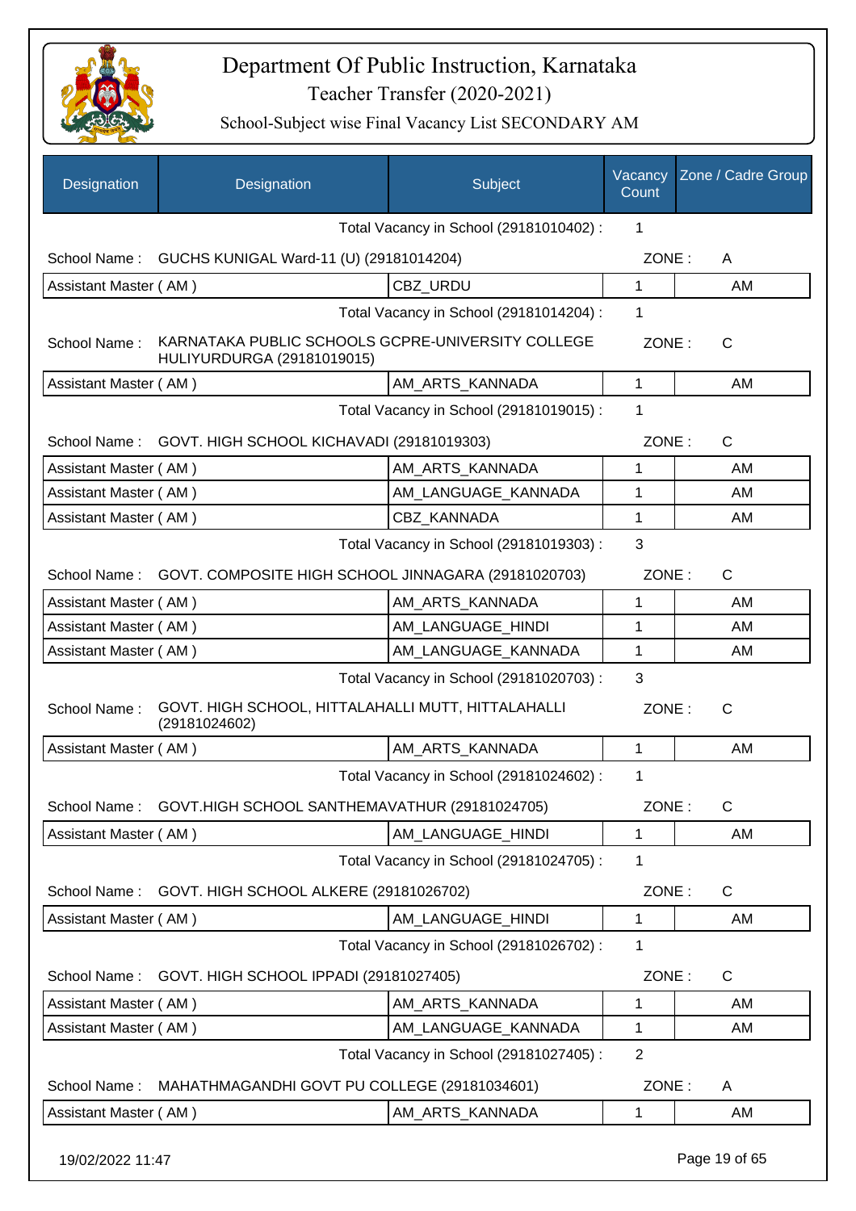# Department Of Public Instruction, Karnataka

Teacher Transfer (2020-2021)

School-Subject wise Final Vacancy List SECONDARY AM

| Designation | Designation | Subject | Vacancy Count | Zone / Cadre Group |
|---|---|---|---|---|
| | | Total Vacancy in School (29181010402) : | 1 | |
| School Name : | GUCHS KUNIGAL Ward-11 (U) (29181014204) | | ZONE : | A |
| Assistant Master ( AM ) | | CBZ_URDU | 1 | AM |
| | | Total Vacancy in School (29181014204) : | 1 | |
| School Name : | KARNATAKA PUBLIC SCHOOLS GCPRE-UNIVERSITY COLLEGE HULIYURDURGA (29181019015) | | ZONE : | C |
| Assistant Master ( AM ) | | AM_ARTS_KANNADA | 1 | AM |
| | | Total Vacancy in School (29181019015) : | 1 | |
| School Name : | GOVT. HIGH SCHOOL KICHAVADI (29181019303) | | ZONE : | C |
| Assistant Master ( AM ) | | AM_ARTS_KANNADA | 1 | AM |
| Assistant Master ( AM ) | | AM_LANGUAGE_KANNADA | 1 | AM |
| Assistant Master ( AM ) | | CBZ_KANNADA | 1 | AM |
| | | Total Vacancy in School (29181019303) : | 3 | |
| School Name : | GOVT. COMPOSITE HIGH SCHOOL JINNAGARA (29181020703) | | ZONE : | C |
| Assistant Master ( AM ) | | AM_ARTS_KANNADA | 1 | AM |
| Assistant Master ( AM ) | | AM_LANGUAGE_HINDI | 1 | AM |
| Assistant Master ( AM ) | | AM_LANGUAGE_KANNADA | 1 | AM |
| | | Total Vacancy in School (29181020703) : | 3 | |
| School Name : | GOVT. HIGH SCHOOL, HITTALAHALLI MUTT, HITTALAHALLI (29181024602) | | ZONE : | C |
| Assistant Master ( AM ) | | AM_ARTS_KANNADA | 1 | AM |
| | | Total Vacancy in School (29181024602) : | 1 | |
| School Name : | GOVT.HIGH SCHOOL SANTHEMAVATHUR (29181024705) | | ZONE : | C |
| Assistant Master ( AM ) | | AM_LANGUAGE_HINDI | 1 | AM |
| | | Total Vacancy in School (29181024705) : | 1 | |
| School Name : | GOVT. HIGH SCHOOL ALKERE (29181026702) | | ZONE : | C |
| Assistant Master ( AM ) | | AM_LANGUAGE_HINDI | 1 | AM |
| | | Total Vacancy in School (29181026702) : | 1 | |
| School Name : | GOVT. HIGH SCHOOL IPPADI (29181027405) | | ZONE : | C |
| Assistant Master ( AM ) | | AM_ARTS_KANNADA | 1 | AM |
| Assistant Master ( AM ) | | AM_LANGUAGE_KANNADA | 1 | AM |
| | | Total Vacancy in School (29181027405) : | 2 | |
| School Name : | MAHATHMAGANDHI GOVT PU COLLEGE (29181034601) | | ZONE : | A |
| Assistant Master ( AM ) | | AM_ARTS_KANNADA | 1 | AM |

19/02/2022 11:47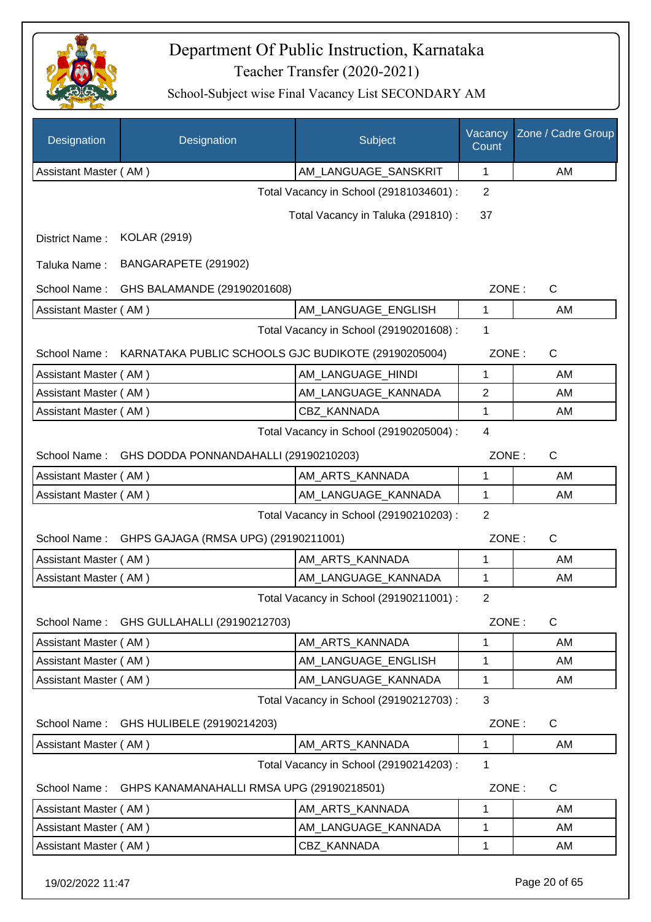# Department Of Public Instruction, Karnataka

## Teacher Transfer (2020-2021)

### School-Subject wise Final Vacancy List SECONDARY AM

| Designation | Designation | Subject | Vacancy Count | Zone / Cadre Group |
|---|---|---|---|---|
| Assistant Master ( AM ) | | AM_LANGUAGE_SANSKRIT | 1 | AM |

Total Vacancy in School (29181034601) : 2

Total Vacancy in Taluka (291810) : 37

District Name : KOLAR (2919)

Taluka Name : BANGARAPETE (291902)

School Name : GHS BALAMANDE (29190201608) ZONE : C

| Designation | Designation | Subject | Vacancy Count | Zone / Cadre Group |
|---|---|---|---|---|
| Assistant Master ( AM ) | | AM_LANGUAGE_ENGLISH | 1 | AM |

Total Vacancy in School (29190201608) : 1

School Name : KARNATAKA PUBLIC SCHOOLS GJC BUDIKOTE (29190205004) ZONE : C

| Designation | Designation | Subject | Vacancy Count | Zone / Cadre Group |
|---|---|---|---|---|
| Assistant Master ( AM ) | | AM_LANGUAGE_HINDI | 1 | AM |
| Assistant Master ( AM ) | | AM_LANGUAGE_KANNADA | 2 | AM |
| Assistant Master ( AM ) | | CBZ_KANNADA | 1 | AM |

Total Vacancy in School (29190205004) : 4

School Name : GHS DODDA PONNANDAHALLI (29190210203) ZONE : C

| Designation | Designation | Subject | Vacancy Count | Zone / Cadre Group |
|---|---|---|---|---|
| Assistant Master ( AM ) | | AM_ARTS_KANNADA | 1 | AM |
| Assistant Master ( AM ) | | AM_LANGUAGE_KANNADA | 1 | AM |

Total Vacancy in School (29190210203) : 2

School Name : GHPS GAJAGA (RMSA UPG) (29190211001) ZONE : C

| Designation | Designation | Subject | Vacancy Count | Zone / Cadre Group |
|---|---|---|---|---|
| Assistant Master ( AM ) | | AM_ARTS_KANNADA | 1 | AM |
| Assistant Master ( AM ) | | AM_LANGUAGE_KANNADA | 1 | AM |

Total Vacancy in School (29190211001) : 2

School Name : GHS GULLAHALLI (29190212703) ZONE : C

| Designation | Designation | Subject | Vacancy Count | Zone / Cadre Group |
|---|---|---|---|---|
| Assistant Master ( AM ) | | AM_ARTS_KANNADA | 1 | AM |
| Assistant Master ( AM ) | | AM_LANGUAGE_ENGLISH | 1 | AM |
| Assistant Master ( AM ) | | AM_LANGUAGE_KANNADA | 1 | AM |

Total Vacancy in School (29190212703) : 3

School Name : GHS HULIBELE (29190214203) ZONE : C

| Designation | Designation | Subject | Vacancy Count | Zone / Cadre Group |
|---|---|---|---|---|
| Assistant Master ( AM ) | | AM_ARTS_KANNADA | 1 | AM |

Total Vacancy in School (29190214203) : 1

School Name : GHPS KANAMANAHALLI RMSA UPG (29190218501) ZONE : C

| Designation | Designation | Subject | Vacancy Count | Zone / Cadre Group |
|---|---|---|---|---|
| Assistant Master ( AM ) | | AM_ARTS_KANNADA | 1 | AM |
| Assistant Master ( AM ) | | AM_LANGUAGE_KANNADA | 1 | AM |
| Assistant Master ( AM ) | | CBZ_KANNADA | 1 | AM |

19/02/2022 11:47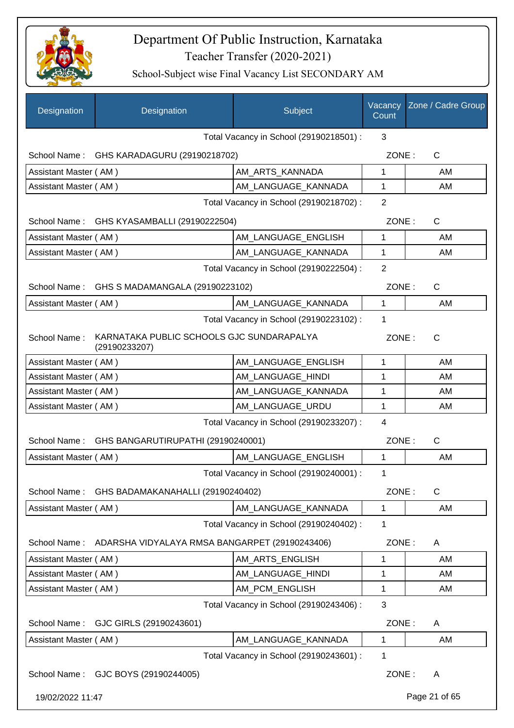# Department Of Public Instruction, Karnataka

## Teacher Transfer (2020-2021)

### School-Subject wise Final Vacancy List SECONDARY AM

| Designation | Designation | Subject | Vacancy Count | Zone / Cadre Group |
|---|---|---|---|---|
| | | Total Vacancy in School (29190218501) : | 3 | |
| School Name : | GHS KARADAGURU (29190218702) | | ZONE : | C |
| Assistant Master ( AM ) | | AM_ARTS_KANNADA | 1 | AM |
| Assistant Master ( AM ) | | AM_LANGUAGE_KANNADA | 1 | AM |
| | | Total Vacancy in School (29190218702) : | 2 | |
| School Name : | GHS KYASAMBALLI (29190222504) | | ZONE : | C |
| Assistant Master ( AM ) | | AM_LANGUAGE_ENGLISH | 1 | AM |
| Assistant Master ( AM ) | | AM_LANGUAGE_KANNADA | 1 | AM |
| | | Total Vacancy in School (29190222504) : | 2 | |
| School Name : | GHS S MADAMANGALA (29190223102) | | ZONE : | C |
| Assistant Master ( AM ) | | AM_LANGUAGE_KANNADA | 1 | AM |
| | | Total Vacancy in School (29190223102) : | 1 | |
| School Name : | KARNATAKA PUBLIC SCHOOLS GJC SUNDARAPALYA (29190233207) | | ZONE : | C |
| Assistant Master ( AM ) | | AM_LANGUAGE_ENGLISH | 1 | AM |
| Assistant Master ( AM ) | | AM_LANGUAGE_HINDI | 1 | AM |
| Assistant Master ( AM ) | | AM_LANGUAGE_KANNADA | 1 | AM |
| Assistant Master ( AM ) | | AM_LANGUAGE_URDU | 1 | AM |
| | | Total Vacancy in School (29190233207) : | 4 | |
| School Name : | GHS BANGARUTIRUPATHI (29190240001) | | ZONE : | C |
| Assistant Master ( AM ) | | AM_LANGUAGE_ENGLISH | 1 | AM |
| | | Total Vacancy in School (29190240001) : | 1 | |
| School Name : | GHS BADAMAKANAHALLI (29190240402) | | ZONE : | C |
| Assistant Master ( AM ) | | AM_LANGUAGE_KANNADA | 1 | AM |
| | | Total Vacancy in School (29190240402) : | 1 | |
| School Name : | ADARSHA VIDYALAYA RMSA BANGARPET (29190243406) | | ZONE : | A |
| Assistant Master ( AM ) | | AM_ARTS_ENGLISH | 1 | AM |
| Assistant Master ( AM ) | | AM_LANGUAGE_HINDI | 1 | AM |
| Assistant Master ( AM ) | | AM_PCM_ENGLISH | 1 | AM |
| | | Total Vacancy in School (29190243406) : | 3 | |
| School Name : | GJC GIRLS (29190243601) | | ZONE : | A |
| Assistant Master ( AM ) | | AM_LANGUAGE_KANNADA | 1 | AM |
| | | Total Vacancy in School (29190243601) : | 1 | |
| School Name : | GJC BOYS (29190244005) | | ZONE : | A |

19/02/2022 11:47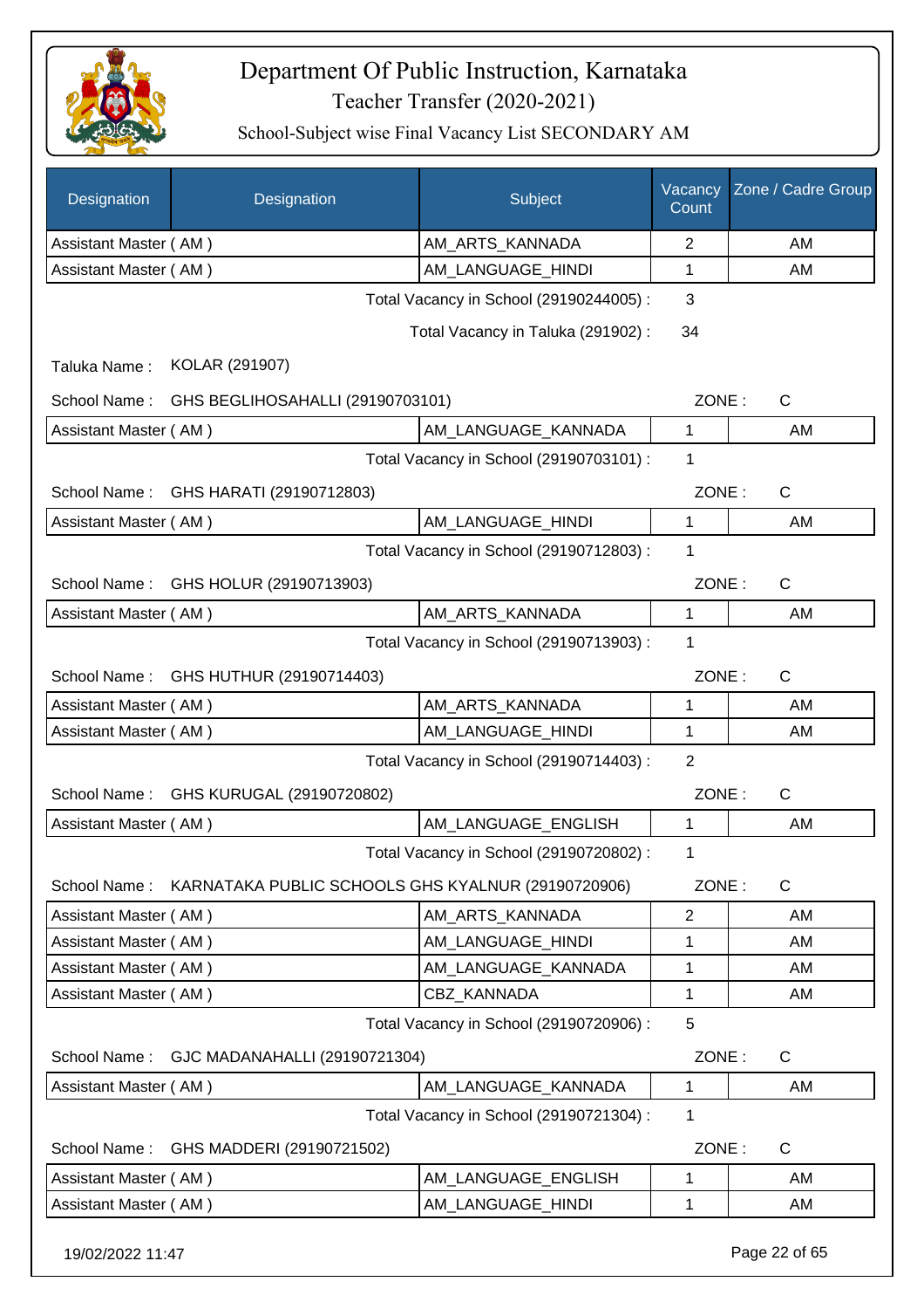# Department Of Public Instruction, Karnataka

## Teacher Transfer (2020-2021)

### School-Subject wise Final Vacancy List SECONDARY AM

| Designation | Designation | Subject | Vacancy Count | Zone / Cadre Group |
|---|---|---|---|---|
| Assistant Master ( AM ) | | AM_ARTS_KANNADA | 2 | AM |
| Assistant Master ( AM ) | | AM_LANGUAGE_HINDI | 1 | AM |

Total Vacancy in School (29190244005) : 3

Total Vacancy in Taluka (291902) : 34

Taluka Name : KOLAR (291907)

School Name : GHS BEGLIHOSAHALLI (29190703101) ZONE : C

| Designation | Subject | Vacancy Count | Zone / Cadre Group |
|---|---|---|---|
| Assistant Master ( AM ) | AM_LANGUAGE_KANNADA | 1 | AM |

Total Vacancy in School (29190703101) : 1

School Name : GHS HARATI (29190712803) ZONE : C

| Designation | Subject | Vacancy Count | Zone / Cadre Group |
|---|---|---|---|
| Assistant Master ( AM ) | AM_LANGUAGE_HINDI | 1 | AM |

Total Vacancy in School (29190712803) : 1

School Name : GHS HOLUR (29190713903) ZONE : C

| Designation | Subject | Vacancy Count | Zone / Cadre Group |
|---|---|---|---|
| Assistant Master ( AM ) | AM_ARTS_KANNADA | 1 | AM |

Total Vacancy in School (29190713903) : 1

School Name : GHS HUTHUR (29190714403) ZONE : C

| Designation | Subject | Vacancy Count | Zone / Cadre Group |
|---|---|---|---|
| Assistant Master ( AM ) | AM_ARTS_KANNADA | 1 | AM |
| Assistant Master ( AM ) | AM_LANGUAGE_HINDI | 1 | AM |

Total Vacancy in School (29190714403) : 2

School Name : GHS KURUGAL (29190720802) ZONE : C

| Designation | Subject | Vacancy Count | Zone / Cadre Group |
|---|---|---|---|
| Assistant Master ( AM ) | AM_LANGUAGE_ENGLISH | 1 | AM |

Total Vacancy in School (29190720802) : 1

School Name : KARNATAKA PUBLIC SCHOOLS GHS KYALNUR (29190720906) ZONE : C

| Designation | Subject | Vacancy Count | Zone / Cadre Group |
|---|---|---|---|
| Assistant Master ( AM ) | AM_ARTS_KANNADA | 2 | AM |
| Assistant Master ( AM ) | AM_LANGUAGE_HINDI | 1 | AM |
| Assistant Master ( AM ) | AM_LANGUAGE_KANNADA | 1 | AM |
| Assistant Master ( AM ) | CBZ_KANNADA | 1 | AM |

Total Vacancy in School (29190720906) : 5

School Name : GJC MADANAHALLI (29190721304) ZONE : C

| Designation | Subject | Vacancy Count | Zone / Cadre Group |
|---|---|---|---|
| Assistant Master ( AM ) | AM_LANGUAGE_KANNADA | 1 | AM |

Total Vacancy in School (29190721304) : 1

School Name : GHS MADDERI (29190721502) ZONE : C

| Designation | Subject | Vacancy Count | Zone / Cadre Group |
|---|---|---|---|
| Assistant Master ( AM ) | AM_LANGUAGE_ENGLISH | 1 | AM |
| Assistant Master ( AM ) | AM_LANGUAGE_HINDI | 1 | AM |

19/02/2022 11:47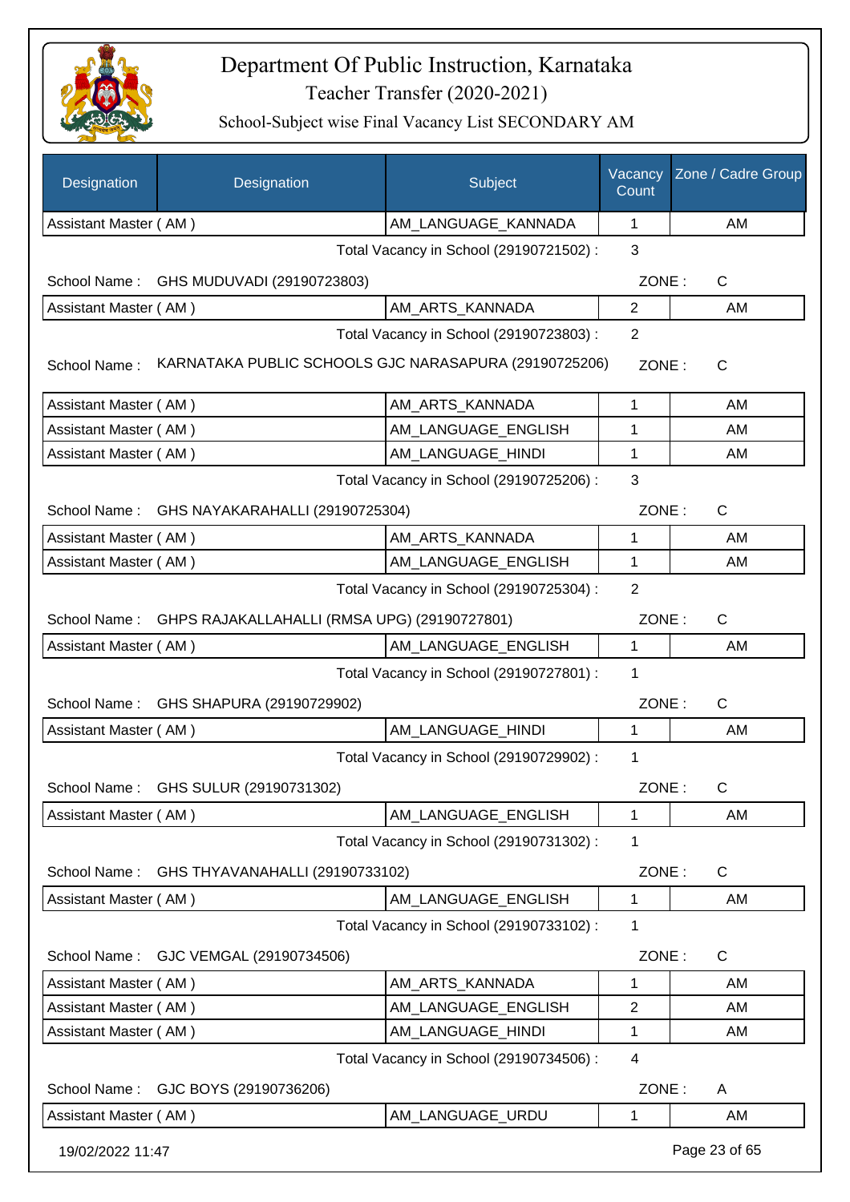# Department Of Public Instruction, Karnataka

Teacher Transfer (2020-2021)

School-Subject wise Final Vacancy List SECONDARY AM

| Designation | Designation | Subject | Vacancy Count | Zone / Cadre Group |
|---|---|---|---|---|
| Assistant Master ( AM ) | | AM_LANGUAGE_KANNADA | 1 | AM |

Total Vacancy in School (29190721502) : 3

School Name : GHS MUDUVADI (29190723803) ZONE : C

| Designation | Designation | Subject | Vacancy Count | Zone / Cadre Group |
|---|---|---|---|---|
| Assistant Master ( AM ) | | AM_ARTS_KANNADA | 2 | AM |

Total Vacancy in School (29190723803) : 2

School Name : KARNATAKA PUBLIC SCHOOLS GJC NARASAPURA (29190725206) ZONE : C

| Designation | Designation | Subject | Vacancy Count | Zone / Cadre Group |
|---|---|---|---|---|
| Assistant Master ( AM ) | | AM_ARTS_KANNADA | 1 | AM |
| Assistant Master ( AM ) | | AM_LANGUAGE_ENGLISH | 1 | AM |
| Assistant Master ( AM ) | | AM_LANGUAGE_HINDI | 1 | AM |

Total Vacancy in School (29190725206) : 3

School Name : GHS NAYAKARAHALLI (29190725304) ZONE : C

| Designation | Designation | Subject | Vacancy Count | Zone / Cadre Group |
|---|---|---|---|---|
| Assistant Master ( AM ) | | AM_ARTS_KANNADA | 1 | AM |
| Assistant Master ( AM ) | | AM_LANGUAGE_ENGLISH | 1 | AM |

Total Vacancy in School (29190725304) : 2

School Name : GHPS RAJAKALLAHALLI (RMSA UPG) (29190727801) ZONE : C

| Designation | Designation | Subject | Vacancy Count | Zone / Cadre Group |
|---|---|---|---|---|
| Assistant Master ( AM ) | | AM_LANGUAGE_ENGLISH | 1 | AM |

Total Vacancy in School (29190727801) : 1

School Name : GHS SHAPURA (29190729902) ZONE : C

| Designation | Designation | Subject | Vacancy Count | Zone / Cadre Group |
|---|---|---|---|---|
| Assistant Master ( AM ) | | AM_LANGUAGE_HINDI | 1 | AM |

Total Vacancy in School (29190729902) : 1

School Name : GHS SULUR (29190731302) ZONE : C

| Designation | Designation | Subject | Vacancy Count | Zone / Cadre Group |
|---|---|---|---|---|
| Assistant Master ( AM ) | | AM_LANGUAGE_ENGLISH | 1 | AM |

Total Vacancy in School (29190731302) : 1

School Name : GHS THYAVANAHALLI (29190733102) ZONE : C

| Designation | Designation | Subject | Vacancy Count | Zone / Cadre Group |
|---|---|---|---|---|
| Assistant Master ( AM ) | | AM_LANGUAGE_ENGLISH | 1 | AM |

Total Vacancy in School (29190733102) : 1

School Name : GJC VEMGAL (29190734506) ZONE : C

| Designation | Designation | Subject | Vacancy Count | Zone / Cadre Group |
|---|---|---|---|---|
| Assistant Master ( AM ) | | AM_ARTS_KANNADA | 1 | AM |
| Assistant Master ( AM ) | | AM_LANGUAGE_ENGLISH | 2 | AM |
| Assistant Master ( AM ) | | AM_LANGUAGE_HINDI | 1 | AM |

Total Vacancy in School (29190734506) : 4

School Name : GJC BOYS (29190736206) ZONE : A

| Designation | Designation | Subject | Vacancy Count | Zone / Cadre Group |
|---|---|---|---|---|
| Assistant Master ( AM ) | | AM_LANGUAGE_URDU | 1 | AM |

19/02/2022 11:47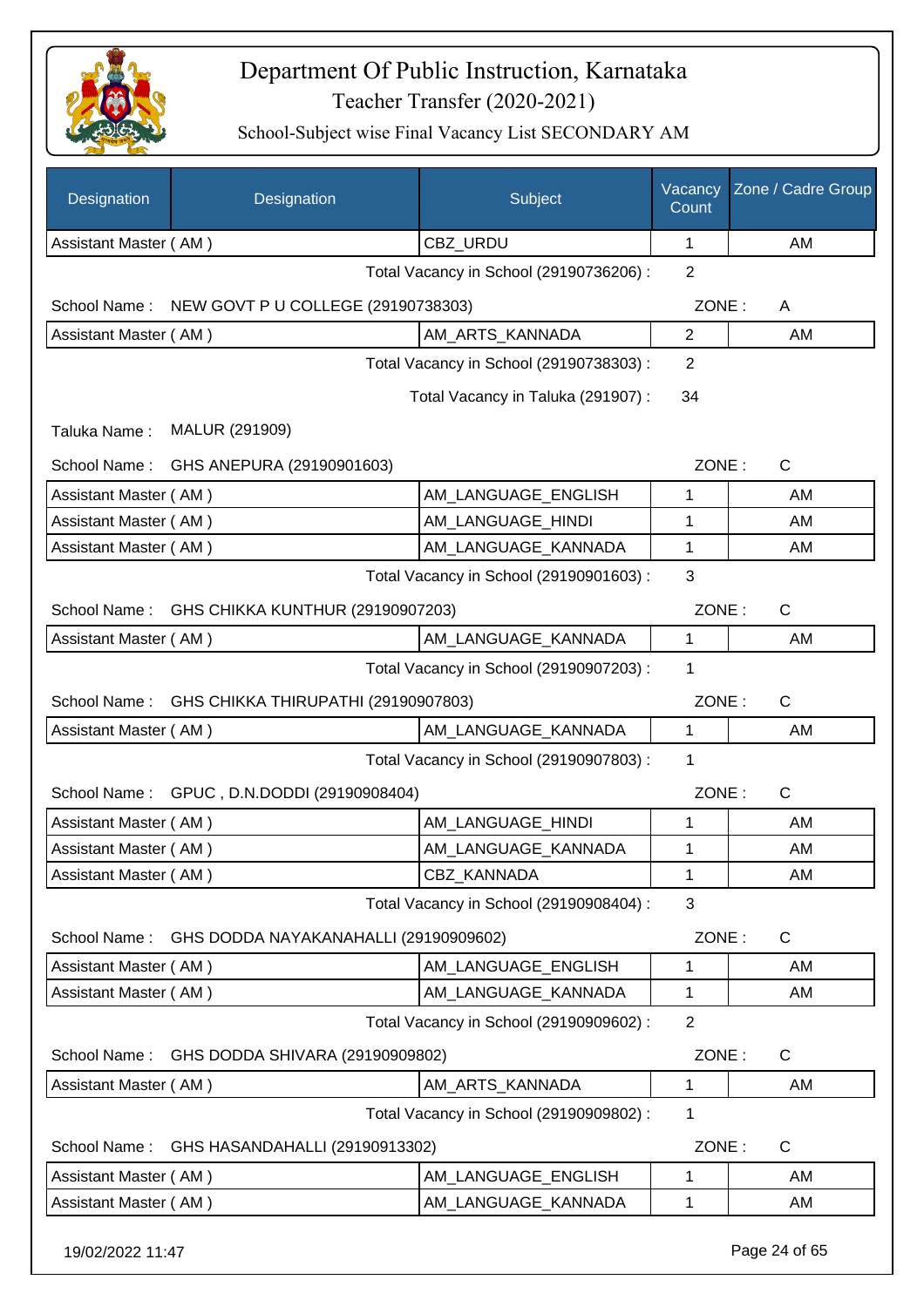# Department Of Public Instruction, Karnataka

## Teacher Transfer (2020-2021)

### School-Subject wise Final Vacancy List SECONDARY AM

| Designation | Designation | Subject | Vacancy Count | Zone / Cadre Group |
|---|---|---|---|---|
| Assistant Master ( AM ) | | CBZ_URDU | 1 | AM |

Total Vacancy in School (29190736206) : 2

School Name : NEW GOVT P U COLLEGE (29190738303) ZONE : A

| Designation | Designation | Subject | Vacancy Count | Zone / Cadre Group |
|---|---|---|---|---|
| Assistant Master ( AM ) | | AM_ARTS_KANNADA | 2 | AM |

Total Vacancy in School (29190738303) : 2

Total Vacancy in Taluka (291907) : 34

Taluka Name : MALUR (291909)

School Name : GHS ANEPURA (29190901603) ZONE : C

| Designation | Designation | Subject | Vacancy Count | Zone / Cadre Group |
|---|---|---|---|---|
| Assistant Master ( AM ) | | AM_LANGUAGE_ENGLISH | 1 | AM |
| Assistant Master ( AM ) | | AM_LANGUAGE_HINDI | 1 | AM |
| Assistant Master ( AM ) | | AM_LANGUAGE_KANNADA | 1 | AM |

Total Vacancy in School (29190901603) : 3

School Name : GHS CHIKKA KUNTHUR (29190907203) ZONE : C

| Designation | Designation | Subject | Vacancy Count | Zone / Cadre Group |
|---|---|---|---|---|
| Assistant Master ( AM ) | | AM_LANGUAGE_KANNADA | 1 | AM |

Total Vacancy in School (29190907203) : 1

School Name : GHS CHIKKA THIRUPATHI (29190907803) ZONE : C

| Designation | Designation | Subject | Vacancy Count | Zone / Cadre Group |
|---|---|---|---|---|
| Assistant Master ( AM ) | | AM_LANGUAGE_KANNADA | 1 | AM |

Total Vacancy in School (29190907803) : 1

School Name : GPUC , D.N.DODDI (29190908404) ZONE : C

| Designation | Designation | Subject | Vacancy Count | Zone / Cadre Group |
|---|---|---|---|---|
| Assistant Master ( AM ) | | AM_LANGUAGE_HINDI | 1 | AM |
| Assistant Master ( AM ) | | AM_LANGUAGE_KANNADA | 1 | AM |
| Assistant Master ( AM ) | | CBZ_KANNADA | 1 | AM |

Total Vacancy in School (29190908404) : 3

School Name : GHS DODDA NAYAKANAHALLI (29190909602) ZONE : C

| Designation | Designation | Subject | Vacancy Count | Zone / Cadre Group |
|---|---|---|---|---|
| Assistant Master ( AM ) | | AM_LANGUAGE_ENGLISH | 1 | AM |
| Assistant Master ( AM ) | | AM_LANGUAGE_KANNADA | 1 | AM |

Total Vacancy in School (29190909602) : 2

School Name : GHS DODDA SHIVARA (29190909802) ZONE : C

| Designation | Designation | Subject | Vacancy Count | Zone / Cadre Group |
|---|---|---|---|---|
| Assistant Master ( AM ) | | AM_ARTS_KANNADA | 1 | AM |

Total Vacancy in School (29190909802) : 1

School Name : GHS HASANDAHALLI (29190913302) ZONE : C

| Designation | Designation | Subject | Vacancy Count | Zone / Cadre Group |
|---|---|---|---|---|
| Assistant Master ( AM ) | | AM_LANGUAGE_ENGLISH | 1 | AM |
| Assistant Master ( AM ) | | AM_LANGUAGE_KANNADA | 1 | AM |

19/02/2022 11:47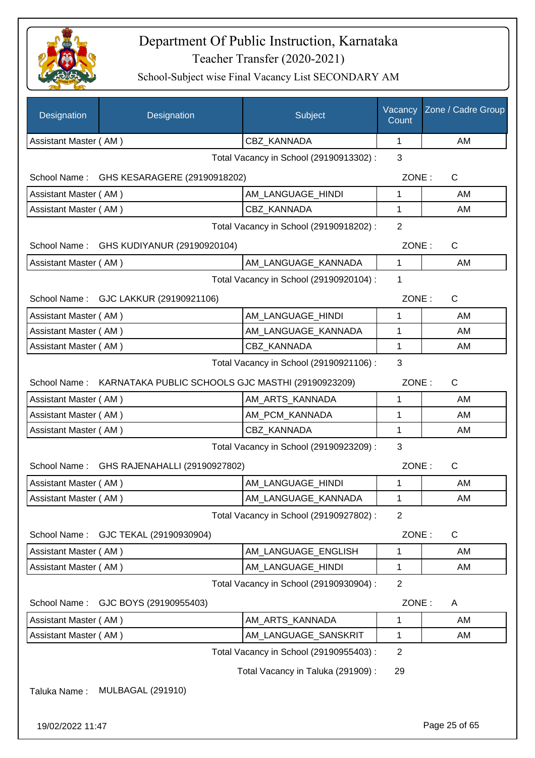# Department Of Public Instruction, Karnataka

Teacher Transfer (2020-2021)

School-Subject wise Final Vacancy List SECONDARY AM

| Designation | Designation | Subject | Vacancy Count | Zone / Cadre Group |
|---|---|---|---|---|
| Assistant Master ( AM ) | | CBZ_KANNADA | 1 | AM |

Total Vacancy in School (29190913302) : 3

School Name : GHS KESARAGERE (29190918202) ZONE : C

| Designation | Designation | Subject | Vacancy Count | Zone / Cadre Group |
|---|---|---|---|---|
| Assistant Master ( AM ) | | AM_LANGUAGE_HINDI | 1 | AM |
| Assistant Master ( AM ) | | CBZ_KANNADA | 1 | AM |

Total Vacancy in School (29190918202) : 2

School Name : GHS KUDIYANUR (29190920104) ZONE : C

| Designation | Designation | Subject | Vacancy Count | Zone / Cadre Group |
|---|---|---|---|---|
| Assistant Master ( AM ) | | AM_LANGUAGE_KANNADA | 1 | AM |

Total Vacancy in School (29190920104) : 1

School Name : GJC LAKKUR (29190921106) ZONE : C

| Designation | Designation | Subject | Vacancy Count | Zone / Cadre Group |
|---|---|---|---|---|
| Assistant Master ( AM ) | | AM_LANGUAGE_HINDI | 1 | AM |
| Assistant Master ( AM ) | | AM_LANGUAGE_KANNADA | 1 | AM |
| Assistant Master ( AM ) | | CBZ_KANNADA | 1 | AM |

Total Vacancy in School (29190921106) : 3

School Name : KARNATAKA PUBLIC SCHOOLS GJC MASTHI (29190923209) ZONE : C

| Designation | Designation | Subject | Vacancy Count | Zone / Cadre Group |
|---|---|---|---|---|
| Assistant Master ( AM ) | | AM_ARTS_KANNADA | 1 | AM |
| Assistant Master ( AM ) | | AM_PCM_KANNADA | 1 | AM |
| Assistant Master ( AM ) | | CBZ_KANNADA | 1 | AM |

Total Vacancy in School (29190923209) : 3

School Name : GHS RAJENAHALLI (29190927802) ZONE : C

| Designation | Designation | Subject | Vacancy Count | Zone / Cadre Group |
|---|---|---|---|---|
| Assistant Master ( AM ) | | AM_LANGUAGE_HINDI | 1 | AM |
| Assistant Master ( AM ) | | AM_LANGUAGE_KANNADA | 1 | AM |

Total Vacancy in School (29190927802) : 2

School Name : GJC TEKAL (29190930904) ZONE : C

| Designation | Designation | Subject | Vacancy Count | Zone / Cadre Group |
|---|---|---|---|---|
| Assistant Master ( AM ) | | AM_LANGUAGE_ENGLISH | 1 | AM |
| Assistant Master ( AM ) | | AM_LANGUAGE_HINDI | 1 | AM |

Total Vacancy in School (29190930904) : 2

School Name : GJC BOYS (29190955403) ZONE : A

| Designation | Designation | Subject | Vacancy Count | Zone / Cadre Group |
|---|---|---|---|---|
| Assistant Master ( AM ) | | AM_ARTS_KANNADA | 1 | AM |
| Assistant Master ( AM ) | | AM_LANGUAGE_SANSKRIT | 1 | AM |

Total Vacancy in School (29190955403) : 2

Total Vacancy in Taluka (291909) : 29

Taluka Name : MULBAGAL (291910)

19/02/2022 11:47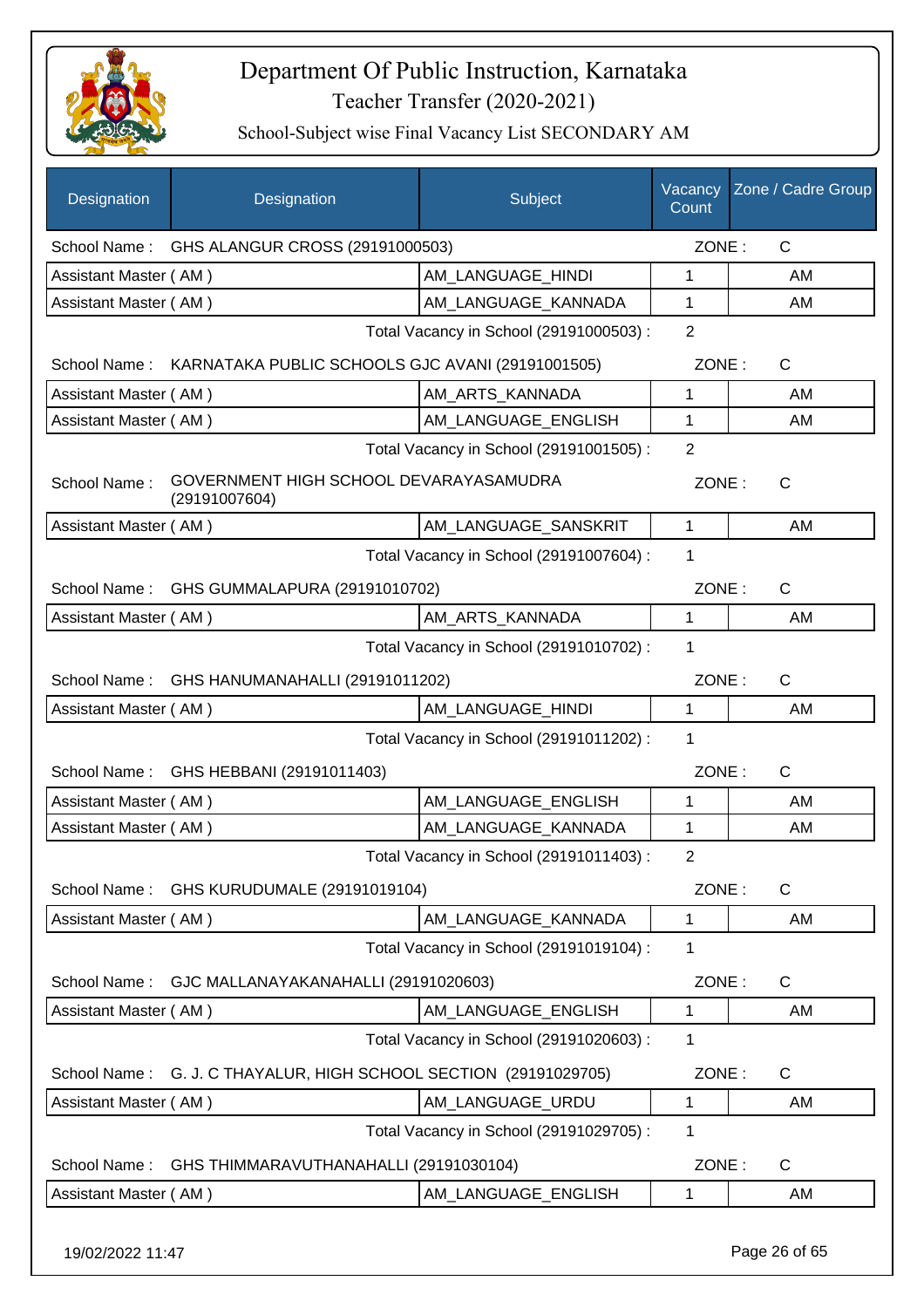# Department Of Public Instruction, Karnataka

## Teacher Transfer (2020-2021)

### School-Subject wise Final Vacancy List SECONDARY AM

| Designation | Designation | Subject | Vacancy Count | Zone / Cadre Group |
|---|---|---|---|---|
| School Name : | GHS ALANGUR CROSS (29191000503) | | ZONE : | C |
| Assistant Master ( AM ) | | AM_LANGUAGE_HINDI | 1 | AM |
| Assistant Master ( AM ) | | AM_LANGUAGE_KANNADA | 1 | AM |
| | | Total Vacancy in School (29191000503) : | 2 | |
| School Name : | KARNATAKA PUBLIC SCHOOLS GJC AVANI (29191001505) | | ZONE : | C |
| Assistant Master ( AM ) | | AM_ARTS_KANNADA | 1 | AM |
| Assistant Master ( AM ) | | AM_LANGUAGE_ENGLISH | 1 | AM |
| | | Total Vacancy in School (29191001505) : | 2 | |
| School Name : | GOVERNMENT HIGH SCHOOL DEVARAYASAMUDRA (29191007604) | | ZONE : | C |
| Assistant Master ( AM ) | | AM_LANGUAGE_SANSKRIT | 1 | AM |
| | | Total Vacancy in School (29191007604) : | 1 | |
| School Name : | GHS GUMMALAPURA (29191010702) | | ZONE : | C |
| Assistant Master ( AM ) | | AM_ARTS_KANNADA | 1 | AM |
| | | Total Vacancy in School (29191010702) : | 1 | |
| School Name : | GHS HANUMANAHALLI (29191011202) | | ZONE : | C |
| Assistant Master ( AM ) | | AM_LANGUAGE_HINDI | 1 | AM |
| | | Total Vacancy in School (29191011202) : | 1 | |
| School Name : | GHS HEBBANI (29191011403) | | ZONE : | C |
| Assistant Master ( AM ) | | AM_LANGUAGE_ENGLISH | 1 | AM |
| Assistant Master ( AM ) | | AM_LANGUAGE_KANNADA | 1 | AM |
| | | Total Vacancy in School (29191011403) : | 2 | |
| School Name : | GHS KURUDUMALE (29191019104) | | ZONE : | C |
| Assistant Master ( AM ) | | AM_LANGUAGE_KANNADA | 1 | AM |
| | | Total Vacancy in School (29191019104) : | 1 | |
| School Name : | GJC MALLANAYAKANAHALLI (29191020603) | | ZONE : | C |
| Assistant Master ( AM ) | | AM_LANGUAGE_ENGLISH | 1 | AM |
| | | Total Vacancy in School (29191020603) : | 1 | |
| School Name : | G. J. C THAYALUR, HIGH SCHOOL SECTION (29191029705) | | ZONE : | C |
| Assistant Master ( AM ) | | AM_LANGUAGE_URDU | 1 | AM |
| | | Total Vacancy in School (29191029705) : | 1 | |
| School Name : | GHS THIMMARAVUTHANAHALLI (29191030104) | | ZONE : | C |
| Assistant Master ( AM ) | | AM_LANGUAGE_ENGLISH | 1 | AM |

19/02/2022 11:47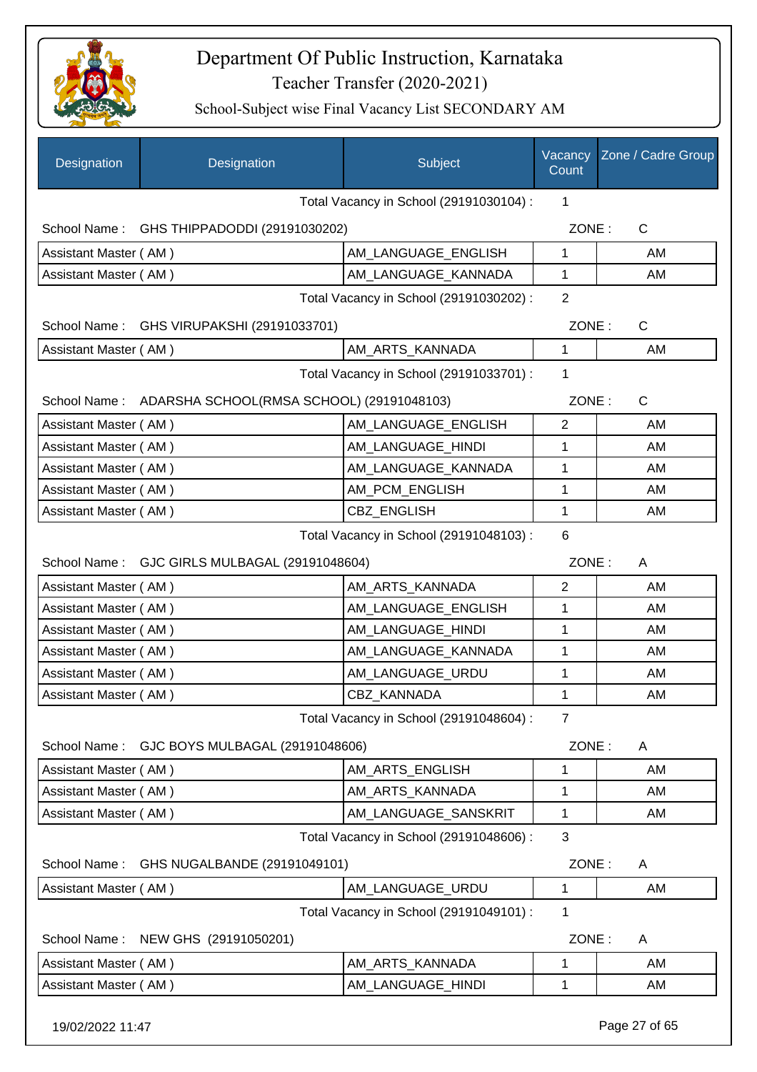# Department Of Public Instruction, Karnataka

## Teacher Transfer (2020-2021)

### School-Subject wise Final Vacancy List SECONDARY AM

| Designation | Designation | Subject | Vacancy Count | Zone / Cadre Group |
|---|---|---|---|---|
| | | Total Vacancy in School (29191030104) : | 1 | |
| School Name : | GHS THIPPADODDI (29191030202) | | ZONE : | C |
| Assistant Master ( AM ) | | AM_LANGUAGE_ENGLISH | 1 | AM |
| Assistant Master ( AM ) | | AM_LANGUAGE_KANNADA | 1 | AM |
| | | Total Vacancy in School (29191030202) : | 2 | |
| School Name : | GHS VIRUPAKSHI (29191033701) | | ZONE : | C |
| Assistant Master ( AM ) | | AM_ARTS_KANNADA | 1 | AM |
| | | Total Vacancy in School (29191033701) : | 1 | |
| School Name : | ADARSHA SCHOOL(RMSA SCHOOL) (29191048103) | | ZONE : | C |
| Assistant Master ( AM ) | | AM_LANGUAGE_ENGLISH | 2 | AM |
| Assistant Master ( AM ) | | AM_LANGUAGE_HINDI | 1 | AM |
| Assistant Master ( AM ) | | AM_LANGUAGE_KANNADA | 1 | AM |
| Assistant Master ( AM ) | | AM_PCM_ENGLISH | 1 | AM |
| Assistant Master ( AM ) | | CBZ_ENGLISH | 1 | AM |
| | | Total Vacancy in School (29191048103) : | 6 | |
| School Name : | GJC GIRLS MULBAGAL (29191048604) | | ZONE : | A |
| Assistant Master ( AM ) | | AM_ARTS_KANNADA | 2 | AM |
| Assistant Master ( AM ) | | AM_LANGUAGE_ENGLISH | 1 | AM |
| Assistant Master ( AM ) | | AM_LANGUAGE_HINDI | 1 | AM |
| Assistant Master ( AM ) | | AM_LANGUAGE_KANNADA | 1 | AM |
| Assistant Master ( AM ) | | AM_LANGUAGE_URDU | 1 | AM |
| Assistant Master ( AM ) | | CBZ_KANNADA | 1 | AM |
| | | Total Vacancy in School (29191048604) : | 7 | |
| School Name : | GJC BOYS MULBAGAL (29191048606) | | ZONE : | A |
| Assistant Master ( AM ) | | AM_ARTS_ENGLISH | 1 | AM |
| Assistant Master ( AM ) | | AM_ARTS_KANNADA | 1 | AM |
| Assistant Master ( AM ) | | AM_LANGUAGE_SANSKRIT | 1 | AM |
| | | Total Vacancy in School (29191048606) : | 3 | |
| School Name : | GHS NUGALBANDE (29191049101) | | ZONE : | A |
| Assistant Master ( AM ) | | AM_LANGUAGE_URDU | 1 | AM |
| | | Total Vacancy in School (29191049101) : | 1 | |
| School Name : | NEW GHS (29191050201) | | ZONE : | A |
| Assistant Master ( AM ) | | AM_ARTS_KANNADA | 1 | AM |
| Assistant Master ( AM ) | | AM_LANGUAGE_HINDI | 1 | AM |

19/02/2022 11:47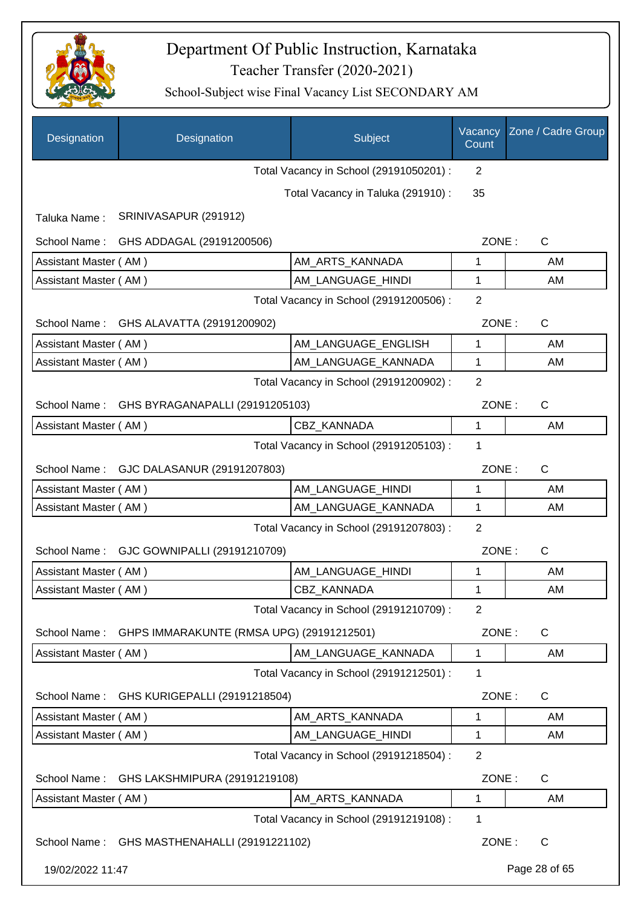| Designation | Designation | Subject | Vacancy Count | Zone / Cadre Group |
|---|---|---|---|---|
| | | Total Vacancy in School (29191050201) : | 2 | |
| | | Total Vacancy in Taluka (291910) : | 35 | |
| Taluka Name : | SRINIVASAPUR (291912) | | | |
| School Name : | GHS ADDAGAL (29191200506) | | ZONE : | C |
| Assistant Master ( AM ) | | AM_ARTS_KANNADA | 1 | AM |
| Assistant Master ( AM ) | | AM_LANGUAGE_HINDI | 1 | AM |
| | | Total Vacancy in School (29191200506) : | 2 | |
| School Name : | GHS ALAVATTA (29191200902) | | ZONE : | C |
| Assistant Master ( AM ) | | AM_LANGUAGE_ENGLISH | 1 | AM |
| Assistant Master ( AM ) | | AM_LANGUAGE_KANNADA | 1 | AM |
| | | Total Vacancy in School (29191200902) : | 2 | |
| School Name : | GHS BYRAGANAPALLI (29191205103) | | ZONE : | C |
| Assistant Master ( AM ) | | CBZ_KANNADA | 1 | AM |
| | | Total Vacancy in School (29191205103) : | 1 | |
| School Name : | GJC DALASANUR (29191207803) | | ZONE : | C |
| Assistant Master ( AM ) | | AM_LANGUAGE_HINDI | 1 | AM |
| Assistant Master ( AM ) | | AM_LANGUAGE_KANNADA | 1 | AM |
| | | Total Vacancy in School (29191207803) : | 2 | |
| School Name : | GJC GOWNIPALLI (29191210709) | | ZONE : | C |
| Assistant Master ( AM ) | | AM_LANGUAGE_HINDI | 1 | AM |
| Assistant Master ( AM ) | | CBZ_KANNADA | 1 | AM |
| | | Total Vacancy in School (29191210709) : | 2 | |
| School Name : | GHPS IMMARAKUNTE (RMSA UPG) (29191212501) | | ZONE : | C |
| Assistant Master ( AM ) | | AM_LANGUAGE_KANNADA | 1 | AM |
| | | Total Vacancy in School (29191212501) : | 1 | |
| School Name : | GHS KURIGEPALLI (29191218504) | | ZONE : | C |
| Assistant Master ( AM ) | | AM_ARTS_KANNADA | 1 | AM |
| Assistant Master ( AM ) | | AM_LANGUAGE_HINDI | 1 | AM |
| | | Total Vacancy in School (29191218504) : | 2 | |
| School Name : | GHS LAKSHMIPURA (29191219108) | | ZONE : | C |
| Assistant Master ( AM ) | | AM_ARTS_KANNADA | 1 | AM |
| | | Total Vacancy in School (29191219108) : | 1 | |
| School Name : | GHS MASTHENAHALLI (29191221102) | | ZONE : | C |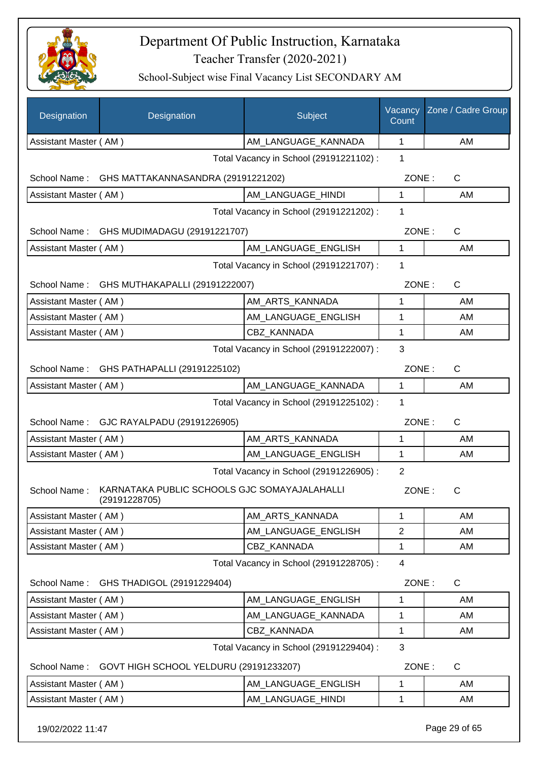# Department Of Public Instruction, Karnataka

Teacher Transfer (2020-2021)

School-Subject wise Final Vacancy List SECONDARY AM

| Designation | Designation | Subject | Vacancy Count | Zone / Cadre Group |
|---|---|---|---|---|
| Assistant Master ( AM ) | | AM_LANGUAGE_KANNADA | 1 | AM |

Total Vacancy in School (29191221102) : 1

School Name : GHS MATTAKANNASANDRA (29191221202) ZONE : C

| Designation | Subject | Vacancy Count | Zone / Cadre Group |
|---|---|---|---|
| Assistant Master ( AM ) | AM_LANGUAGE_HINDI | 1 | AM |

Total Vacancy in School (29191221202) : 1

School Name : GHS MUDIMADAGU (29191221707) ZONE : C

| Designation | Subject | Vacancy Count | Zone / Cadre Group |
|---|---|---|---|
| Assistant Master ( AM ) | AM_LANGUAGE_ENGLISH | 1 | AM |

Total Vacancy in School (29191221707) : 1

School Name : GHS MUTHAKAPALLI (29191222007) ZONE : C

| Designation | Subject | Vacancy Count | Zone / Cadre Group |
|---|---|---|---|
| Assistant Master ( AM ) | AM_ARTS_KANNADA | 1 | AM |
| Assistant Master ( AM ) | AM_LANGUAGE_ENGLISH | 1 | AM |
| Assistant Master ( AM ) | CBZ_KANNADA | 1 | AM |

Total Vacancy in School (29191222007) : 3

School Name : GHS PATHAPALLI (29191225102) ZONE : C

| Designation | Subject | Vacancy Count | Zone / Cadre Group |
|---|---|---|---|
| Assistant Master ( AM ) | AM_LANGUAGE_KANNADA | 1 | AM |

Total Vacancy in School (29191225102) : 1

School Name : GJC RAYALPADU (29191226905) ZONE : C

| Designation | Subject | Vacancy Count | Zone / Cadre Group |
|---|---|---|---|
| Assistant Master ( AM ) | AM_ARTS_KANNADA | 1 | AM |
| Assistant Master ( AM ) | AM_LANGUAGE_ENGLISH | 1 | AM |

Total Vacancy in School (29191226905) : 2

School Name : KARNATAKA PUBLIC SCHOOLS GJC SOMAYAJALAHALLI (29191228705) ZONE : C

| Designation | Subject | Vacancy Count | Zone / Cadre Group |
|---|---|---|---|
| Assistant Master ( AM ) | AM_ARTS_KANNADA | 1 | AM |
| Assistant Master ( AM ) | AM_LANGUAGE_ENGLISH | 2 | AM |
| Assistant Master ( AM ) | CBZ_KANNADA | 1 | AM |

Total Vacancy in School (29191228705) : 4

School Name : GHS THADIGOL (29191229404) ZONE : C

| Designation | Subject | Vacancy Count | Zone / Cadre Group |
|---|---|---|---|
| Assistant Master ( AM ) | AM_LANGUAGE_ENGLISH | 1 | AM |
| Assistant Master ( AM ) | AM_LANGUAGE_KANNADA | 1 | AM |
| Assistant Master ( AM ) | CBZ_KANNADA | 1 | AM |

Total Vacancy in School (29191229404) : 3

School Name : GOVT HIGH SCHOOL YELDURU (29191233207) ZONE : C

| Designation | Subject | Vacancy Count | Zone / Cadre Group |
|---|---|---|---|
| Assistant Master ( AM ) | AM_LANGUAGE_ENGLISH | 1 | AM |
| Assistant Master ( AM ) | AM_LANGUAGE_HINDI | 1 | AM |

19/02/2022 11:47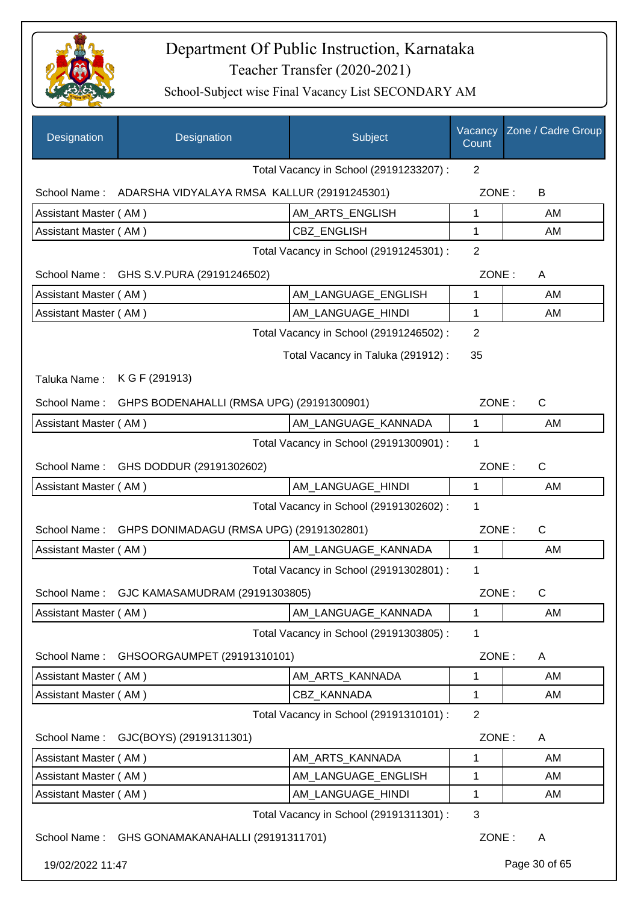| Designation | Designation | Subject | Vacancy Count | Zone / Cadre Group |
|---|---|---|---|---|

Total Vacancy in School (29191233207) : 2

School Name : ADARSHA VIDYALAYA RMSA KALLUR (29191245301) ZONE : B

| Assistant Master ( AM ) | AM_ARTS_ENGLISH | 1 | AM |
|---|---|---|---|
| Assistant Master ( AM ) | CBZ_ENGLISH | 1 | AM |

Total Vacancy in School (29191245301) : 2

School Name : GHS S.V.PURA (29191246502) ZONE : A

| Assistant Master ( AM ) | AM_LANGUAGE_ENGLISH | 1 | AM |
|---|---|---|---|
| Assistant Master ( AM ) | AM_LANGUAGE_HINDI | 1 | AM |

Total Vacancy in School (29191246502) : 2

Total Vacancy in Taluka (291912) : 35

Taluka Name : K G F (291913)

School Name : GHPS BODENAHALLI (RMSA UPG) (29191300901) ZONE : C

| Assistant Master ( AM ) | AM_LANGUAGE_KANNADA | 1 | AM |
|---|---|---|---|

Total Vacancy in School (29191300901) : 1

School Name : GHS DODDUR (29191302602) ZONE : C

| Assistant Master ( AM ) | AM_LANGUAGE_HINDI | 1 | AM |
|---|---|---|---|

Total Vacancy in School (29191302602) : 1

School Name : GHPS DONIMADAGU (RMSA UPG) (29191302801) ZONE : C

| Assistant Master ( AM ) | AM_LANGUAGE_KANNADA | 1 | AM |
|---|---|---|---|

Total Vacancy in School (29191302801) : 1

School Name : GJC KAMASAMUDRAM (29191303805) ZONE : C

| Assistant Master ( AM ) | AM_LANGUAGE_KANNADA | 1 | AM |
|---|---|---|---|

Total Vacancy in School (29191303805) : 1

School Name : GHSOORGAUMPET (29191310101) ZONE : A

| Assistant Master ( AM ) | AM_ARTS_KANNADA | 1 | AM |
|---|---|---|---|
| Assistant Master ( AM ) | CBZ_KANNADA | 1 | AM |

Total Vacancy in School (29191310101) : 2

School Name : GJC(BOYS) (29191311301) ZONE : A

| Assistant Master ( AM ) | AM_ARTS_KANNADA | 1 | AM |
|---|---|---|---|
| Assistant Master ( AM ) | AM_LANGUAGE_ENGLISH | 1 | AM |
| Assistant Master ( AM ) | AM_LANGUAGE_HINDI | 1 | AM |

Total Vacancy in School (29191311301) : 3

School Name : GHS GONAMAKANAHALLI (29191311701) ZONE : A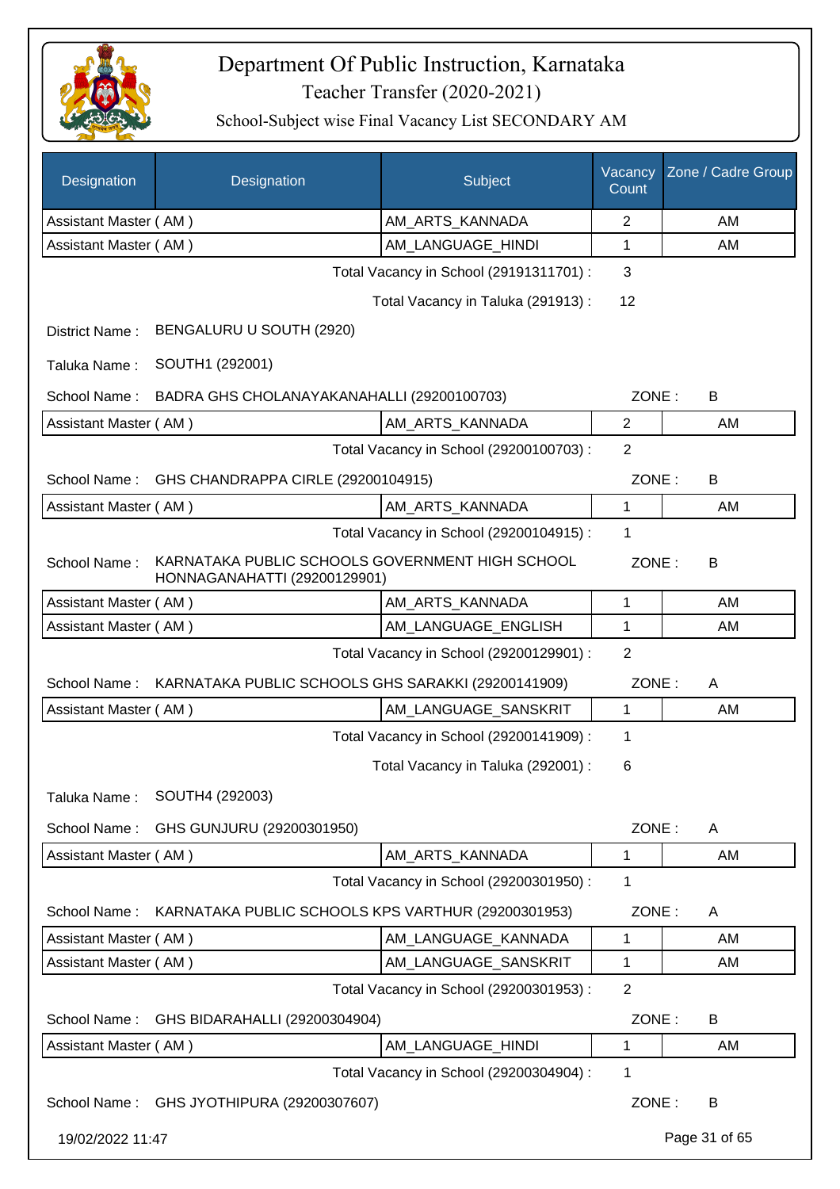# Department Of Public Instruction, Karnataka

Teacher Transfer (2020-2021)

School-Subject wise Final Vacancy List SECONDARY AM

| Designation | Designation | Subject | Vacancy Count | Zone / Cadre Group |
|---|---|---|---|---|
| Assistant Master ( AM ) | | AM_ARTS_KANNADA | 2 | AM |
| Assistant Master ( AM ) | | AM_LANGUAGE_HINDI | 1 | AM |

Total Vacancy in School (29191311701) : 3

Total Vacancy in Taluka (291913) : 12

District Name : BENGALURU U SOUTH (2920)

Taluka Name : SOUTH1 (292001)

School Name : BADRA GHS CHOLANAYAKANAHALLI (29200100703) ZONE : B

| Designation | Subject | Vacancy Count | Zone / Cadre Group |
|---|---|---|---|
| Assistant Master ( AM ) | AM_ARTS_KANNADA | 2 | AM |

Total Vacancy in School (29200100703) : 2

School Name : GHS CHANDRAPPA CIRLE (29200104915) ZONE : B

| Designation | Subject | Vacancy Count | Zone / Cadre Group |
|---|---|---|---|
| Assistant Master ( AM ) | AM_ARTS_KANNADA | 1 | AM |

Total Vacancy in School (29200104915) : 1

School Name : KARNATAKA PUBLIC SCHOOLS GOVERNMENT HIGH SCHOOL HONNAGANAHATTI (29200129901) ZONE : B

| Designation | Subject | Vacancy Count | Zone / Cadre Group |
|---|---|---|---|
| Assistant Master ( AM ) | AM_ARTS_KANNADA | 1 | AM |
| Assistant Master ( AM ) | AM_LANGUAGE_ENGLISH | 1 | AM |

Total Vacancy in School (29200129901) : 2

School Name : KARNATAKA PUBLIC SCHOOLS GHS SARAKKI (29200141909) ZONE : A

| Designation | Subject | Vacancy Count | Zone / Cadre Group |
|---|---|---|---|
| Assistant Master ( AM ) | AM_LANGUAGE_SANSKRIT | 1 | AM |

Total Vacancy in School (29200141909) : 1

Total Vacancy in Taluka (292001) : 6

Taluka Name : SOUTH4 (292003)

School Name : GHS GUNJURU (29200301950) ZONE : A

| Designation | Subject | Vacancy Count | Zone / Cadre Group |
|---|---|---|---|
| Assistant Master ( AM ) | AM_ARTS_KANNADA | 1 | AM |

Total Vacancy in School (29200301950) : 1

School Name : KARNATAKA PUBLIC SCHOOLS KPS VARTHUR (29200301953) ZONE : A

| Designation | Subject | Vacancy Count | Zone / Cadre Group |
|---|---|---|---|
| Assistant Master ( AM ) | AM_LANGUAGE_KANNADA | 1 | AM |
| Assistant Master ( AM ) | AM_LANGUAGE_SANSKRIT | 1 | AM |

Total Vacancy in School (29200301953) : 2

School Name : GHS BIDARAHALLI (29200304904) ZONE : B

| Designation | Subject | Vacancy Count | Zone / Cadre Group |
|---|---|---|---|
| Assistant Master ( AM ) | AM_LANGUAGE_HINDI | 1 | AM |

Total Vacancy in School (29200304904) : 1

School Name : GHS JYOTHIPURA (29200307607) ZONE : B

19/02/2022 11:47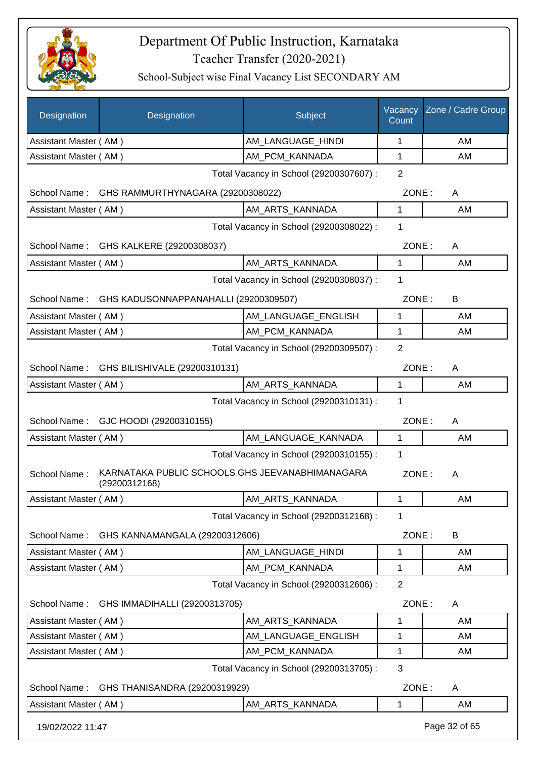# Department Of Public Instruction, Karnataka

Teacher Transfer (2020-2021)

School-Subject wise Final Vacancy List SECONDARY AM

| Designation | Designation | Subject | Vacancy Count | Zone / Cadre Group |
|---|---|---|---|---|
| Assistant Master ( AM ) | | AM_LANGUAGE_HINDI | 1 | AM |
| Assistant Master ( AM ) | | AM_PCM_KANNADA | 1 | AM |

Total Vacancy in School (29200307607) : 2

School Name : GHS RAMMURTHYNAGARA (29200308022) ZONE : A

| Designation | Designation | Subject | Vacancy Count | Zone / Cadre Group |
|---|---|---|---|---|
| Assistant Master ( AM ) | | AM_ARTS_KANNADA | 1 | AM |

Total Vacancy in School (29200308022) : 1

School Name : GHS KALKERE (29200308037) ZONE : A

| Designation | Designation | Subject | Vacancy Count | Zone / Cadre Group |
|---|---|---|---|---|
| Assistant Master ( AM ) | | AM_ARTS_KANNADA | 1 | AM |

Total Vacancy in School (29200308037) : 1

School Name : GHS KADUSONNAPPANAHALLI (29200309507) ZONE : B

| Designation | Designation | Subject | Vacancy Count | Zone / Cadre Group |
|---|---|---|---|---|
| Assistant Master ( AM ) | | AM_LANGUAGE_ENGLISH | 1 | AM |
| Assistant Master ( AM ) | | AM_PCM_KANNADA | 1 | AM |

Total Vacancy in School (29200309507) : 2

School Name : GHS BILISHIVALE (29200310131) ZONE : A

| Designation | Designation | Subject | Vacancy Count | Zone / Cadre Group |
|---|---|---|---|---|
| Assistant Master ( AM ) | | AM_ARTS_KANNADA | 1 | AM |

Total Vacancy in School (29200310131) : 1

School Name : GJC HOODI (29200310155) ZONE : A

| Designation | Designation | Subject | Vacancy Count | Zone / Cadre Group |
|---|---|---|---|---|
| Assistant Master ( AM ) | | AM_LANGUAGE_KANNADA | 1 | AM |

Total Vacancy in School (29200310155) : 1

School Name : KARNATAKA PUBLIC SCHOOLS GHS JEEVANABHIMANAGARA (29200312168) ZONE : A

| Designation | Designation | Subject | Vacancy Count | Zone / Cadre Group |
|---|---|---|---|---|
| Assistant Master ( AM ) | | AM_ARTS_KANNADA | 1 | AM |

Total Vacancy in School (29200312168) : 1

School Name : GHS KANNAMANGALA (29200312606) ZONE : B

| Designation | Designation | Subject | Vacancy Count | Zone / Cadre Group |
|---|---|---|---|---|
| Assistant Master ( AM ) | | AM_LANGUAGE_HINDI | 1 | AM |
| Assistant Master ( AM ) | | AM_PCM_KANNADA | 1 | AM |

Total Vacancy in School (29200312606) : 2

School Name : GHS IMMADIHALLI (29200313705) ZONE : A

| Designation | Designation | Subject | Vacancy Count | Zone / Cadre Group |
|---|---|---|---|---|
| Assistant Master ( AM ) | | AM_ARTS_KANNADA | 1 | AM |
| Assistant Master ( AM ) | | AM_LANGUAGE_ENGLISH | 1 | AM |
| Assistant Master ( AM ) | | AM_PCM_KANNADA | 1 | AM |

Total Vacancy in School (29200313705) : 3

School Name : GHS THANISANDRA (29200319929) ZONE : A

| Designation | Designation | Subject | Vacancy Count | Zone / Cadre Group |
|---|---|---|---|---|
| Assistant Master ( AM ) | | AM_ARTS_KANNADA | 1 | AM |

19/02/2022 11:47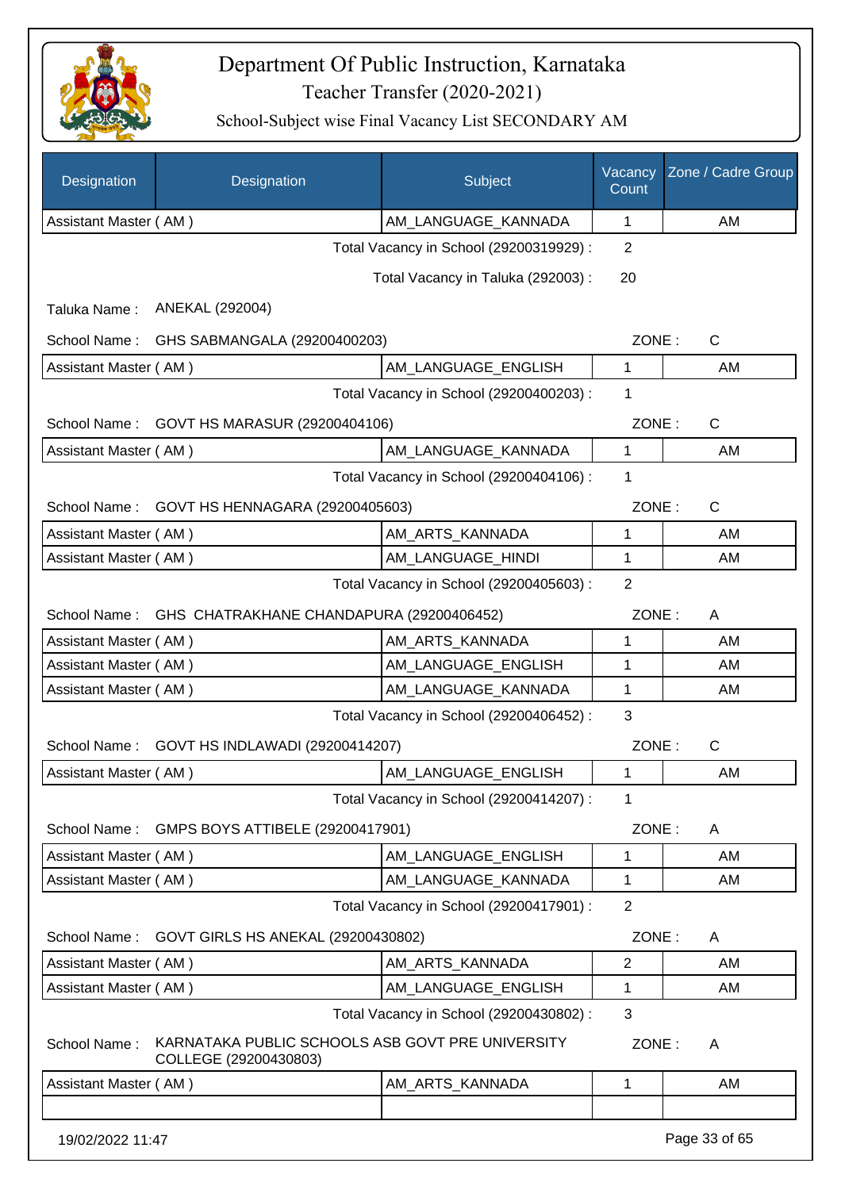# Department Of Public Instruction, Karnataka

Teacher Transfer (2020-2021)

School-Subject wise Final Vacancy List SECONDARY AM

| Designation | Designation | Subject | Vacancy Count | Zone / Cadre Group |
|---|---|---|---|---|
| Assistant Master ( AM ) | | AM_LANGUAGE_KANNADA | 1 | AM |

Total Vacancy in School (29200319929) : 2

Total Vacancy in Taluka (292003) : 20

Taluka Name : ANEKAL (292004)

School Name : GHS SABMANGALA (29200400203) ZONE : C

| Designation | Subject | Vacancy Count | Cadre Group |
|---|---|---|---|
| Assistant Master ( AM ) | AM_LANGUAGE_ENGLISH | 1 | AM |

Total Vacancy in School (29200400203) : 1

School Name : GOVT HS MARASUR (29200404106) ZONE : C

| Designation | Subject | Vacancy Count | Cadre Group |
|---|---|---|---|
| Assistant Master ( AM ) | AM_LANGUAGE_KANNADA | 1 | AM |

Total Vacancy in School (29200404106) : 1

School Name : GOVT HS HENNAGARA (29200405603) ZONE : C

| Designation | Subject | Vacancy Count | Cadre Group |
|---|---|---|---|
| Assistant Master ( AM ) | AM_ARTS_KANNADA | 1 | AM |
| Assistant Master ( AM ) | AM_LANGUAGE_HINDI | 1 | AM |

Total Vacancy in School (29200405603) : 2

School Name : GHS CHATRAKHANE CHANDAPURA (29200406452) ZONE : A

| Designation | Subject | Vacancy Count | Cadre Group |
|---|---|---|---|
| Assistant Master ( AM ) | AM_ARTS_KANNADA | 1 | AM |
| Assistant Master ( AM ) | AM_LANGUAGE_ENGLISH | 1 | AM |
| Assistant Master ( AM ) | AM_LANGUAGE_KANNADA | 1 | AM |

Total Vacancy in School (29200406452) : 3

School Name : GOVT HS INDLAWADI (29200414207) ZONE : C

| Designation | Subject | Vacancy Count | Cadre Group |
|---|---|---|---|
| Assistant Master ( AM ) | AM_LANGUAGE_ENGLISH | 1 | AM |

Total Vacancy in School (29200414207) : 1

School Name : GMPS BOYS ATTIBELE (29200417901) ZONE : A

| Designation | Subject | Vacancy Count | Cadre Group |
|---|---|---|---|
| Assistant Master ( AM ) | AM_LANGUAGE_ENGLISH | 1 | AM |
| Assistant Master ( AM ) | AM_LANGUAGE_KANNADA | 1 | AM |

Total Vacancy in School (29200417901) : 2

School Name : GOVT GIRLS HS ANEKAL (29200430802) ZONE : A

| Designation | Subject | Vacancy Count | Cadre Group |
|---|---|---|---|
| Assistant Master ( AM ) | AM_ARTS_KANNADA | 2 | AM |
| Assistant Master ( AM ) | AM_LANGUAGE_ENGLISH | 1 | AM |

Total Vacancy in School (29200430802) : 3

School Name : KARNATAKA PUBLIC SCHOOLS ASB GOVT PRE UNIVERSITY COLLEGE (29200430803) ZONE : A

| Designation | Subject | Vacancy Count | Cadre Group |
|---|---|---|---|
| Assistant Master ( AM ) | AM_ARTS_KANNADA | 1 | AM |
| | | | |

19/02/2022 11:47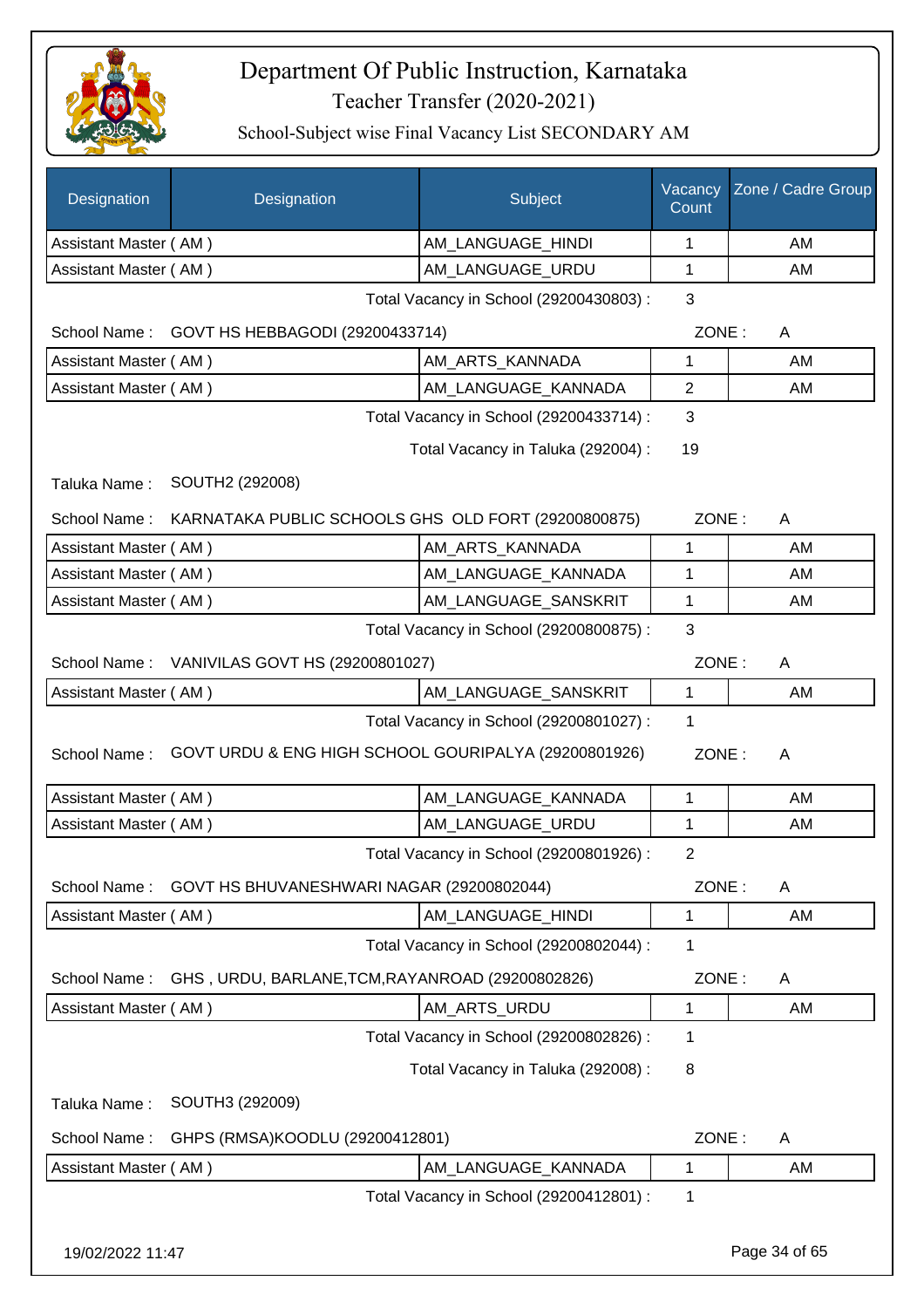# Department Of Public Instruction, Karnataka

Teacher Transfer (2020-2021)

School-Subject wise Final Vacancy List SECONDARY AM

| Designation | Designation | Subject | Vacancy Count | Zone / Cadre Group |
|---|---|---|---|---|
| Assistant Master ( AM ) | | AM_LANGUAGE_HINDI | 1 | AM |
| Assistant Master ( AM ) | | AM_LANGUAGE_URDU | 1 | AM |

Total Vacancy in School (29200430803) : 3

School Name : GOVT HS HEBBAGODI (29200433714) ZONE : A

| Designation | Subject | Vacancy Count | Zone / Cadre Group |
|---|---|---|---|
| Assistant Master ( AM ) | AM_ARTS_KANNADA | 1 | AM |
| Assistant Master ( AM ) | AM_LANGUAGE_KANNADA | 2 | AM |

Total Vacancy in School (29200433714) : 3

Total Vacancy in Taluka (292004) : 19

Taluka Name : SOUTH2 (292008)

School Name : KARNATAKA PUBLIC SCHOOLS GHS OLD FORT (29200800875) ZONE : A

| Designation | Subject | Vacancy Count | Zone / Cadre Group |
|---|---|---|---|
| Assistant Master ( AM ) | AM_ARTS_KANNADA | 1 | AM |
| Assistant Master ( AM ) | AM_LANGUAGE_KANNADA | 1 | AM |
| Assistant Master ( AM ) | AM_LANGUAGE_SANSKRIT | 1 | AM |

Total Vacancy in School (29200800875) : 3

School Name : VANIVILAS GOVT HS (29200801027) ZONE : A

| Designation | Subject | Vacancy Count | Zone / Cadre Group |
|---|---|---|---|
| Assistant Master ( AM ) | AM_LANGUAGE_SANSKRIT | 1 | AM |

Total Vacancy in School (29200801027) : 1

School Name : GOVT URDU & ENG HIGH SCHOOL GOURIPALYA (29200801926) ZONE : A

| Designation | Subject | Vacancy Count | Zone / Cadre Group |
|---|---|---|---|
| Assistant Master ( AM ) | AM_LANGUAGE_KANNADA | 1 | AM |
| Assistant Master ( AM ) | AM_LANGUAGE_URDU | 1 | AM |

Total Vacancy in School (29200801926) : 2

School Name : GOVT HS BHUVANESHWARI NAGAR (29200802044) ZONE : A

| Designation | Subject | Vacancy Count | Zone / Cadre Group |
|---|---|---|---|
| Assistant Master ( AM ) | AM_LANGUAGE_HINDI | 1 | AM |

Total Vacancy in School (29200802044) : 1

School Name : GHS , URDU, BARLANE,TCM,RAYANROAD (29200802826) ZONE : A

| Designation | Subject | Vacancy Count | Zone / Cadre Group |
|---|---|---|---|
| Assistant Master ( AM ) | AM_ARTS_URDU | 1 | AM |

Total Vacancy in School (29200802826) : 1

Total Vacancy in Taluka (292008) : 8

Taluka Name : SOUTH3 (292009)

School Name : GHPS (RMSA)KOODLU (29200412801) ZONE : A

| Designation | Subject | Vacancy Count | Zone / Cadre Group |
|---|---|---|---|
| Assistant Master ( AM ) | AM_LANGUAGE_KANNADA | 1 | AM |

Total Vacancy in School (29200412801) : 1

19/02/2022 11:47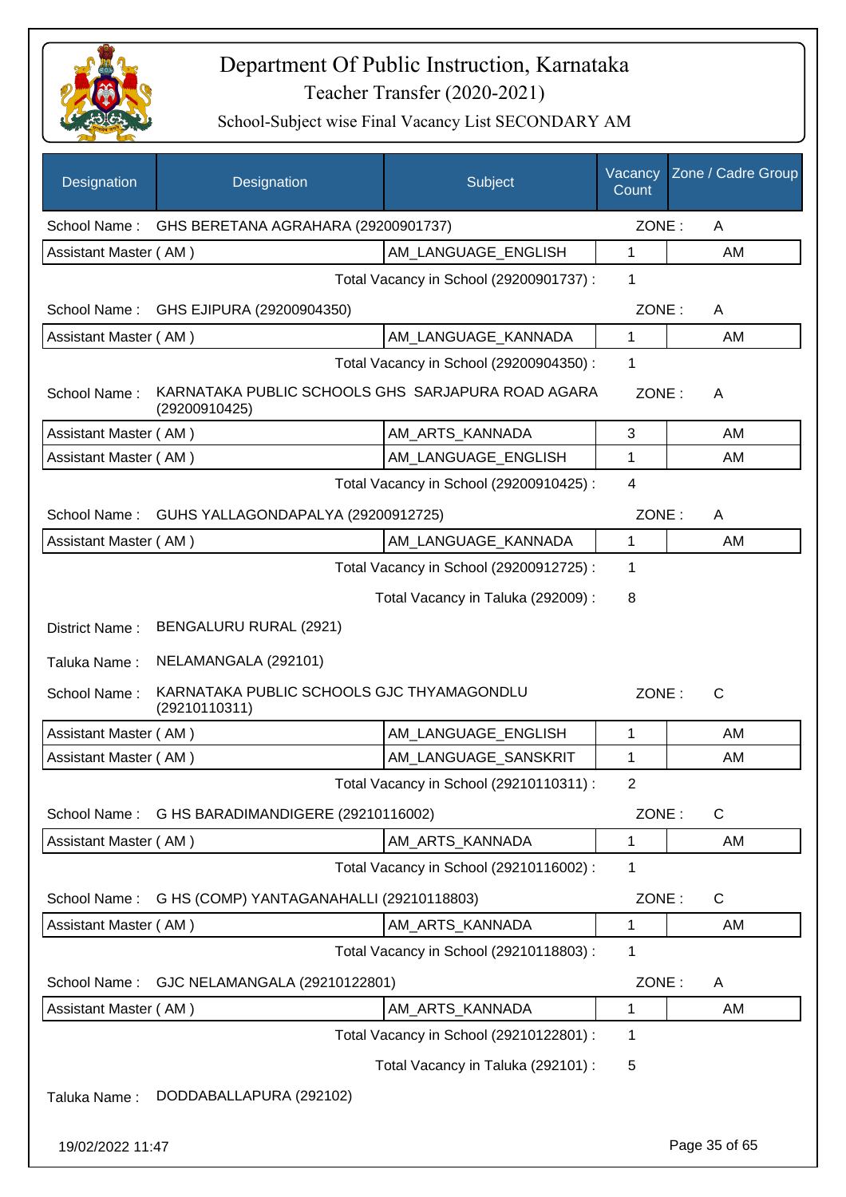# Department Of Public Instruction, Karnataka

## Teacher Transfer (2020-2021)

### School-Subject wise Final Vacancy List SECONDARY AM

| Designation | Designation | Subject | Vacancy Count | Zone / Cadre Group |
|---|---|---|---|---|
| School Name : | GHS BERETANA AGRAHARA (29200901737) | | ZONE : | A |
| Assistant Master ( AM ) | | AM_LANGUAGE_ENGLISH | 1 | AM |
| | | Total Vacancy in School (29200901737) : | 1 | |
| School Name : | GHS EJIPURA (29200904350) | | ZONE : | A |
| Assistant Master ( AM ) | | AM_LANGUAGE_KANNADA | 1 | AM |
| | | Total Vacancy in School (29200904350) : | 1 | |
| School Name : | KARNATAKA PUBLIC SCHOOLS GHS SARJAPURA ROAD AGARA (29200910425) | | ZONE : | A |
| Assistant Master ( AM ) | | AM_ARTS_KANNADA | 3 | AM |
| Assistant Master ( AM ) | | AM_LANGUAGE_ENGLISH | 1 | AM |
| | | Total Vacancy in School (29200910425) : | 4 | |
| School Name : | GUHS YALLAGONDAPALYA (29200912725) | | ZONE : | A |
| Assistant Master ( AM ) | | AM_LANGUAGE_KANNADA | 1 | AM |
| | | Total Vacancy in School (29200912725) : | 1 | |
| | | Total Vacancy in Taluka (292009) : | 8 | |
| District Name : | BENGALURU RURAL (2921) | | | |
| Taluka Name : | NELAMANGALA (292101) | | | |
| School Name : | KARNATAKA PUBLIC SCHOOLS GJC THYAMAGONDLU (29210110311) | | ZONE : | C |
| Assistant Master ( AM ) | | AM_LANGUAGE_ENGLISH | 1 | AM |
| Assistant Master ( AM ) | | AM_LANGUAGE_SANSKRIT | 1 | AM |
| | | Total Vacancy in School (29210110311) : | 2 | |
| School Name : | G HS BARADIMANDIGERE (29210116002) | | ZONE : | C |
| Assistant Master ( AM ) | | AM_ARTS_KANNADA | 1 | AM |
| | | Total Vacancy in School (29210116002) : | 1 | |
| School Name : | G HS (COMP) YANTAGANAHALLI (29210118803) | | ZONE : | C |
| Assistant Master ( AM ) | | AM_ARTS_KANNADA | 1 | AM |
| | | Total Vacancy in School (29210118803) : | 1 | |
| School Name : | GJC NELAMANGALA (29210122801) | | ZONE : | A |
| Assistant Master ( AM ) | | AM_ARTS_KANNADA | 1 | AM |
| | | Total Vacancy in School (29210122801) : | 1 | |
| | | Total Vacancy in Taluka (292101) : | 5 | |
| Taluka Name : | DODDABALLAPURA (292102) | | | |

19/02/2022 11:47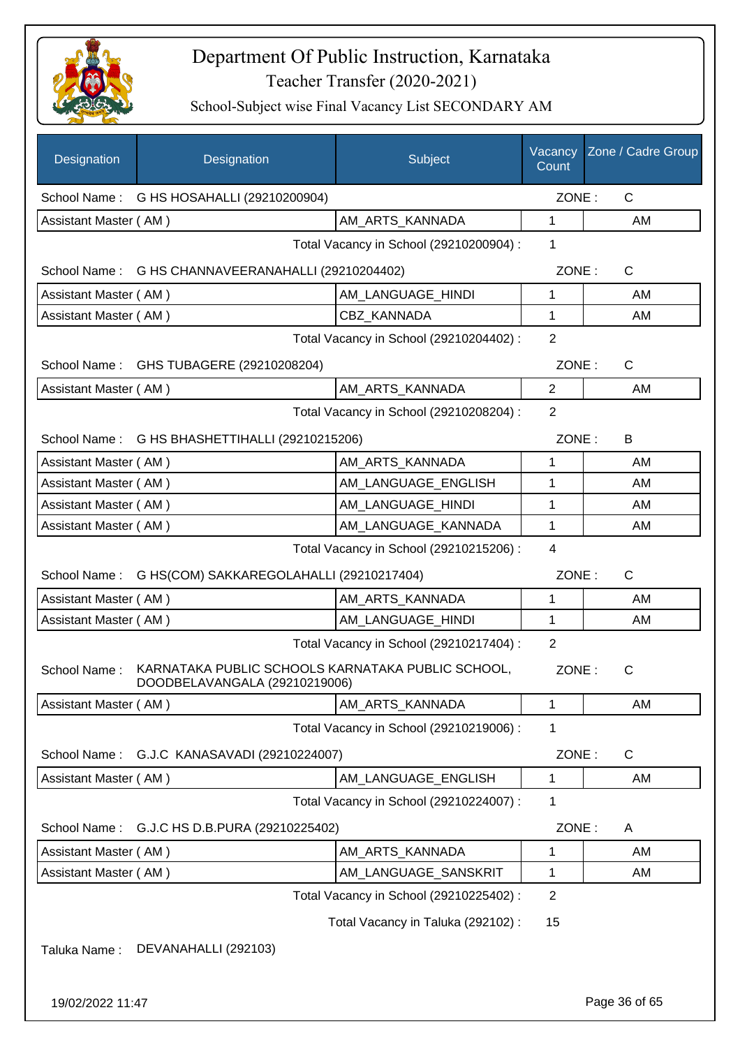# Department Of Public Instruction, Karnataka

Teacher Transfer (2020-2021)

School-Subject wise Final Vacancy List SECONDARY AM

| Designation | Designation | Subject | Vacancy Count | Zone / Cadre Group |
|---|---|---|---|---|
| School Name : | G HS HOSAHALLI (29210200904) | | ZONE : | C |
| Assistant Master ( AM ) | | AM_ARTS_KANNADA | 1 | AM |
| | | Total Vacancy in School (29210200904) : | 1 | |
| School Name : | G HS CHANNAVEERANAHALLI (29210204402) | | ZONE : | C |
| Assistant Master ( AM ) | | AM_LANGUAGE_HINDI | 1 | AM |
| Assistant Master ( AM ) | | CBZ_KANNADA | 1 | AM |
| | | Total Vacancy in School (29210204402) : | 2 | |
| School Name : | GHS TUBAGERE (29210208204) | | ZONE : | C |
| Assistant Master ( AM ) | | AM_ARTS_KANNADA | 2 | AM |
| | | Total Vacancy in School (29210208204) : | 2 | |
| School Name : | G HS BHASHETTIHALLI (29210215206) | | ZONE : | B |
| Assistant Master ( AM ) | | AM_ARTS_KANNADA | 1 | AM |
| Assistant Master ( AM ) | | AM_LANGUAGE_ENGLISH | 1 | AM |
| Assistant Master ( AM ) | | AM_LANGUAGE_HINDI | 1 | AM |
| Assistant Master ( AM ) | | AM_LANGUAGE_KANNADA | 1 | AM |
| | | Total Vacancy in School (29210215206) : | 4 | |
| School Name : | G HS(COM) SAKKAREGOLAHALLI (29210217404) | | ZONE : | C |
| Assistant Master ( AM ) | | AM_ARTS_KANNADA | 1 | AM |
| Assistant Master ( AM ) | | AM_LANGUAGE_HINDI | 1 | AM |
| | | Total Vacancy in School (29210217404) : | 2 | |
| School Name : | KARNATAKA PUBLIC SCHOOLS KARNATAKA PUBLIC SCHOOL, DOODBELAVANGALA (29210219006) | | ZONE : | C |
| Assistant Master ( AM ) | | AM_ARTS_KANNADA | 1 | AM |
| | | Total Vacancy in School (29210219006) : | 1 | |
| School Name : | G.J.C KANASAVADI (29210224007) | | ZONE : | C |
| Assistant Master ( AM ) | | AM_LANGUAGE_ENGLISH | 1 | AM |
| | | Total Vacancy in School (29210224007) : | 1 | |
| School Name : | G.J.C HS D.B.PURA (29210225402) | | ZONE : | A |
| Assistant Master ( AM ) | | AM_ARTS_KANNADA | 1 | AM |
| Assistant Master ( AM ) | | AM_LANGUAGE_SANSKRIT | 1 | AM |
| | | Total Vacancy in School (29210225402) : | 2 | |
| | | Total Vacancy in Taluka (292102) : | 15 | |

Taluka Name : DEVANAHALLI (292103)

19/02/2022 11:47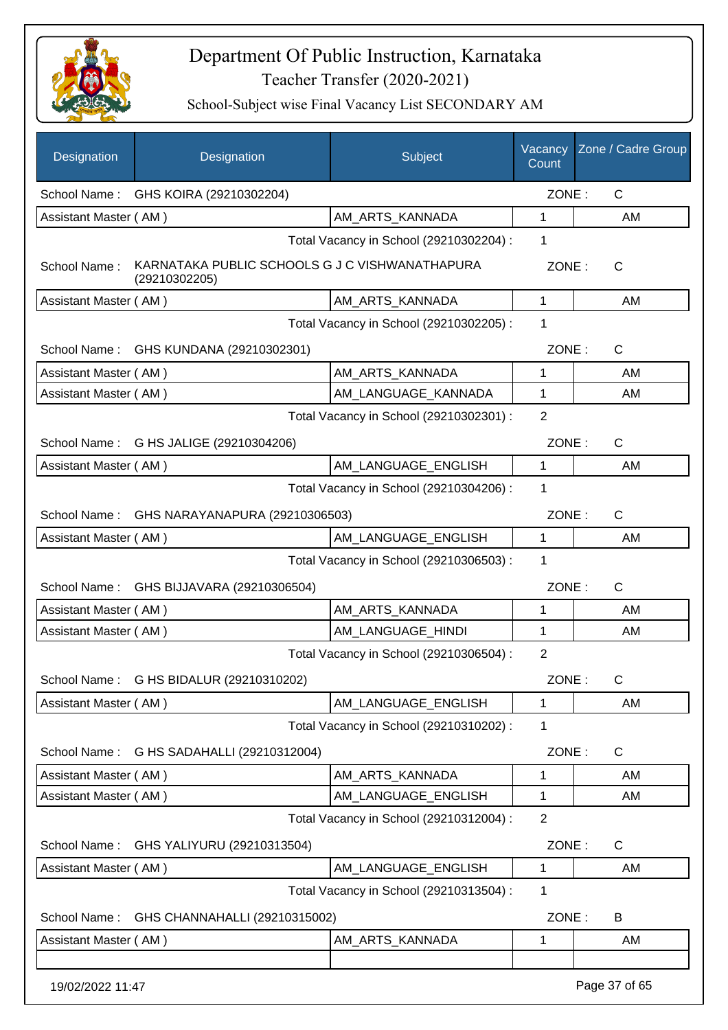# Department Of Public Instruction, Karnataka

## Teacher Transfer (2020-2021)

### School-Subject wise Final Vacancy List SECONDARY AM

| Designation | Designation | Subject | Vacancy Count | Zone / Cadre Group |
|---|---|---|---|---|
| School Name : | GHS KOIRA (29210302204) | | ZONE : | C |
| Assistant Master ( AM ) | | AM_ARTS_KANNADA | 1 | AM |
| | | Total Vacancy in School (29210302204) : | 1 | |
| School Name : | KARNATAKA PUBLIC SCHOOLS G J C VISHWANATHAPURA (29210302205) | | ZONE : | C |
| Assistant Master ( AM ) | | AM_ARTS_KANNADA | 1 | AM |
| | | Total Vacancy in School (29210302205) : | 1 | |
| School Name : | GHS KUNDANA (29210302301) | | ZONE : | C |
| Assistant Master ( AM ) | | AM_ARTS_KANNADA | 1 | AM |
| Assistant Master ( AM ) | | AM_LANGUAGE_KANNADA | 1 | AM |
| | | Total Vacancy in School (29210302301) : | 2 | |
| School Name : | G HS JALIGE (29210304206) | | ZONE : | C |
| Assistant Master ( AM ) | | AM_LANGUAGE_ENGLISH | 1 | AM |
| | | Total Vacancy in School (29210304206) : | 1 | |
| School Name : | GHS NARAYANAPURA (29210306503) | | ZONE : | C |
| Assistant Master ( AM ) | | AM_LANGUAGE_ENGLISH | 1 | AM |
| | | Total Vacancy in School (29210306503) : | 1 | |
| School Name : | GHS BIJJAVARA (29210306504) | | ZONE : | C |
| Assistant Master ( AM ) | | AM_ARTS_KANNADA | 1 | AM |
| Assistant Master ( AM ) | | AM_LANGUAGE_HINDI | 1 | AM |
| | | Total Vacancy in School (29210306504) : | 2 | |
| School Name : | G HS BIDALUR (29210310202) | | ZONE : | C |
| Assistant Master ( AM ) | | AM_LANGUAGE_ENGLISH | 1 | AM |
| | | Total Vacancy in School (29210310202) : | 1 | |
| School Name : | G HS SADAHALLI (29210312004) | | ZONE : | C |
| Assistant Master ( AM ) | | AM_ARTS_KANNADA | 1 | AM |
| Assistant Master ( AM ) | | AM_LANGUAGE_ENGLISH | 1 | AM |
| | | Total Vacancy in School (29210312004) : | 2 | |
| School Name : | GHS YALIYURU (29210313504) | | ZONE : | C |
| Assistant Master ( AM ) | | AM_LANGUAGE_ENGLISH | 1 | AM |
| | | Total Vacancy in School (29210313504) : | 1 | |
| School Name : | GHS CHANNAHALLI (29210315002) | | ZONE : | B |
| Assistant Master ( AM ) | | AM_ARTS_KANNADA | 1 | AM |

19/02/2022 11:47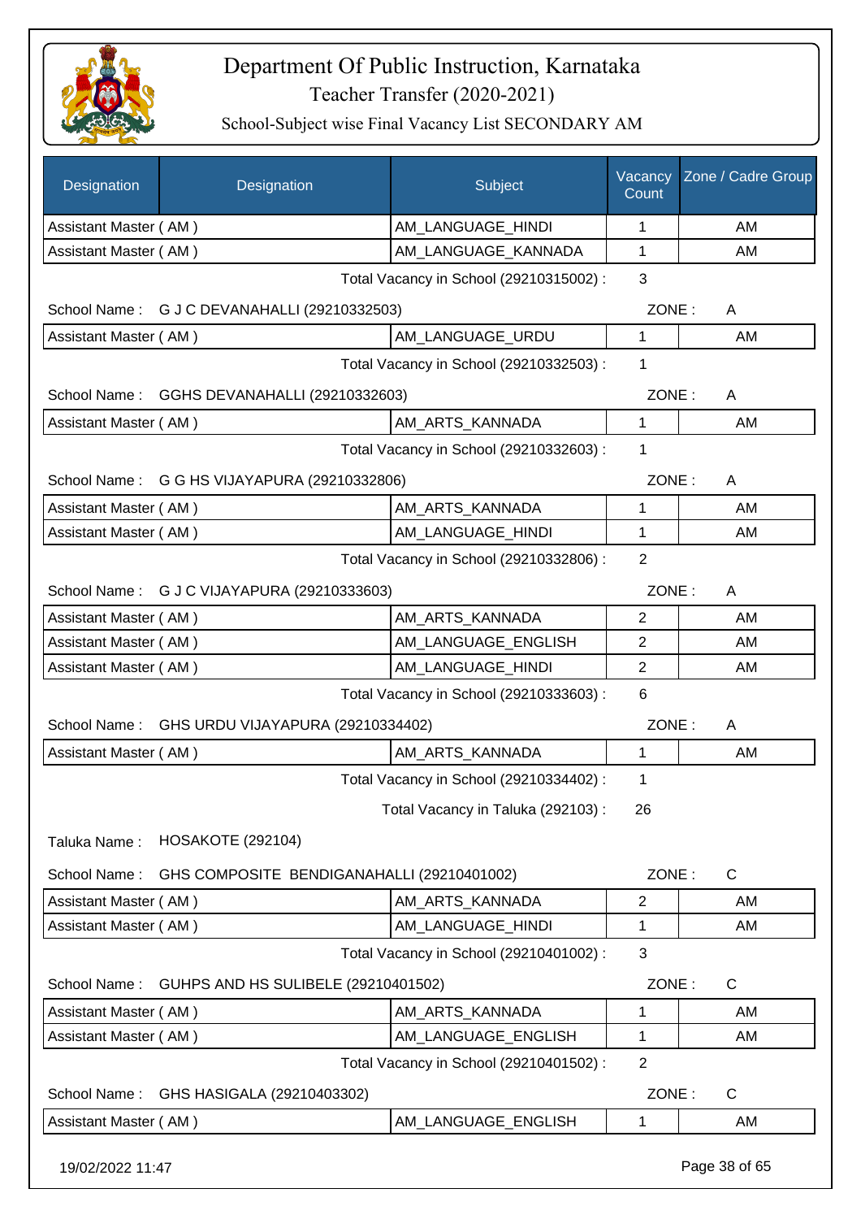# Department Of Public Instruction, Karnataka

## Teacher Transfer (2020-2021)

### School-Subject wise Final Vacancy List SECONDARY AM

| Designation | Designation | Subject | Vacancy Count | Zone / Cadre Group |
|---|---|---|---|---|
| Assistant Master ( AM ) | | AM_LANGUAGE_HINDI | 1 | AM |
| Assistant Master ( AM ) | | AM_LANGUAGE_KANNADA | 1 | AM |

Total Vacancy in School (29210315002) : 3

School Name : G J C DEVANAHALLI (29210332503) ZONE : A

| Designation | Subject | Vacancy Count | Zone / Cadre Group |
|---|---|---|---|
| Assistant Master ( AM ) | AM_LANGUAGE_URDU | 1 | AM |

Total Vacancy in School (29210332503) : 1

School Name : GGHS DEVANAHALLI (29210332603) ZONE : A

| Designation | Subject | Vacancy Count | Zone / Cadre Group |
|---|---|---|---|
| Assistant Master ( AM ) | AM_ARTS_KANNADA | 1 | AM |

Total Vacancy in School (29210332603) : 1

School Name : G G HS VIJAYAPURA (29210332806) ZONE : A

| Designation | Subject | Vacancy Count | Zone / Cadre Group |
|---|---|---|---|
| Assistant Master ( AM ) | AM_ARTS_KANNADA | 1 | AM |
| Assistant Master ( AM ) | AM_LANGUAGE_HINDI | 1 | AM |

Total Vacancy in School (29210332806) : 2

School Name : G J C VIJAYAPURA (29210333603) ZONE : A

| Designation | Subject | Vacancy Count | Zone / Cadre Group |
|---|---|---|---|
| Assistant Master ( AM ) | AM_ARTS_KANNADA | 2 | AM |
| Assistant Master ( AM ) | AM_LANGUAGE_ENGLISH | 2 | AM |
| Assistant Master ( AM ) | AM_LANGUAGE_HINDI | 2 | AM |

Total Vacancy in School (29210333603) : 6

School Name : GHS URDU VIJAYAPURA (29210334402) ZONE : A

| Designation | Subject | Vacancy Count | Zone / Cadre Group |
|---|---|---|---|
| Assistant Master ( AM ) | AM_ARTS_KANNADA | 1 | AM |

Total Vacancy in School (29210334402) : 1

Total Vacancy in Taluka (292103) : 26

Taluka Name : HOSAKOTE (292104)

School Name : GHS COMPOSITE BENDIGANAHALLI (29210401002) ZONE : C

| Designation | Subject | Vacancy Count | Zone / Cadre Group |
|---|---|---|---|
| Assistant Master ( AM ) | AM_ARTS_KANNADA | 2 | AM |
| Assistant Master ( AM ) | AM_LANGUAGE_HINDI | 1 | AM |

Total Vacancy in School (29210401002) : 3

School Name : GUHPS AND HS SULIBELE (29210401502) ZONE : C

| Designation | Subject | Vacancy Count | Zone / Cadre Group |
|---|---|---|---|
| Assistant Master ( AM ) | AM_ARTS_KANNADA | 1 | AM |
| Assistant Master ( AM ) | AM_LANGUAGE_ENGLISH | 1 | AM |

Total Vacancy in School (29210401502) : 2

School Name : GHS HASIGALA (29210403302) ZONE : C

| Designation | Subject | Vacancy Count | Zone / Cadre Group |
|---|---|---|---|
| Assistant Master ( AM ) | AM_LANGUAGE_ENGLISH | 1 | AM |

19/02/2022 11:47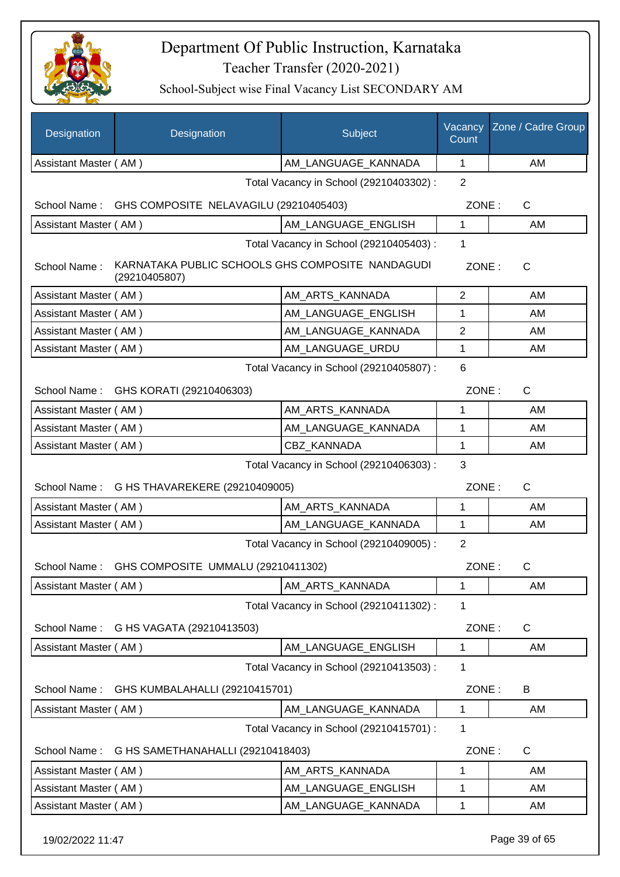# Department Of Public Instruction, Karnataka

Teacher Transfer (2020-2021)

School-Subject wise Final Vacancy List SECONDARY AM

| Designation | Designation | Subject | Vacancy Count | Zone / Cadre Group |
|---|---|---|---|---|
| Assistant Master ( AM ) | | AM_LANGUAGE_KANNADA | 1 | AM |

Total Vacancy in School (29210403302) : 2

School Name : GHS COMPOSITE NELAVAGILU (29210405403) ZONE : C

| Designation | Designation | Subject | Vacancy Count | Zone / Cadre Group |
|---|---|---|---|---|
| Assistant Master ( AM ) | | AM_LANGUAGE_ENGLISH | 1 | AM |

Total Vacancy in School (29210405403) : 1

School Name : KARNATAKA PUBLIC SCHOOLS GHS COMPOSITE NANDAGUDI (29210405807) ZONE : C

| Designation | Designation | Subject | Vacancy Count | Zone / Cadre Group |
|---|---|---|---|---|
| Assistant Master ( AM ) | | AM_ARTS_KANNADA | 2 | AM |
| Assistant Master ( AM ) | | AM_LANGUAGE_ENGLISH | 1 | AM |
| Assistant Master ( AM ) | | AM_LANGUAGE_KANNADA | 2 | AM |
| Assistant Master ( AM ) | | AM_LANGUAGE_URDU | 1 | AM |

Total Vacancy in School (29210405807) : 6

School Name : GHS KORATI (29210406303) ZONE : C

| Designation | Designation | Subject | Vacancy Count | Zone / Cadre Group |
|---|---|---|---|---|
| Assistant Master ( AM ) | | AM_ARTS_KANNADA | 1 | AM |
| Assistant Master ( AM ) | | AM_LANGUAGE_KANNADA | 1 | AM |
| Assistant Master ( AM ) | | CBZ_KANNADA | 1 | AM |

Total Vacancy in School (29210406303) : 3

School Name : G HS THAVAREKERE (29210409005) ZONE : C

| Designation | Designation | Subject | Vacancy Count | Zone / Cadre Group |
|---|---|---|---|---|
| Assistant Master ( AM ) | | AM_ARTS_KANNADA | 1 | AM |
| Assistant Master ( AM ) | | AM_LANGUAGE_KANNADA | 1 | AM |

Total Vacancy in School (29210409005) : 2

School Name : GHS COMPOSITE UMMALU (29210411302) ZONE : C

| Designation | Designation | Subject | Vacancy Count | Zone / Cadre Group |
|---|---|---|---|---|
| Assistant Master ( AM ) | | AM_ARTS_KANNADA | 1 | AM |

Total Vacancy in School (29210411302) : 1

School Name : G HS VAGATA (29210413503) ZONE : C

| Designation | Designation | Subject | Vacancy Count | Zone / Cadre Group |
|---|---|---|---|---|
| Assistant Master ( AM ) | | AM_LANGUAGE_ENGLISH | 1 | AM |

Total Vacancy in School (29210413503) : 1

School Name : GHS KUMBALAHALLI (29210415701) ZONE : B

| Designation | Designation | Subject | Vacancy Count | Zone / Cadre Group |
|---|---|---|---|---|
| Assistant Master ( AM ) | | AM_LANGUAGE_KANNADA | 1 | AM |

Total Vacancy in School (29210415701) : 1

School Name : G HS SAMETHANAHALLI (29210418403) ZONE : C

| Designation | Designation | Subject | Vacancy Count | Zone / Cadre Group |
|---|---|---|---|---|
| Assistant Master ( AM ) | | AM_ARTS_KANNADA | 1 | AM |
| Assistant Master ( AM ) | | AM_LANGUAGE_ENGLISH | 1 | AM |
| Assistant Master ( AM ) | | AM_LANGUAGE_KANNADA | 1 | AM |

19/02/2022 11:47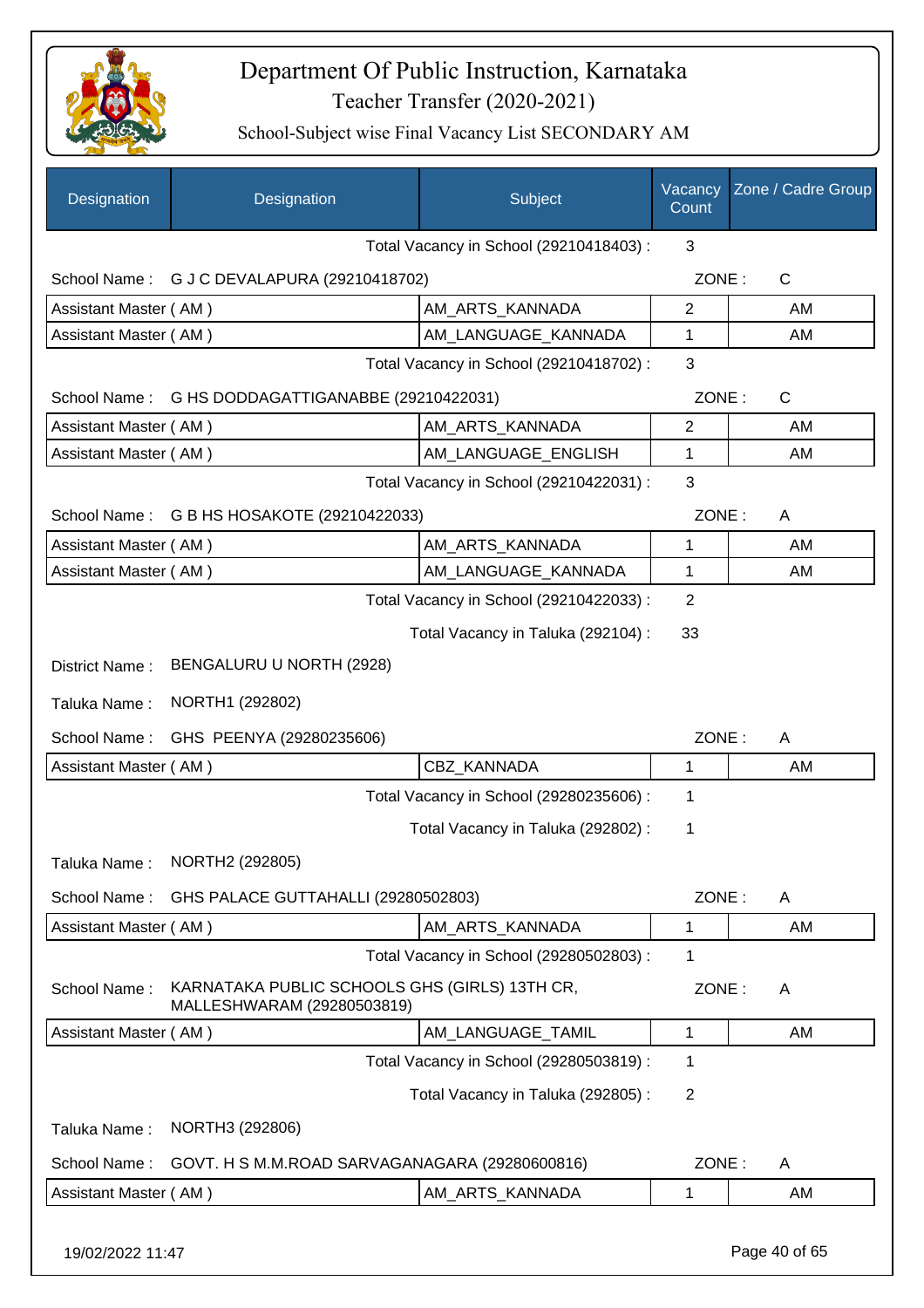# Department Of Public Instruction, Karnataka

## Teacher Transfer (2020-2021)

### School-Subject wise Final Vacancy List SECONDARY AM

| Designation | Designation | Subject | Vacancy Count | Zone / Cadre Group |
|---|---|---|---|---|
| | | Total Vacancy in School (29210418403) : | 3 | |
| School Name : | G J C DEVALAPURA (29210418702) | | ZONE : | C |
| Assistant Master ( AM ) | | AM_ARTS_KANNADA | 2 | AM |
| Assistant Master ( AM ) | | AM_LANGUAGE_KANNADA | 1 | AM |
| | | Total Vacancy in School (29210418702) : | 3 | |
| School Name : | G HS DODDAGATTIGANABBE (29210422031) | | ZONE : | C |
| Assistant Master ( AM ) | | AM_ARTS_KANNADA | 2 | AM |
| Assistant Master ( AM ) | | AM_LANGUAGE_ENGLISH | 1 | AM |
| | | Total Vacancy in School (29210422031) : | 3 | |
| School Name : | G B HS HOSAKOTE (29210422033) | | ZONE : | A |
| Assistant Master ( AM ) | | AM_ARTS_KANNADA | 1 | AM |
| Assistant Master ( AM ) | | AM_LANGUAGE_KANNADA | 1 | AM |
| | | Total Vacancy in School (29210422033) : | 2 | |
| | | Total Vacancy in Taluka (292104) : | 33 | |
| District Name : | BENGALURU U NORTH (2928) | | | |
| Taluka Name : | NORTH1 (292802) | | | |
| School Name : | GHS PEENYA (29280235606) | | ZONE : | A |
| Assistant Master ( AM ) | | CBZ_KANNADA | 1 | AM |
| | | Total Vacancy in School (29280235606) : | 1 | |
| | | Total Vacancy in Taluka (292802) : | 1 | |
| Taluka Name : | NORTH2 (292805) | | | |
| School Name : | GHS PALACE GUTTAHALLI (29280502803) | | ZONE : | A |
| Assistant Master ( AM ) | | AM_ARTS_KANNADA | 1 | AM |
| | | Total Vacancy in School (29280502803) : | 1 | |
| School Name : | KARNATAKA PUBLIC SCHOOLS GHS (GIRLS) 13TH CR, MALLESHWARAM (29280503819) | | ZONE : | A |
| Assistant Master ( AM ) | | AM_LANGUAGE_TAMIL | 1 | AM |
| | | Total Vacancy in School (29280503819) : | 1 | |
| | | Total Vacancy in Taluka (292805) : | 2 | |
| Taluka Name : | NORTH3 (292806) | | | |
| School Name : | GOVT. H S M.M.ROAD SARVAGANAGARA (29280600816) | | ZONE : | A |
| Assistant Master ( AM ) | | AM_ARTS_KANNADA | 1 | AM |

19/02/2022 11:47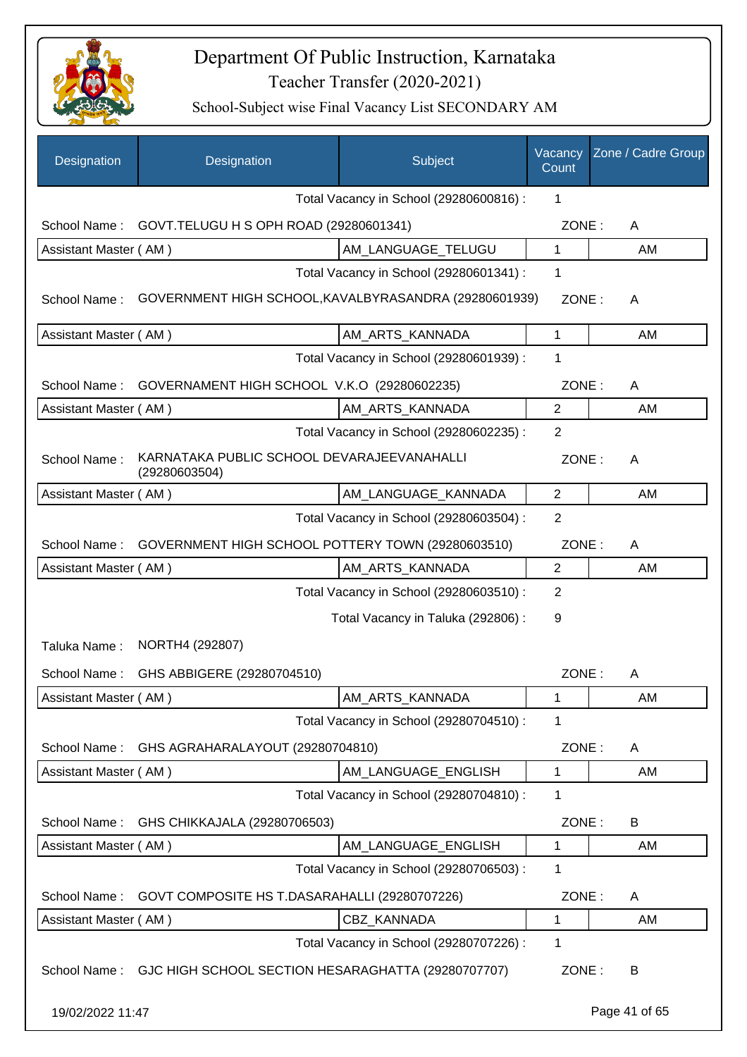# Department Of Public Instruction, Karnataka

## Teacher Transfer (2020-2021)

### School-Subject wise Final Vacancy List SECONDARY AM

| Designation | Designation | Subject | Vacancy Count | Zone / Cadre Group |
|---|---|---|---|---|
| | | Total Vacancy in School (29280600816) : | 1 | |
| School Name : | GOVT.TELUGU H S OPH ROAD (29280601341) | | ZONE : | A |
| Assistant Master ( AM ) | | AM_LANGUAGE_TELUGU | 1 | AM |
| | | Total Vacancy in School (29280601341) : | 1 | |
| School Name : | GOVERNMENT HIGH SCHOOL,KAVALBYRASANDRA (29280601939) | | ZONE : | A |
| Assistant Master ( AM ) | | AM_ARTS_KANNADA | 1 | AM |
| | | Total Vacancy in School (29280601939) : | 1 | |
| School Name : | GOVERNAMENT HIGH SCHOOL V.K.O (29280602235) | | ZONE : | A |
| Assistant Master ( AM ) | | AM_ARTS_KANNADA | 2 | AM |
| | | Total Vacancy in School (29280602235) : | 2 | |
| School Name : | KARNATAKA PUBLIC SCHOOL DEVARAJEEVANAHALLI (29280603504) | | ZONE : | A |
| Assistant Master ( AM ) | | AM_LANGUAGE_KANNADA | 2 | AM |
| | | Total Vacancy in School (29280603504) : | 2 | |
| School Name : | GOVERNMENT HIGH SCHOOL POTTERY TOWN (29280603510) | | ZONE : | A |
| Assistant Master ( AM ) | | AM_ARTS_KANNADA | 2 | AM |
| | | Total Vacancy in School (29280603510) : | 2 | |
| | | Total Vacancy in Taluka (292806) : | 9 | |
| Taluka Name : | NORTH4 (292807) | | | |
| School Name : | GHS ABBIGERE (29280704510) | | ZONE : | A |
| Assistant Master ( AM ) | | AM_ARTS_KANNADA | 1 | AM |
| | | Total Vacancy in School (29280704510) : | 1 | |
| School Name : | GHS AGRAHARALAYOUT (29280704810) | | ZONE : | A |
| Assistant Master ( AM ) | | AM_LANGUAGE_ENGLISH | 1 | AM |
| | | Total Vacancy in School (29280704810) : | 1 | |
| School Name : | GHS CHIKKAJALA (29280706503) | | ZONE : | B |
| Assistant Master ( AM ) | | AM_LANGUAGE_ENGLISH | 1 | AM |
| | | Total Vacancy in School (29280706503) : | 1 | |
| School Name : | GOVT COMPOSITE HS T.DASARAHALLI (29280707226) | | ZONE : | A |
| Assistant Master ( AM ) | | CBZ_KANNADA | 1 | AM |
| | | Total Vacancy in School (29280707226) : | 1 | |
| School Name : | GJC HIGH SCHOOL SECTION HESARAGHATTA (29280707707) | | ZONE : | B |

19/02/2022 11:47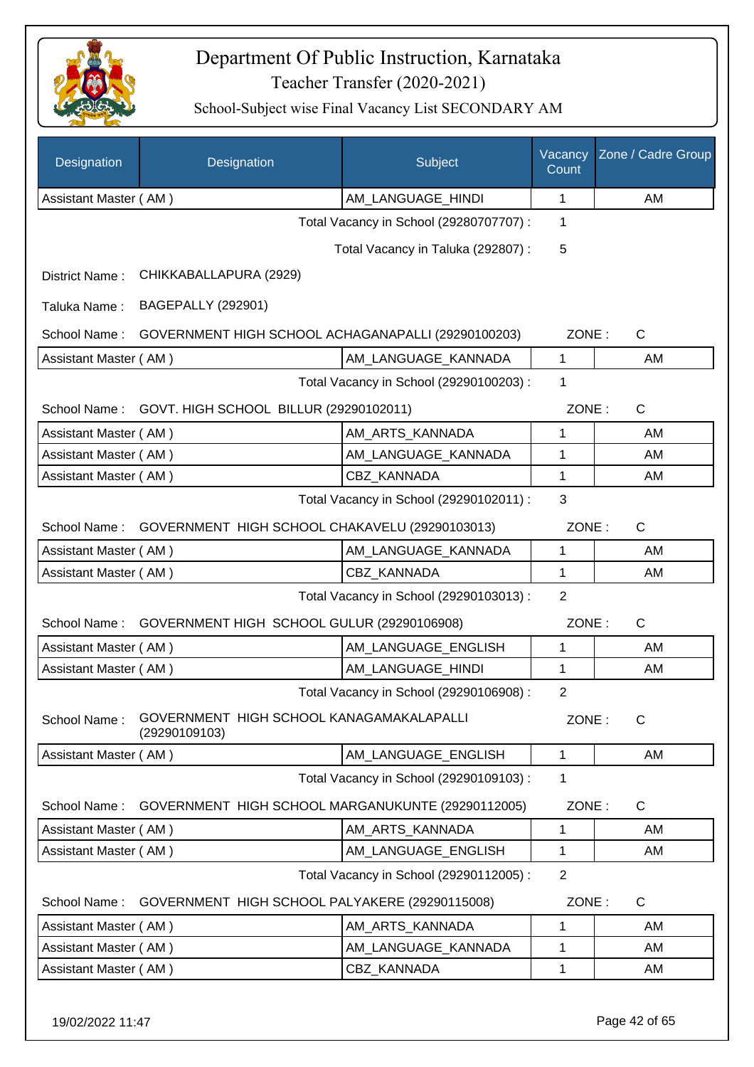# Department Of Public Instruction, Karnataka

## Teacher Transfer (2020-2021)

### School-Subject wise Final Vacancy List SECONDARY AM

| Designation | Designation | Subject | Vacancy Count | Zone / Cadre Group |
|---|---|---|---|---|
| Assistant Master ( AM ) | | AM_LANGUAGE_HINDI | 1 | AM |

Total Vacancy in School (29280707707) : 1

Total Vacancy in Taluka (292807) : 5

District Name : CHIKKABALLAPURA (2929)

Taluka Name : BAGEPALLY (292901)

School Name : GOVERNMENT HIGH SCHOOL ACHAGANAPALLI (29290100203) ZONE : C

| Designation | Designation | Subject | Vacancy Count | Zone / Cadre Group |
|---|---|---|---|---|
| Assistant Master ( AM ) | | AM_LANGUAGE_KANNADA | 1 | AM |

Total Vacancy in School (29290100203) : 1

School Name : GOVT. HIGH SCHOOL BILLUR (29290102011) ZONE : C

| Designation | Designation | Subject | Vacancy Count | Zone / Cadre Group |
|---|---|---|---|---|
| Assistant Master ( AM ) | | AM_ARTS_KANNADA | 1 | AM |
| Assistant Master ( AM ) | | AM_LANGUAGE_KANNADA | 1 | AM |
| Assistant Master ( AM ) | | CBZ_KANNADA | 1 | AM |

Total Vacancy in School (29290102011) : 3

School Name : GOVERNMENT HIGH SCHOOL CHAKAVELU (29290103013) ZONE : C

| Designation | Designation | Subject | Vacancy Count | Zone / Cadre Group |
|---|---|---|---|---|
| Assistant Master ( AM ) | | AM_LANGUAGE_KANNADA | 1 | AM |
| Assistant Master ( AM ) | | CBZ_KANNADA | 1 | AM |

Total Vacancy in School (29290103013) : 2

School Name : GOVERNMENT HIGH SCHOOL GULUR (29290106908) ZONE : C

| Designation | Designation | Subject | Vacancy Count | Zone / Cadre Group |
|---|---|---|---|---|
| Assistant Master ( AM ) | | AM_LANGUAGE_ENGLISH | 1 | AM |
| Assistant Master ( AM ) | | AM_LANGUAGE_HINDI | 1 | AM |

Total Vacancy in School (29290106908) : 2

School Name : GOVERNMENT HIGH SCHOOL KANAGAMAKALAPALLI (29290109103) ZONE : C

| Designation | Designation | Subject | Vacancy Count | Zone / Cadre Group |
|---|---|---|---|---|
| Assistant Master ( AM ) | | AM_LANGUAGE_ENGLISH | 1 | AM |

Total Vacancy in School (29290109103) : 1

School Name : GOVERNMENT HIGH SCHOOL MARGANUKUNTE (29290112005) ZONE : C

| Designation | Designation | Subject | Vacancy Count | Zone / Cadre Group |
|---|---|---|---|---|
| Assistant Master ( AM ) | | AM_ARTS_KANNADA | 1 | AM |
| Assistant Master ( AM ) | | AM_LANGUAGE_ENGLISH | 1 | AM |

Total Vacancy in School (29290112005) : 2

School Name : GOVERNMENT HIGH SCHOOL PALYAKERE (29290115008) ZONE : C

| Designation | Designation | Subject | Vacancy Count | Zone / Cadre Group |
|---|---|---|---|---|
| Assistant Master ( AM ) | | AM_ARTS_KANNADA | 1 | AM |
| Assistant Master ( AM ) | | AM_LANGUAGE_KANNADA | 1 | AM |
| Assistant Master ( AM ) | | CBZ_KANNADA | 1 | AM |

19/02/2022 11:47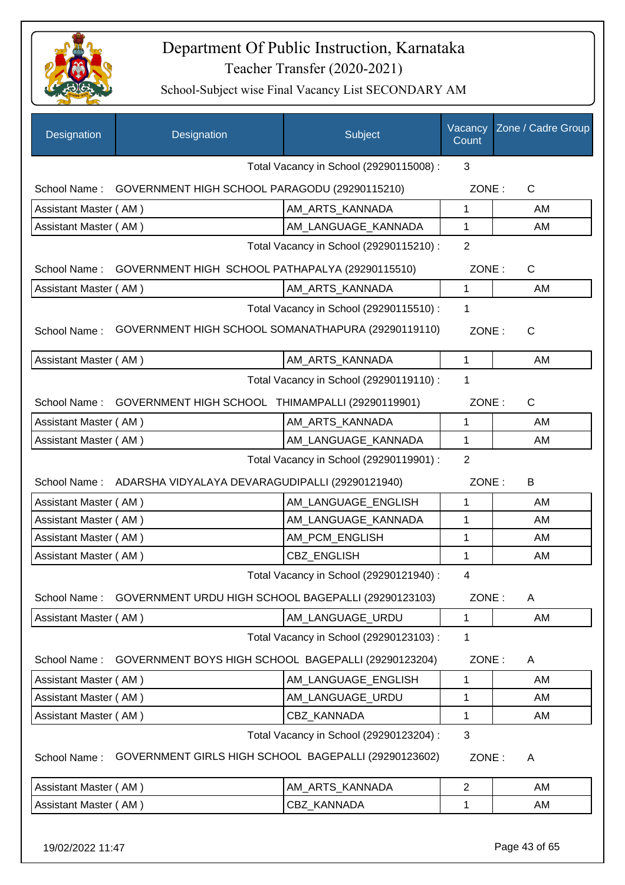# Department Of Public Instruction, Karnataka

Teacher Transfer (2020-2021)

School-Subject wise Final Vacancy List SECONDARY AM

| Designation | Designation | Subject | Vacancy Count | Zone / Cadre Group |
|---|---|---|---|---|
| | | Total Vacancy in School (29290115008) : | 3 | |
| School Name : | GOVERNMENT HIGH SCHOOL PARAGODU (29290115210) | | ZONE : | C |
| Assistant Master ( AM ) | | AM_ARTS_KANNADA | 1 | AM |
| Assistant Master ( AM ) | | AM_LANGUAGE_KANNADA | 1 | AM |
| | | Total Vacancy in School (29290115210) : | 2 | |
| School Name : | GOVERNMENT HIGH SCHOOL PATHAPALYA (29290115510) | | ZONE : | C |
| Assistant Master ( AM ) | | AM_ARTS_KANNADA | 1 | AM |
| | | Total Vacancy in School (29290115510) : | 1 | |
| School Name : | GOVERNMENT HIGH SCHOOL SOMANATHAPURA (29290119110) | | ZONE : | C |
| Assistant Master ( AM ) | | AM_ARTS_KANNADA | 1 | AM |
| | | Total Vacancy in School (29290119110) : | 1 | |
| School Name : | GOVERNMENT HIGH SCHOOL THIMAMPALLI (29290119901) | | ZONE : | C |
| Assistant Master ( AM ) | | AM_ARTS_KANNADA | 1 | AM |
| Assistant Master ( AM ) | | AM_LANGUAGE_KANNADA | 1 | AM |
| | | Total Vacancy in School (29290119901) : | 2 | |
| School Name : | ADARSHA VIDYALAYA DEVARAGUDIPALLI (29290121940) | | ZONE : | B |
| Assistant Master ( AM ) | | AM_LANGUAGE_ENGLISH | 1 | AM |
| Assistant Master ( AM ) | | AM_LANGUAGE_KANNADA | 1 | AM |
| Assistant Master ( AM ) | | AM_PCM_ENGLISH | 1 | AM |
| Assistant Master ( AM ) | | CBZ_ENGLISH | 1 | AM |
| | | Total Vacancy in School (29290121940) : | 4 | |
| School Name : | GOVERNMENT URDU HIGH SCHOOL BAGEPALLI (29290123103) | | ZONE : | A |
| Assistant Master ( AM ) | | AM_LANGUAGE_URDU | 1 | AM |
| | | Total Vacancy in School (29290123103) : | 1 | |
| School Name : | GOVERNMENT BOYS HIGH SCHOOL BAGEPALLI (29290123204) | | ZONE : | A |
| Assistant Master ( AM ) | | AM_LANGUAGE_ENGLISH | 1 | AM |
| Assistant Master ( AM ) | | AM_LANGUAGE_URDU | 1 | AM |
| Assistant Master ( AM ) | | CBZ_KANNADA | 1 | AM |
| | | Total Vacancy in School (29290123204) : | 3 | |
| School Name : | GOVERNMENT GIRLS HIGH SCHOOL BAGEPALLI (29290123602) | | ZONE : | A |
| Assistant Master ( AM ) | | AM_ARTS_KANNADA | 2 | AM |
| Assistant Master ( AM ) | | CBZ_KANNADA | 1 | AM |

19/02/2022 11:47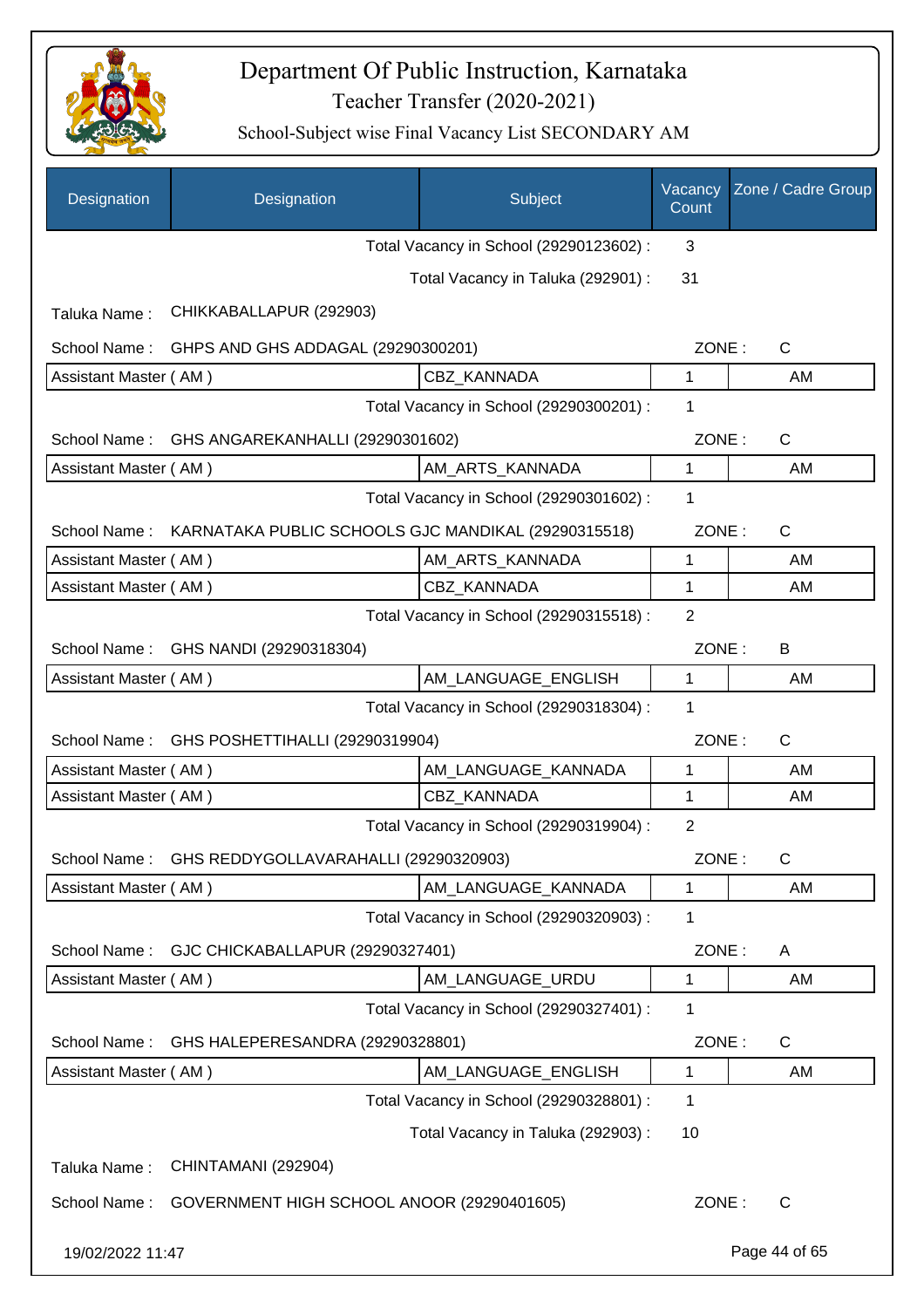# Department Of Public Instruction, Karnataka

Teacher Transfer (2020-2021)

School-Subject wise Final Vacancy List SECONDARY AM

| Designation | Designation | Subject | Vacancy Count | Zone / Cadre Group |
|---|---|---|---|---|
| | | Total Vacancy in School (29290123602) : | 3 | |
| | | Total Vacancy in Taluka (292901) : | 31 | |
| Taluka Name : | CHIKKABALLAPUR (292903) | | | |
| School Name : | GHPS AND GHS ADDAGAL (29290300201) | | ZONE : | C |
| Assistant Master ( AM ) | | CBZ_KANNADA | 1 | AM |
| | | Total Vacancy in School (29290300201) : | 1 | |
| School Name : | GHS ANGAREKANHALLI (29290301602) | | ZONE : | C |
| Assistant Master ( AM ) | | AM_ARTS_KANNADA | 1 | AM |
| | | Total Vacancy in School (29290301602) : | 1 | |
| School Name : | KARNATAKA PUBLIC SCHOOLS GJC MANDIKAL (29290315518) | | ZONE : | C |
| Assistant Master ( AM ) | | AM_ARTS_KANNADA | 1 | AM |
| Assistant Master ( AM ) | | CBZ_KANNADA | 1 | AM |
| | | Total Vacancy in School (29290315518) : | 2 | |
| School Name : | GHS NANDI (29290318304) | | ZONE : | B |
| Assistant Master ( AM ) | | AM_LANGUAGE_ENGLISH | 1 | AM |
| | | Total Vacancy in School (29290318304) : | 1 | |
| School Name : | GHS POSHETTIHALLI (29290319904) | | ZONE : | C |
| Assistant Master ( AM ) | | AM_LANGUAGE_KANNADA | 1 | AM |
| Assistant Master ( AM ) | | CBZ_KANNADA | 1 | AM |
| | | Total Vacancy in School (29290319904) : | 2 | |
| School Name : | GHS REDDYGOLLAVARAHALLI (29290320903) | | ZONE : | C |
| Assistant Master ( AM ) | | AM_LANGUAGE_KANNADA | 1 | AM |
| | | Total Vacancy in School (29290320903) : | 1 | |
| School Name : | GJC CHICKABALLAPUR (29290327401) | | ZONE : | A |
| Assistant Master ( AM ) | | AM_LANGUAGE_URDU | 1 | AM |
| | | Total Vacancy in School (29290327401) : | 1 | |
| School Name : | GHS HALEPERESANDRA (29290328801) | | ZONE : | C |
| Assistant Master ( AM ) | | AM_LANGUAGE_ENGLISH | 1 | AM |
| | | Total Vacancy in School (29290328801) : | 1 | |
| | | Total Vacancy in Taluka (292903) : | 10 | |
| Taluka Name : | CHINTAMANI (292904) | | | |
| School Name : | GOVERNMENT HIGH SCHOOL ANOOR (29290401605) | | ZONE : | C |

19/02/2022 11:47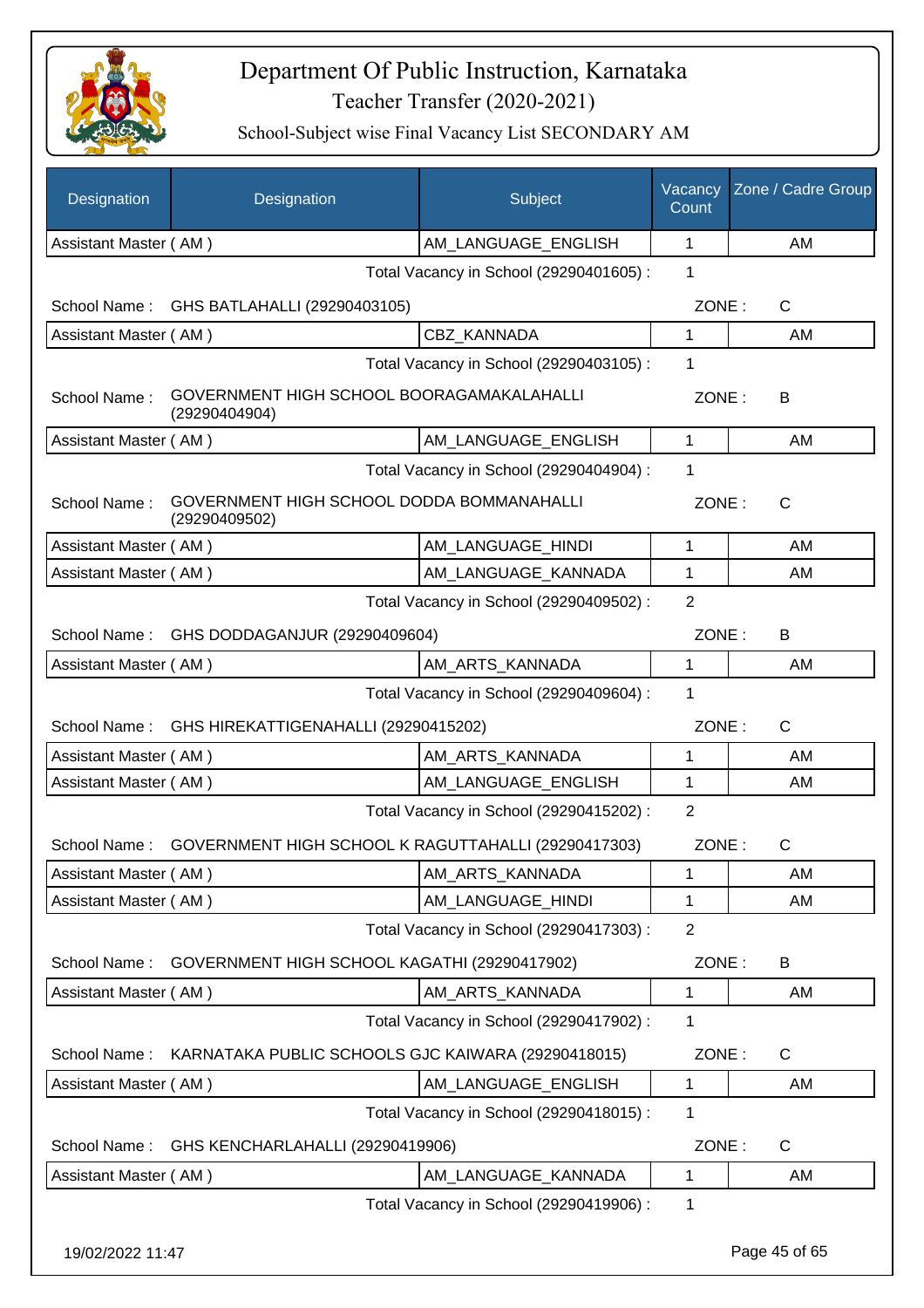# Department Of Public Instruction, Karnataka

## Teacher Transfer (2020-2021)

### School-Subject wise Final Vacancy List SECONDARY AM

| Designation | Designation | Subject | Vacancy Count | Zone / Cadre Group |
|---|---|---|---|---|
| Assistant Master ( AM ) | | AM_LANGUAGE_ENGLISH | 1 | AM |
| | | Total Vacancy in School (29290401605) : | 1 | |
| School Name : | GHS BATLAHALLI (29290403105) | | ZONE : | C |
| Assistant Master ( AM ) | | CBZ_KANNADA | 1 | AM |
| | | Total Vacancy in School (29290403105) : | 1 | |
| School Name : | GOVERNMENT HIGH SCHOOL BOORAGAMAKALAHALLI (29290404904) | | ZONE : | B |
| Assistant Master ( AM ) | | AM_LANGUAGE_ENGLISH | 1 | AM |
| | | Total Vacancy in School (29290404904) : | 1 | |
| School Name : | GOVERNMENT HIGH SCHOOL DODDA BOMMANAHALLI (29290409502) | | ZONE : | C |
| Assistant Master ( AM ) | | AM_LANGUAGE_HINDI | 1 | AM |
| Assistant Master ( AM ) | | AM_LANGUAGE_KANNADA | 1 | AM |
| | | Total Vacancy in School (29290409502) : | 2 | |
| School Name : | GHS DODDAGANJUR (29290409604) | | ZONE : | B |
| Assistant Master ( AM ) | | AM_ARTS_KANNADA | 1 | AM |
| | | Total Vacancy in School (29290409604) : | 1 | |
| School Name : | GHS HIREKATTIGENAHALLI (29290415202) | | ZONE : | C |
| Assistant Master ( AM ) | | AM_ARTS_KANNADA | 1 | AM |
| Assistant Master ( AM ) | | AM_LANGUAGE_ENGLISH | 1 | AM |
| | | Total Vacancy in School (29290415202) : | 2 | |
| School Name : | GOVERNMENT HIGH SCHOOL K RAGUTTAHALLI (29290417303) | | ZONE : | C |
| Assistant Master ( AM ) | | AM_ARTS_KANNADA | 1 | AM |
| Assistant Master ( AM ) | | AM_LANGUAGE_HINDI | 1 | AM |
| | | Total Vacancy in School (29290417303) : | 2 | |
| School Name : | GOVERNMENT HIGH SCHOOL KAGATHI (29290417902) | | ZONE : | B |
| Assistant Master ( AM ) | | AM_ARTS_KANNADA | 1 | AM |
| | | Total Vacancy in School (29290417902) : | 1 | |
| School Name : | KARNATAKA PUBLIC SCHOOLS GJC KAIWARA (29290418015) | | ZONE : | C |
| Assistant Master ( AM ) | | AM_LANGUAGE_ENGLISH | 1 | AM |
| | | Total Vacancy in School (29290418015) : | 1 | |
| School Name : | GHS KENCHARLAHALLI (29290419906) | | ZONE : | C |
| Assistant Master ( AM ) | | AM_LANGUAGE_KANNADA | 1 | AM |
| | | Total Vacancy in School (29290419906) : | 1 | |

19/02/2022 11:47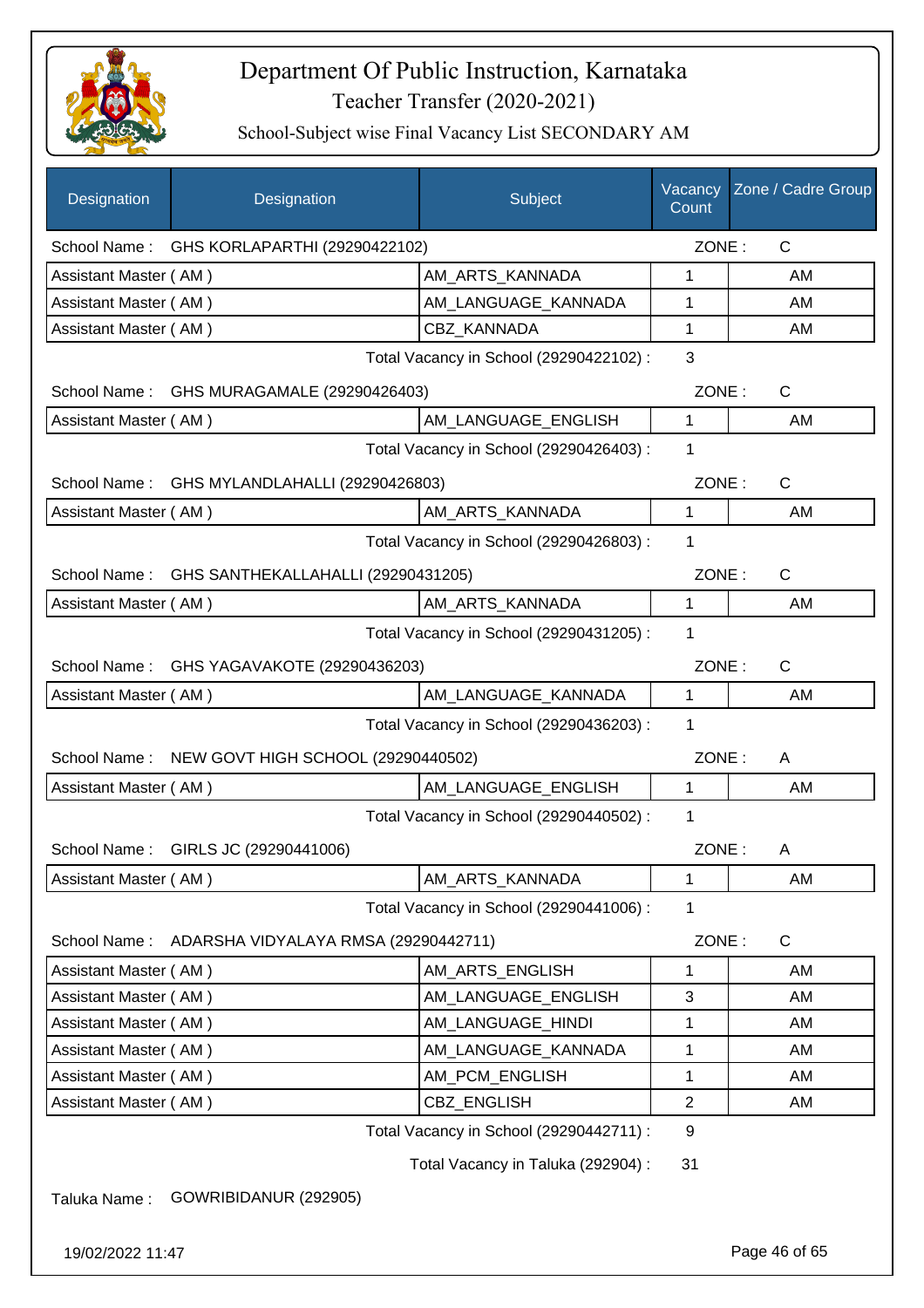# Department Of Public Instruction, Karnataka

Teacher Transfer (2020-2021)

School-Subject wise Final Vacancy List SECONDARY AM

| Designation | Designation | Subject | Vacancy Count | Zone / Cadre Group |
|---|---|---|---|---|
| School Name : | GHS KORLAPARTHI (29290422102) | | ZONE : | C |
| Assistant Master ( AM ) | | AM_ARTS_KANNADA | 1 | AM |
| Assistant Master ( AM ) | | AM_LANGUAGE_KANNADA | 1 | AM |
| Assistant Master ( AM ) | | CBZ_KANNADA | 1 | AM |
| | | Total Vacancy in School (29290422102) : | 3 | |
| School Name : | GHS MURAGAMALE (29290426403) | | ZONE : | C |
| Assistant Master ( AM ) | | AM_LANGUAGE_ENGLISH | 1 | AM |
| | | Total Vacancy in School (29290426403) : | 1 | |
| School Name : | GHS MYLANDLAHALLI (29290426803) | | ZONE : | C |
| Assistant Master ( AM ) | | AM_ARTS_KANNADA | 1 | AM |
| | | Total Vacancy in School (29290426803) : | 1 | |
| School Name : | GHS SANTHEKALLAHALLI (29290431205) | | ZONE : | C |
| Assistant Master ( AM ) | | AM_ARTS_KANNADA | 1 | AM |
| | | Total Vacancy in School (29290431205) : | 1 | |
| School Name : | GHS YAGAVAKOTE (29290436203) | | ZONE : | C |
| Assistant Master ( AM ) | | AM_LANGUAGE_KANNADA | 1 | AM |
| | | Total Vacancy in School (29290436203) : | 1 | |
| School Name : | NEW GOVT HIGH SCHOOL (29290440502) | | ZONE : | A |
| Assistant Master ( AM ) | | AM_LANGUAGE_ENGLISH | 1 | AM |
| | | Total Vacancy in School (29290440502) : | 1 | |
| School Name : | GIRLS JC (29290441006) | | ZONE : | A |
| Assistant Master ( AM ) | | AM_ARTS_KANNADA | 1 | AM |
| | | Total Vacancy in School (29290441006) : | 1 | |
| School Name : | ADARSHA VIDYALAYA RMSA (29290442711) | | ZONE : | C |
| Assistant Master ( AM ) | | AM_ARTS_ENGLISH | 1 | AM |
| Assistant Master ( AM ) | | AM_LANGUAGE_ENGLISH | 3 | AM |
| Assistant Master ( AM ) | | AM_LANGUAGE_HINDI | 1 | AM |
| Assistant Master ( AM ) | | AM_LANGUAGE_KANNADA | 1 | AM |
| Assistant Master ( AM ) | | AM_PCM_ENGLISH | 1 | AM |
| Assistant Master ( AM ) | | CBZ_ENGLISH | 2 | AM |
| | | Total Vacancy in School (29290442711) : | 9 | |
| | | Total Vacancy in Taluka (292904) : | 31 | |

Taluka Name : GOWRIBIDANUR (292905)

19/02/2022 11:47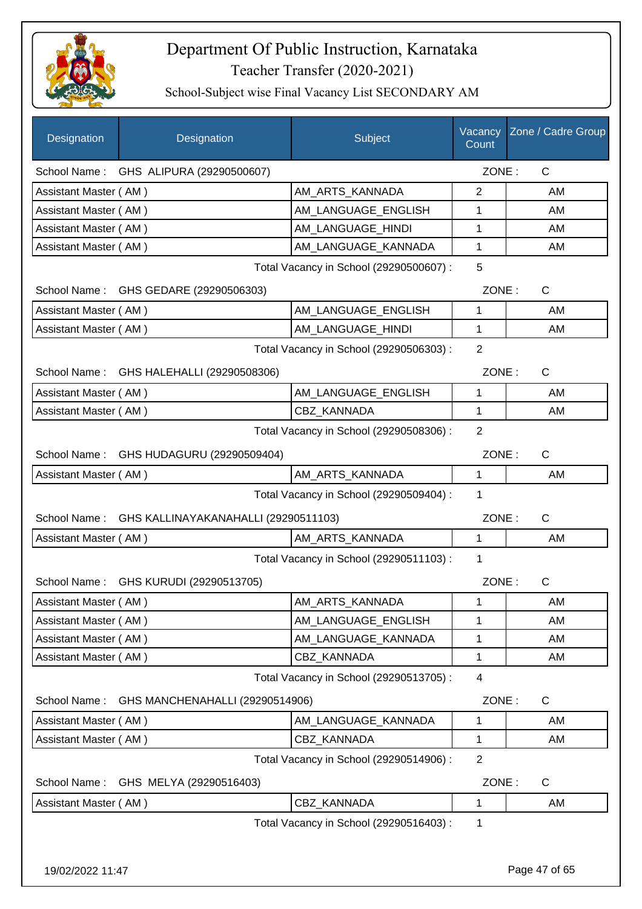# Department Of Public Instruction, Karnataka

Teacher Transfer (2020-2021)

School-Subject wise Final Vacancy List SECONDARY AM

| Designation | Designation | Subject | Vacancy Count | Zone / Cadre Group |
|---|---|---|---|---|
| School Name : | GHS ALIPURA (29290500607) | | ZONE : | C |
| Assistant Master ( AM ) | | AM_ARTS_KANNADA | 2 | AM |
| Assistant Master ( AM ) | | AM_LANGUAGE_ENGLISH | 1 | AM |
| Assistant Master ( AM ) | | AM_LANGUAGE_HINDI | 1 | AM |
| Assistant Master ( AM ) | | AM_LANGUAGE_KANNADA | 1 | AM |
| | | Total Vacancy in School (29290500607) : | 5 | |
| School Name : | GHS GEDARE (29290506303) | | ZONE : | C |
| Assistant Master ( AM ) | | AM_LANGUAGE_ENGLISH | 1 | AM |
| Assistant Master ( AM ) | | AM_LANGUAGE_HINDI | 1 | AM |
| | | Total Vacancy in School (29290506303) : | 2 | |
| School Name : | GHS HALEHALLI (29290508306) | | ZONE : | C |
| Assistant Master ( AM ) | | AM_LANGUAGE_ENGLISH | 1 | AM |
| Assistant Master ( AM ) | | CBZ_KANNADA | 1 | AM |
| | | Total Vacancy in School (29290508306) : | 2 | |
| School Name : | GHS HUDAGURU (29290509404) | | ZONE : | C |
| Assistant Master ( AM ) | | AM_ARTS_KANNADA | 1 | AM |
| | | Total Vacancy in School (29290509404) : | 1 | |
| School Name : | GHS KALLINAYAKANAHALLI (29290511103) | | ZONE : | C |
| Assistant Master ( AM ) | | AM_ARTS_KANNADA | 1 | AM |
| | | Total Vacancy in School (29290511103) : | 1 | |
| School Name : | GHS KURUDI (29290513705) | | ZONE : | C |
| Assistant Master ( AM ) | | AM_ARTS_KANNADA | 1 | AM |
| Assistant Master ( AM ) | | AM_LANGUAGE_ENGLISH | 1 | AM |
| Assistant Master ( AM ) | | AM_LANGUAGE_KANNADA | 1 | AM |
| Assistant Master ( AM ) | | CBZ_KANNADA | 1 | AM |
| | | Total Vacancy in School (29290513705) : | 4 | |
| School Name : | GHS MANCHENAHALLI (29290514906) | | ZONE : | C |
| Assistant Master ( AM ) | | AM_LANGUAGE_KANNADA | 1 | AM |
| Assistant Master ( AM ) | | CBZ_KANNADA | 1 | AM |
| | | Total Vacancy in School (29290514906) : | 2 | |
| School Name : | GHS MELYA (29290516403) | | ZONE : | C |
| Assistant Master ( AM ) | | CBZ_KANNADA | 1 | AM |
| | | Total Vacancy in School (29290516403) : | 1 | |

19/02/2022 11:47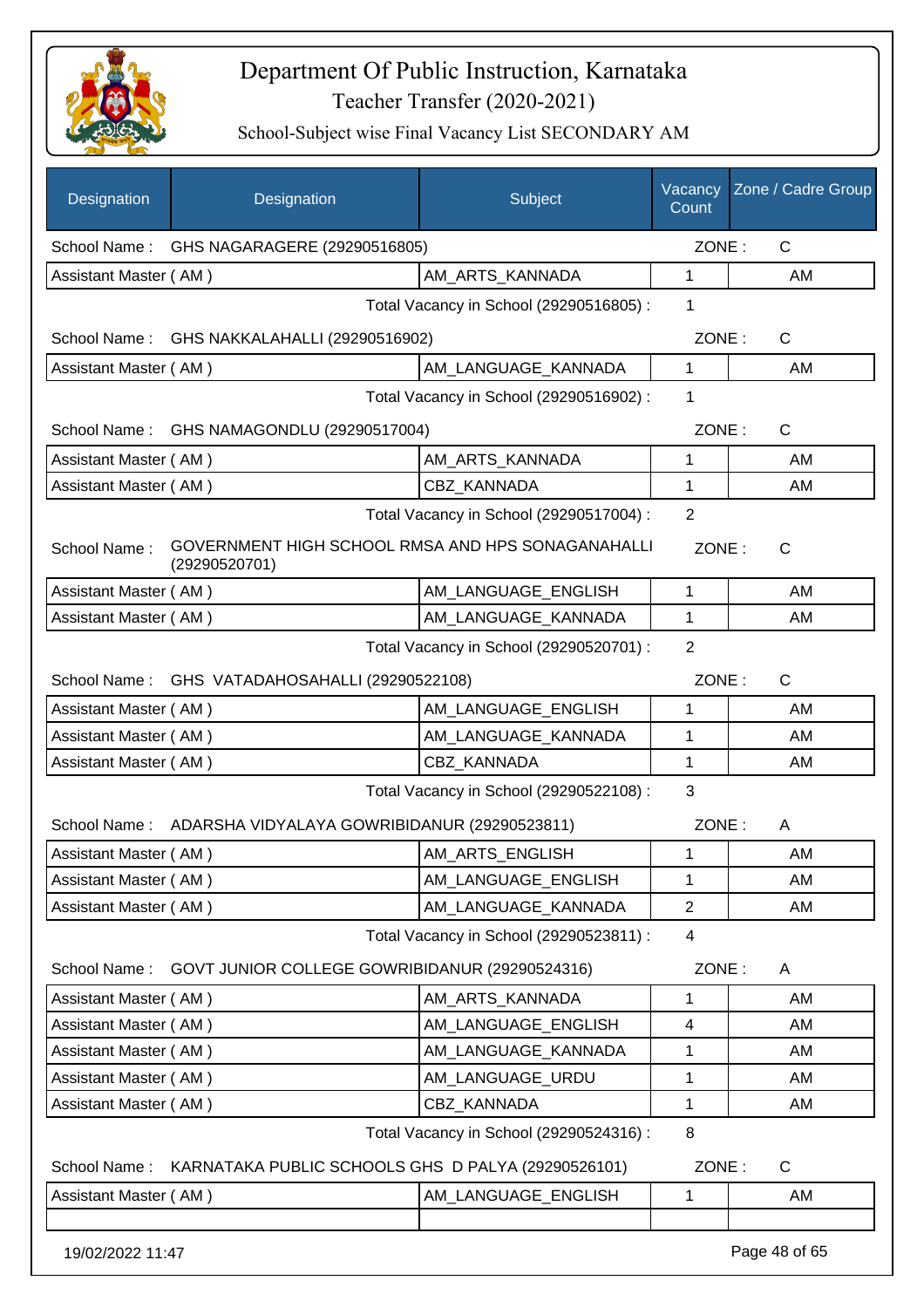# Department Of Public Instruction, Karnataka

## Teacher Transfer (2020-2021)

### School-Subject wise Final Vacancy List SECONDARY AM

| Designation | Designation | Subject | Vacancy Count | Zone / Cadre Group |
|---|---|---|---|---|
| School Name : | GHS NAGARAGERE (29290516805) | | ZONE : | C |
| Assistant Master ( AM ) | | AM_ARTS_KANNADA | 1 | AM |
| | | Total Vacancy in School (29290516805) : | 1 | |
| School Name : | GHS NAKKALAHALLI (29290516902) | | ZONE : | C |
| Assistant Master ( AM ) | | AM_LANGUAGE_KANNADA | 1 | AM |
| | | Total Vacancy in School (29290516902) : | 1 | |
| School Name : | GHS NAMAGONDLU (29290517004) | | ZONE : | C |
| Assistant Master ( AM ) | | AM_ARTS_KANNADA | 1 | AM |
| Assistant Master ( AM ) | | CBZ_KANNADA | 1 | AM |
| | | Total Vacancy in School (29290517004) : | 2 | |
| School Name : | GOVERNMENT HIGH SCHOOL RMSA AND HPS SONAGANAHALLI (29290520701) | | ZONE : | C |
| Assistant Master ( AM ) | | AM_LANGUAGE_ENGLISH | 1 | AM |
| Assistant Master ( AM ) | | AM_LANGUAGE_KANNADA | 1 | AM |
| | | Total Vacancy in School (29290520701) : | 2 | |
| School Name : | GHS VATADAHOSAHALLI (29290522108) | | ZONE : | C |
| Assistant Master ( AM ) | | AM_LANGUAGE_ENGLISH | 1 | AM |
| Assistant Master ( AM ) | | AM_LANGUAGE_KANNADA | 1 | AM |
| Assistant Master ( AM ) | | CBZ_KANNADA | 1 | AM |
| | | Total Vacancy in School (29290522108) : | 3 | |
| School Name : | ADARSHA VIDYALAYA GOWRIBIDANUR (29290523811) | | ZONE : | A |
| Assistant Master ( AM ) | | AM_ARTS_ENGLISH | 1 | AM |
| Assistant Master ( AM ) | | AM_LANGUAGE_ENGLISH | 1 | AM |
| Assistant Master ( AM ) | | AM_LANGUAGE_KANNADA | 2 | AM |
| | | Total Vacancy in School (29290523811) : | 4 | |
| School Name : | GOVT JUNIOR COLLEGE GOWRIBIDANUR (29290524316) | | ZONE : | A |
| Assistant Master ( AM ) | | AM_ARTS_KANNADA | 1 | AM |
| Assistant Master ( AM ) | | AM_LANGUAGE_ENGLISH | 4 | AM |
| Assistant Master ( AM ) | | AM_LANGUAGE_KANNADA | 1 | AM |
| Assistant Master ( AM ) | | AM_LANGUAGE_URDU | 1 | AM |
| Assistant Master ( AM ) | | CBZ_KANNADA | 1 | AM |
| | | Total Vacancy in School (29290524316) : | 8 | |
| School Name : | KARNATAKA PUBLIC SCHOOLS GHS D PALYA (29290526101) | | ZONE : | C |
| Assistant Master ( AM ) | | AM_LANGUAGE_ENGLISH | 1 | AM |

19/02/2022 11:47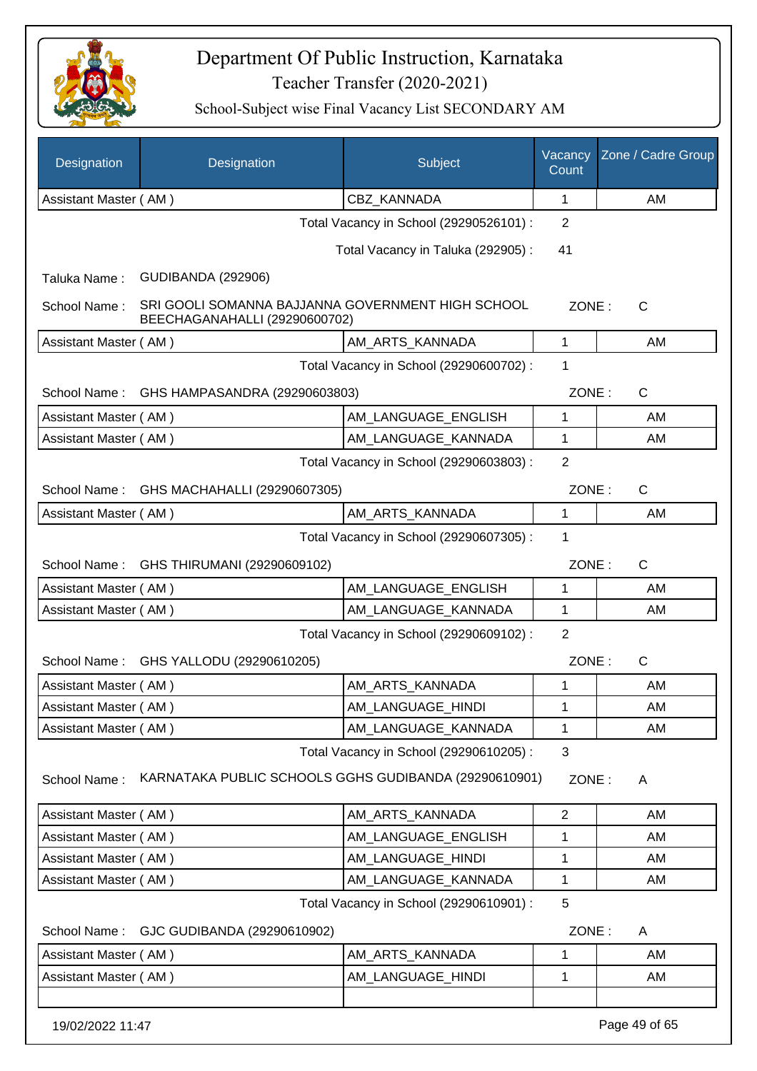# Department Of Public Instruction, Karnataka

## Teacher Transfer (2020-2021)

### School-Subject wise Final Vacancy List SECONDARY AM

| Designation | Designation | Subject | Vacancy Count | Zone / Cadre Group |
|---|---|---|---|---|
| Assistant Master ( AM ) | | CBZ_KANNADA | 1 | AM |

Total Vacancy in School (29290526101) : 2

Total Vacancy in Taluka (292905) : 41

Taluka Name : GUDIBANDA (292906)

School Name : SRI GOOLI SOMANNA BAJJANNA GOVERNMENT HIGH SCHOOL BEECHAGANAHALLI (29290600702) ZONE : C

| Designation | Subject | Vacancy Count | Zone / Cadre Group |
|---|---|---|---|
| Assistant Master ( AM ) | AM_ARTS_KANNADA | 1 | AM |

Total Vacancy in School (29290600702) : 1

School Name : GHS HAMPASANDRA (29290603803) ZONE : C

| Designation | Subject | Vacancy Count | Zone / Cadre Group |
|---|---|---|---|
| Assistant Master ( AM ) | AM_LANGUAGE_ENGLISH | 1 | AM |
| Assistant Master ( AM ) | AM_LANGUAGE_KANNADA | 1 | AM |

Total Vacancy in School (29290603803) : 2

School Name : GHS MACHAHALLI (29290607305) ZONE : C

| Designation | Subject | Vacancy Count | Zone / Cadre Group |
|---|---|---|---|
| Assistant Master ( AM ) | AM_ARTS_KANNADA | 1 | AM |

Total Vacancy in School (29290607305) : 1

School Name : GHS THIRUMANI (29290609102) ZONE : C

| Designation | Subject | Vacancy Count | Zone / Cadre Group |
|---|---|---|---|
| Assistant Master ( AM ) | AM_LANGUAGE_ENGLISH | 1 | AM |
| Assistant Master ( AM ) | AM_LANGUAGE_KANNADA | 1 | AM |

Total Vacancy in School (29290609102) : 2

School Name : GHS YALLODU (29290610205) ZONE : C

| Designation | Subject | Vacancy Count | Zone / Cadre Group |
|---|---|---|---|
| Assistant Master ( AM ) | AM_ARTS_KANNADA | 1 | AM |
| Assistant Master ( AM ) | AM_LANGUAGE_HINDI | 1 | AM |
| Assistant Master ( AM ) | AM_LANGUAGE_KANNADA | 1 | AM |

Total Vacancy in School (29290610205) : 3

School Name : KARNATAKA PUBLIC SCHOOLS GGHS GUDIBANDA (29290610901) ZONE : A

| Designation | Subject | Vacancy Count | Zone / Cadre Group |
|---|---|---|---|
| Assistant Master ( AM ) | AM_ARTS_KANNADA | 2 | AM |
| Assistant Master ( AM ) | AM_LANGUAGE_ENGLISH | 1 | AM |
| Assistant Master ( AM ) | AM_LANGUAGE_HINDI | 1 | AM |
| Assistant Master ( AM ) | AM_LANGUAGE_KANNADA | 1 | AM |

Total Vacancy in School (29290610901) : 5

School Name : GJC GUDIBANDA (29290610902) ZONE : A

| Designation | Subject | Vacancy Count | Zone / Cadre Group |
|---|---|---|---|
| Assistant Master ( AM ) | AM_ARTS_KANNADA | 1 | AM |
| Assistant Master ( AM ) | AM_LANGUAGE_HINDI | 1 | AM |

19/02/2022 11:47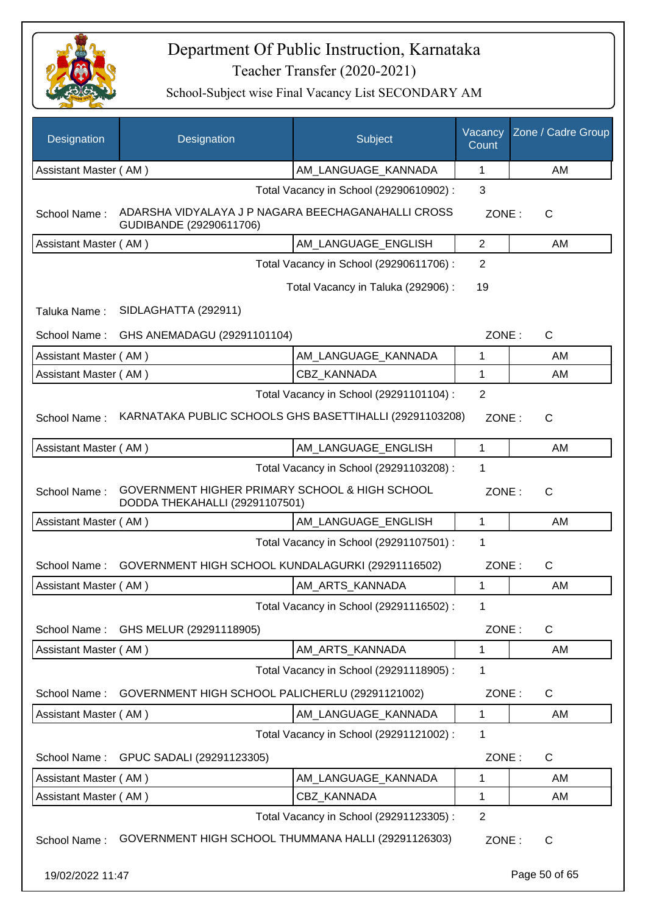# Department Of Public Instruction, Karnataka

Teacher Transfer (2020-2021)

School-Subject wise Final Vacancy List SECONDARY AM

| Designation | Designation | Subject | Vacancy Count | Zone / Cadre Group |
|---|---|---|---|---|
| Assistant Master ( AM ) | | AM_LANGUAGE_KANNADA | 1 | AM |

Total Vacancy in School (29290610902) : 3

School Name : ADARSHA VIDYALAYA J P NAGARA BEECHAGANAHALLI CROSS GUDIBANDE (29290611706) ZONE : C

| Designation | Designation | Subject | Vacancy Count | Zone / Cadre Group |
|---|---|---|---|---|
| Assistant Master ( AM ) | | AM_LANGUAGE_ENGLISH | 2 | AM |

Total Vacancy in School (29290611706) : 2

Total Vacancy in Taluka (292906) : 19

Taluka Name : SIDLAGHATTA (292911)

School Name : GHS ANEMADAGU (29291101104) ZONE : C

| Designation | Designation | Subject | Vacancy Count | Zone / Cadre Group |
|---|---|---|---|---|
| Assistant Master ( AM ) | | AM_LANGUAGE_KANNADA | 1 | AM |
| Assistant Master ( AM ) | | CBZ_KANNADA | 1 | AM |

Total Vacancy in School (29291101104) : 2

School Name : KARNATAKA PUBLIC SCHOOLS GHS BASETTIHALLI (29291103208) ZONE : C

| Designation | Designation | Subject | Vacancy Count | Zone / Cadre Group |
|---|---|---|---|---|
| Assistant Master ( AM ) | | AM_LANGUAGE_ENGLISH | 1 | AM |

Total Vacancy in School (29291103208) : 1

School Name : GOVERNMENT HIGHER PRIMARY SCHOOL & HIGH SCHOOL DODDA THEKAHALLI (29291107501) ZONE : C

| Designation | Designation | Subject | Vacancy Count | Zone / Cadre Group |
|---|---|---|---|---|
| Assistant Master ( AM ) | | AM_LANGUAGE_ENGLISH | 1 | AM |

Total Vacancy in School (29291107501) : 1

School Name : GOVERNMENT HIGH SCHOOL KUNDALAGURKI (29291116502) ZONE : C

| Designation | Designation | Subject | Vacancy Count | Zone / Cadre Group |
|---|---|---|---|---|
| Assistant Master ( AM ) | | AM_ARTS_KANNADA | 1 | AM |

Total Vacancy in School (29291116502) : 1

School Name : GHS MELUR (29291118905) ZONE : C

| Designation | Designation | Subject | Vacancy Count | Zone / Cadre Group |
|---|---|---|---|---|
| Assistant Master ( AM ) | | AM_ARTS_KANNADA | 1 | AM |

Total Vacancy in School (29291118905) : 1

School Name : GOVERNMENT HIGH SCHOOL PALICHERLU (29291121002) ZONE : C

| Designation | Designation | Subject | Vacancy Count | Zone / Cadre Group |
|---|---|---|---|---|
| Assistant Master ( AM ) | | AM_LANGUAGE_KANNADA | 1 | AM |

Total Vacancy in School (29291121002) : 1

School Name : GPUC SADALI (29291123305) ZONE : C

| Designation | Designation | Subject | Vacancy Count | Zone / Cadre Group |
|---|---|---|---|---|
| Assistant Master ( AM ) | | AM_LANGUAGE_KANNADA | 1 | AM |
| Assistant Master ( AM ) | | CBZ_KANNADA | 1 | AM |

Total Vacancy in School (29291123305) : 2

School Name : GOVERNMENT HIGH SCHOOL THUMMANA HALLI (29291126303) ZONE : C

19/02/2022 11:47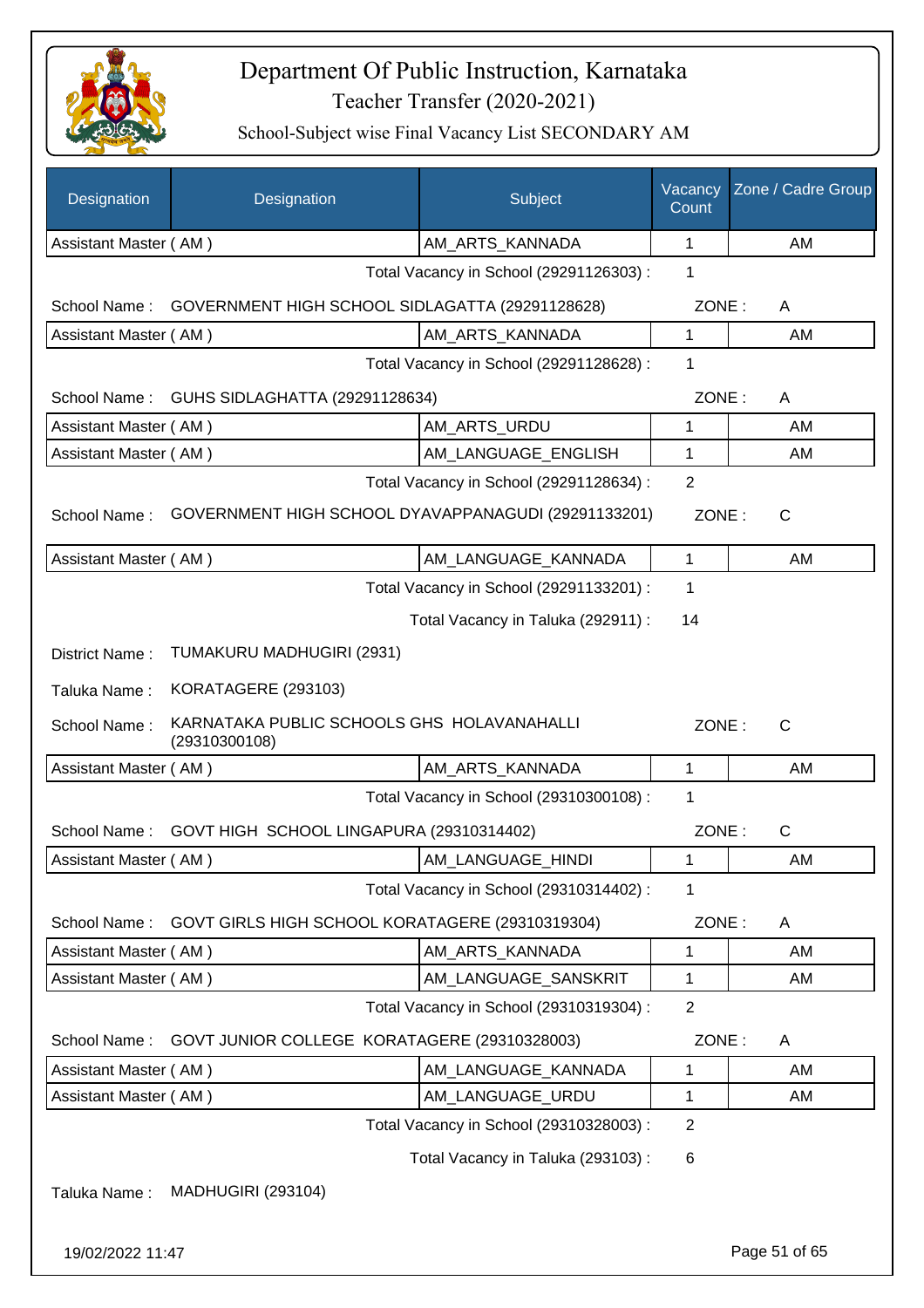# Department Of Public Instruction, Karnataka

Teacher Transfer (2020-2021)

School-Subject wise Final Vacancy List SECONDARY AM

| Designation | Designation | Subject | Vacancy Count | Zone / Cadre Group |
|---|---|---|---|---|
| Assistant Master ( AM ) | | AM_ARTS_KANNADA | 1 | AM |

Total Vacancy in School (29291126303) : 1

School Name : GOVERNMENT HIGH SCHOOL SIDLAGATTA (29291128628) ZONE : A

| Designation | Designation | Subject | Vacancy Count | Zone / Cadre Group |
|---|---|---|---|---|
| Assistant Master ( AM ) | | AM_ARTS_KANNADA | 1 | AM |

Total Vacancy in School (29291128628) : 1

School Name : GUHS SIDLAGHATTA (29291128634) ZONE : A

| Designation | Designation | Subject | Vacancy Count | Zone / Cadre Group |
|---|---|---|---|---|
| Assistant Master ( AM ) | | AM_ARTS_URDU | 1 | AM |
| Assistant Master ( AM ) | | AM_LANGUAGE_ENGLISH | 1 | AM |

Total Vacancy in School (29291128634) : 2

School Name : GOVERNMENT HIGH SCHOOL DYAVAPPANAGUDI (29291133201) ZONE : C

| Designation | Designation | Subject | Vacancy Count | Zone / Cadre Group |
|---|---|---|---|---|
| Assistant Master ( AM ) | | AM_LANGUAGE_KANNADA | 1 | AM |

Total Vacancy in School (29291133201) : 1

Total Vacancy in Taluka (292911) : 14

District Name : TUMAKURU MADHUGIRI (2931)

Taluka Name : KORATAGERE (293103)

School Name : KARNATAKA PUBLIC SCHOOLS GHS HOLAVANAHALLI (29310300108) ZONE : C

| Designation | Designation | Subject | Vacancy Count | Zone / Cadre Group |
|---|---|---|---|---|
| Assistant Master ( AM ) | | AM_ARTS_KANNADA | 1 | AM |

Total Vacancy in School (29310300108) : 1

School Name : GOVT HIGH SCHOOL LINGAPURA (29310314402) ZONE : C

| Designation | Designation | Subject | Vacancy Count | Zone / Cadre Group |
|---|---|---|---|---|
| Assistant Master ( AM ) | | AM_LANGUAGE_HINDI | 1 | AM |

Total Vacancy in School (29310314402) : 1

School Name : GOVT GIRLS HIGH SCHOOL KORATAGERE (29310319304) ZONE : A

| Designation | Designation | Subject | Vacancy Count | Zone / Cadre Group |
|---|---|---|---|---|
| Assistant Master ( AM ) | | AM_ARTS_KANNADA | 1 | AM |
| Assistant Master ( AM ) | | AM_LANGUAGE_SANSKRIT | 1 | AM |

Total Vacancy in School (29310319304) : 2

School Name : GOVT JUNIOR COLLEGE KORATAGERE (29310328003) ZONE : A

| Designation | Designation | Subject | Vacancy Count | Zone / Cadre Group |
|---|---|---|---|---|
| Assistant Master ( AM ) | | AM_LANGUAGE_KANNADA | 1 | AM |
| Assistant Master ( AM ) | | AM_LANGUAGE_URDU | 1 | AM |

Total Vacancy in School (29310328003) : 2

Total Vacancy in Taluka (293103) : 6

Taluka Name : MADHUGIRI (293104)

19/02/2022 11:47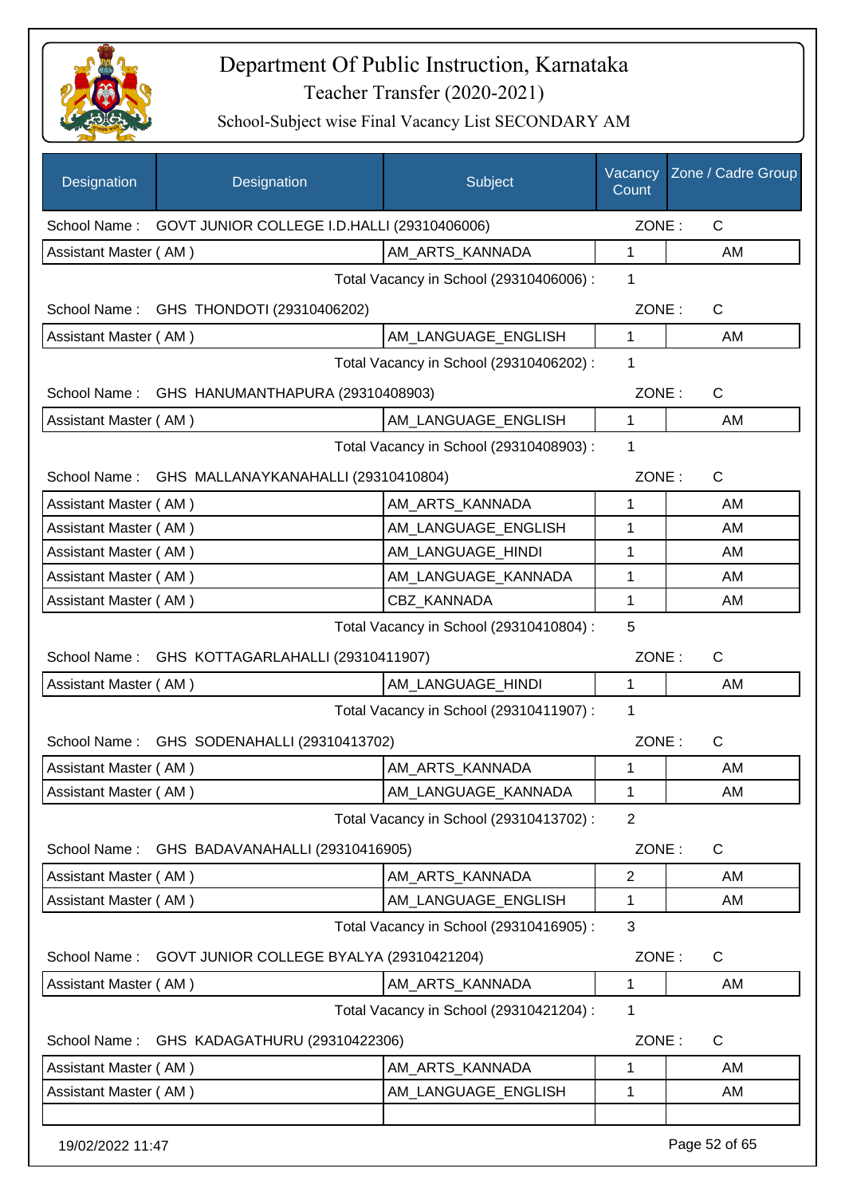# Department Of Public Instruction, Karnataka

## Teacher Transfer (2020-2021)

### School-Subject wise Final Vacancy List SECONDARY AM

| Designation | Designation | Subject | Vacancy Count | Zone / Cadre Group |
|---|---|---|---|---|
| School Name : | GOVT JUNIOR COLLEGE I.D.HALLI (29310406006) | | ZONE : | C |
| Assistant Master ( AM ) | | AM_ARTS_KANNADA | 1 | AM |
| | | Total Vacancy in School (29310406006) : | 1 | |
| School Name : | GHS THONDOTI (29310406202) | | ZONE : | C |
| Assistant Master ( AM ) | | AM_LANGUAGE_ENGLISH | 1 | AM |
| | | Total Vacancy in School (29310406202) : | 1 | |
| School Name : | GHS HANUMANTHAPURA (29310408903) | | ZONE : | C |
| Assistant Master ( AM ) | | AM_LANGUAGE_ENGLISH | 1 | AM |
| | | Total Vacancy in School (29310408903) : | 1 | |
| School Name : | GHS MALLANAYKANAHALLI (29310410804) | | ZONE : | C |
| Assistant Master ( AM ) | | AM_ARTS_KANNADA | 1 | AM |
| Assistant Master ( AM ) | | AM_LANGUAGE_ENGLISH | 1 | AM |
| Assistant Master ( AM ) | | AM_LANGUAGE_HINDI | 1 | AM |
| Assistant Master ( AM ) | | AM_LANGUAGE_KANNADA | 1 | AM |
| Assistant Master ( AM ) | | CBZ_KANNADA | 1 | AM |
| | | Total Vacancy in School (29310410804) : | 5 | |
| School Name : | GHS KOTTAGARLAHALLI (29310411907) | | ZONE : | C |
| Assistant Master ( AM ) | | AM_LANGUAGE_HINDI | 1 | AM |
| | | Total Vacancy in School (29310411907) : | 1 | |
| School Name : | GHS SODENAHALLI (29310413702) | | ZONE : | C |
| Assistant Master ( AM ) | | AM_ARTS_KANNADA | 1 | AM |
| Assistant Master ( AM ) | | AM_LANGUAGE_KANNADA | 1 | AM |
| | | Total Vacancy in School (29310413702) : | 2 | |
| School Name : | GHS BADAVANAHALLI (29310416905) | | ZONE : | C |
| Assistant Master ( AM ) | | AM_ARTS_KANNADA | 2 | AM |
| Assistant Master ( AM ) | | AM_LANGUAGE_ENGLISH | 1 | AM |
| | | Total Vacancy in School (29310416905) : | 3 | |
| School Name : | GOVT JUNIOR COLLEGE BYALYA (29310421204) | | ZONE : | C |
| Assistant Master ( AM ) | | AM_ARTS_KANNADA | 1 | AM |
| | | Total Vacancy in School (29310421204) : | 1 | |
| School Name : | GHS KADAGATHURU (29310422306) | | ZONE : | C |
| Assistant Master ( AM ) | | AM_ARTS_KANNADA | 1 | AM |
| Assistant Master ( AM ) | | AM_LANGUAGE_ENGLISH | 1 | AM |
| | | | | |

19/02/2022 11:47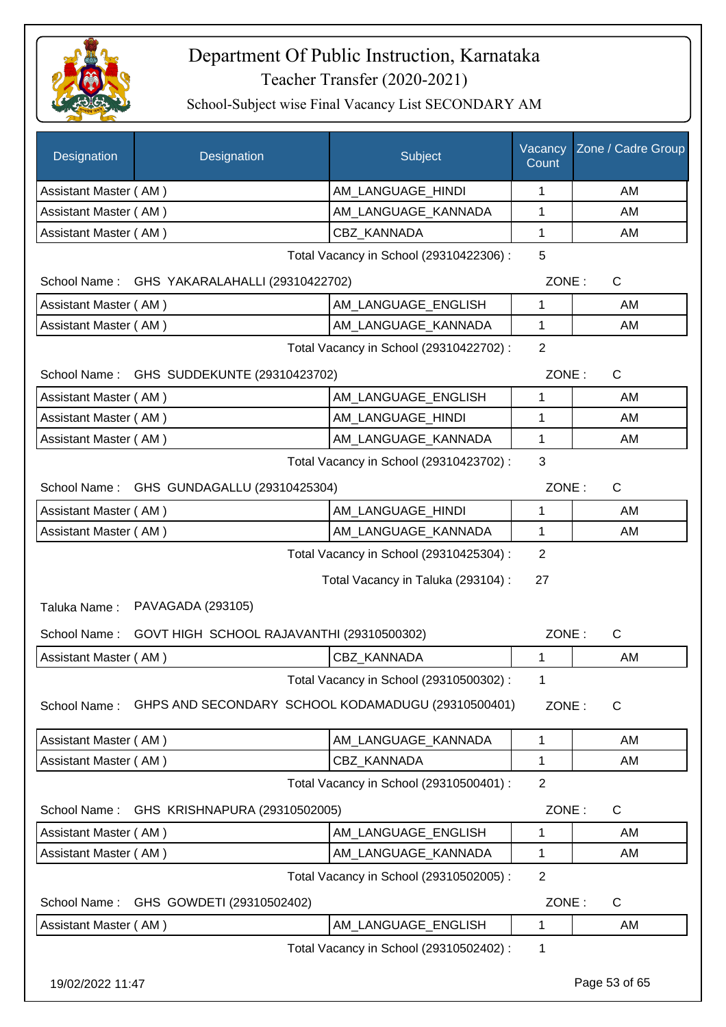# Department Of Public Instruction, Karnataka
## Teacher Transfer (2020-2021)
### School-Subject wise Final Vacancy List SECONDARY AM

| Designation | Designation | Subject | Vacancy Count | Zone / Cadre Group |
|---|---|---|---|---|
| Assistant Master ( AM ) | | AM_LANGUAGE_HINDI | 1 | AM |
| Assistant Master ( AM ) | | AM_LANGUAGE_KANNADA | 1 | AM |
| Assistant Master ( AM ) | | CBZ_KANNADA | 1 | AM |

Total Vacancy in School (29310422306) : 5

School Name : GHS YAKARALAHALLI (29310422702) ZONE : C

| Designation | Designation | Subject | Vacancy Count | Zone / Cadre Group |
|---|---|---|---|---|
| Assistant Master ( AM ) | | AM_LANGUAGE_ENGLISH | 1 | AM |
| Assistant Master ( AM ) | | AM_LANGUAGE_KANNADA | 1 | AM |

Total Vacancy in School (29310422702) : 2

School Name : GHS SUDDEKUNTE (29310423702) ZONE : C

| Designation | Designation | Subject | Vacancy Count | Zone / Cadre Group |
|---|---|---|---|---|
| Assistant Master ( AM ) | | AM_LANGUAGE_ENGLISH | 1 | AM |
| Assistant Master ( AM ) | | AM_LANGUAGE_HINDI | 1 | AM |
| Assistant Master ( AM ) | | AM_LANGUAGE_KANNADA | 1 | AM |

Total Vacancy in School (29310423702) : 3

School Name : GHS GUNDAGALLU (29310425304) ZONE : C

| Designation | Designation | Subject | Vacancy Count | Zone / Cadre Group |
|---|---|---|---|---|
| Assistant Master ( AM ) | | AM_LANGUAGE_HINDI | 1 | AM |
| Assistant Master ( AM ) | | AM_LANGUAGE_KANNADA | 1 | AM |

Total Vacancy in School (29310425304) : 2

Total Vacancy in Taluka (293104) : 27

Taluka Name : PAVAGADA (293105)

School Name : GOVT HIGH SCHOOL RAJAVANTHI (29310500302) ZONE : C

| Designation | Designation | Subject | Vacancy Count | Zone / Cadre Group |
|---|---|---|---|---|
| Assistant Master ( AM ) | | CBZ_KANNADA | 1 | AM |

Total Vacancy in School (29310500302) : 1

School Name : GHPS AND SECONDARY SCHOOL KODAMADUGU (29310500401) ZONE : C

| Designation | Designation | Subject | Vacancy Count | Zone / Cadre Group |
|---|---|---|---|---|
| Assistant Master ( AM ) | | AM_LANGUAGE_KANNADA | 1 | AM |
| Assistant Master ( AM ) | | CBZ_KANNADA | 1 | AM |

Total Vacancy in School (29310500401) : 2

School Name : GHS KRISHNAPURA (29310502005) ZONE : C

| Designation | Designation | Subject | Vacancy Count | Zone / Cadre Group |
|---|---|---|---|---|
| Assistant Master ( AM ) | | AM_LANGUAGE_ENGLISH | 1 | AM |
| Assistant Master ( AM ) | | AM_LANGUAGE_KANNADA | 1 | AM |

Total Vacancy in School (29310502005) : 2

School Name : GHS GOWDETI (29310502402) ZONE : C

| Designation | Designation | Subject | Vacancy Count | Zone / Cadre Group |
|---|---|---|---|---|
| Assistant Master ( AM ) | | AM_LANGUAGE_ENGLISH | 1 | AM |

Total Vacancy in School (29310502402) : 1

19/02/2022 11:47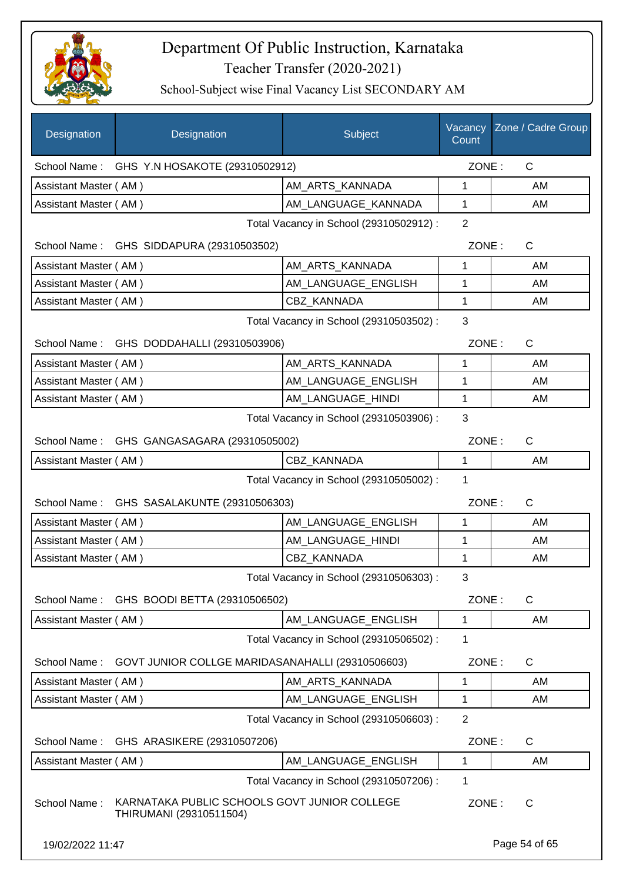# Department Of Public Instruction, Karnataka

## Teacher Transfer (2020-2021)

### School-Subject wise Final Vacancy List SECONDARY AM

| Designation | Designation | Subject | Vacancy Count | Zone / Cadre Group |
|---|---|---|---|---|
| School Name : | GHS Y.N HOSAKOTE (29310502912) | | ZONE : | C |
| Assistant Master ( AM ) | | AM_ARTS_KANNADA | 1 | AM |
| Assistant Master ( AM ) | | AM_LANGUAGE_KANNADA | 1 | AM |
| | | Total Vacancy in School (29310502912) : | 2 | |
| School Name : | GHS SIDDAPURA (29310503502) | | ZONE : | C |
| Assistant Master ( AM ) | | AM_ARTS_KANNADA | 1 | AM |
| Assistant Master ( AM ) | | AM_LANGUAGE_ENGLISH | 1 | AM |
| Assistant Master ( AM ) | | CBZ_KANNADA | 1 | AM |
| | | Total Vacancy in School (29310503502) : | 3 | |
| School Name : | GHS DODDAHALLI (29310503906) | | ZONE : | C |
| Assistant Master ( AM ) | | AM_ARTS_KANNADA | 1 | AM |
| Assistant Master ( AM ) | | AM_LANGUAGE_ENGLISH | 1 | AM |
| Assistant Master ( AM ) | | AM_LANGUAGE_HINDI | 1 | AM |
| | | Total Vacancy in School (29310503906) : | 3 | |
| School Name : | GHS GANGASAGARA (29310505002) | | ZONE : | C |
| Assistant Master ( AM ) | | CBZ_KANNADA | 1 | AM |
| | | Total Vacancy in School (29310505002) : | 1 | |
| School Name : | GHS SASALAKUNTE (29310506303) | | ZONE : | C |
| Assistant Master ( AM ) | | AM_LANGUAGE_ENGLISH | 1 | AM |
| Assistant Master ( AM ) | | AM_LANGUAGE_HINDI | 1 | AM |
| Assistant Master ( AM ) | | CBZ_KANNADA | 1 | AM |
| | | Total Vacancy in School (29310506303) : | 3 | |
| School Name : | GHS BOODI BETTA (29310506502) | | ZONE : | C |
| Assistant Master ( AM ) | | AM_LANGUAGE_ENGLISH | 1 | AM |
| | | Total Vacancy in School (29310506502) : | 1 | |
| School Name : | GOVT JUNIOR COLLGE MARIDASANAHALLI (29310506603) | | ZONE : | C |
| Assistant Master ( AM ) | | AM_ARTS_KANNADA | 1 | AM |
| Assistant Master ( AM ) | | AM_LANGUAGE_ENGLISH | 1 | AM |
| | | Total Vacancy in School (29310506603) : | 2 | |
| School Name : | GHS ARASIKERE (29310507206) | | ZONE : | C |
| Assistant Master ( AM ) | | AM_LANGUAGE_ENGLISH | 1 | AM |
| | | Total Vacancy in School (29310507206) : | 1 | |
| School Name : | KARNATAKA PUBLIC SCHOOLS GOVT JUNIOR COLLEGE THIRUMANI (29310511504) | | ZONE : | C |

19/02/2022 11:47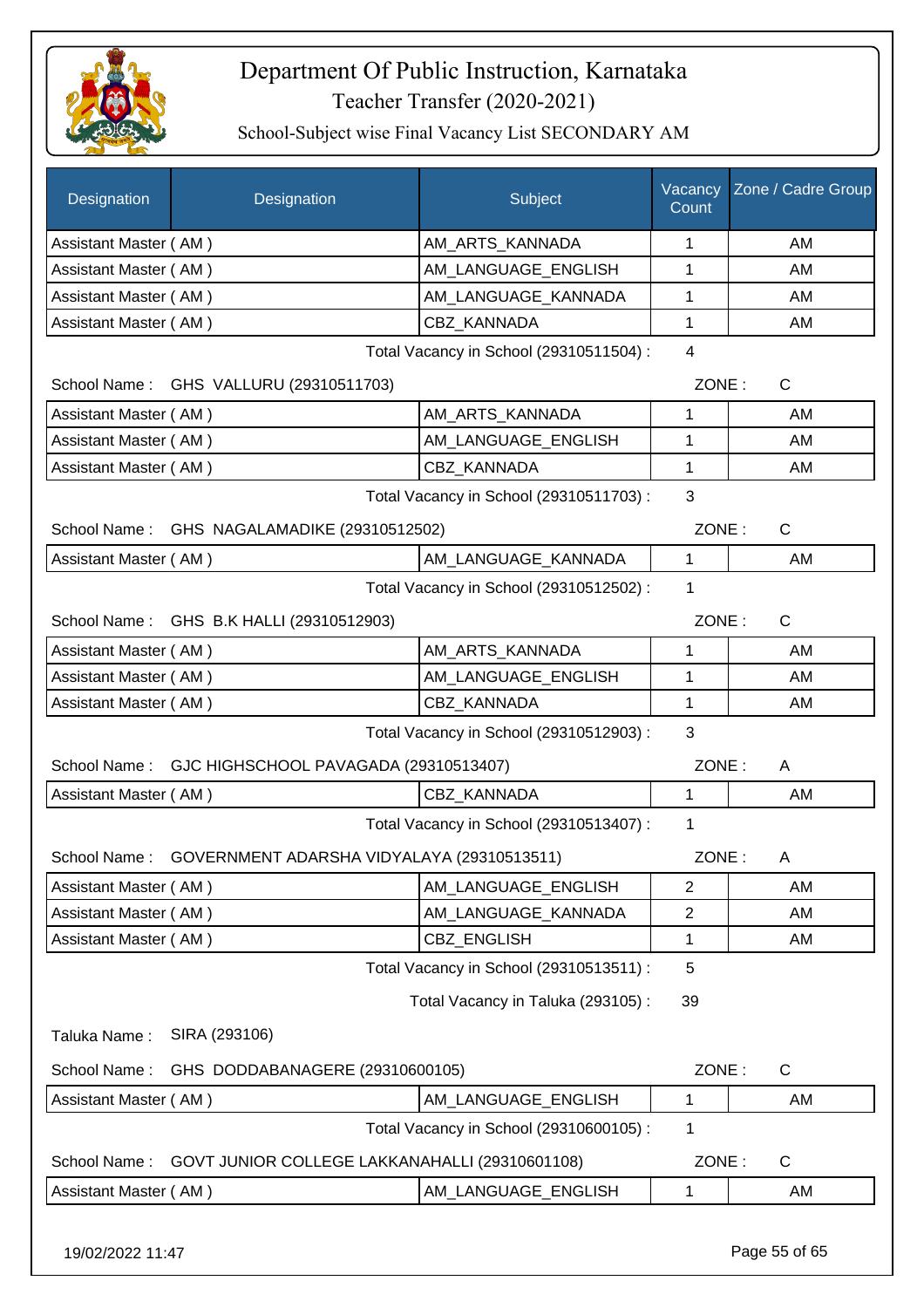# Department Of Public Instruction, Karnataka

## Teacher Transfer (2020-2021)

### School-Subject wise Final Vacancy List SECONDARY AM

| Designation | Designation | Subject | Vacancy Count | Zone / Cadre Group |
|---|---|---|---|---|
| Assistant Master ( AM ) | | AM_ARTS_KANNADA | 1 | AM |
| Assistant Master ( AM ) | | AM_LANGUAGE_ENGLISH | 1 | AM |
| Assistant Master ( AM ) | | AM_LANGUAGE_KANNADA | 1 | AM |
| Assistant Master ( AM ) | | CBZ_KANNADA | 1 | AM |

Total Vacancy in School (29310511504) : 4

School Name : GHS VALLURU (29310511703) ZONE : C

| Designation | Designation | Subject | Vacancy Count | Zone / Cadre Group |
|---|---|---|---|---|
| Assistant Master ( AM ) | | AM_ARTS_KANNADA | 1 | AM |
| Assistant Master ( AM ) | | AM_LANGUAGE_ENGLISH | 1 | AM |
| Assistant Master ( AM ) | | CBZ_KANNADA | 1 | AM |

Total Vacancy in School (29310511703) : 3

School Name : GHS NAGALAMADIKE (29310512502) ZONE : C

| Designation | Designation | Subject | Vacancy Count | Zone / Cadre Group |
|---|---|---|---|---|
| Assistant Master ( AM ) | | AM_LANGUAGE_KANNADA | 1 | AM |

Total Vacancy in School (29310512502) : 1

School Name : GHS B.K HALLI (29310512903) ZONE : C

| Designation | Designation | Subject | Vacancy Count | Zone / Cadre Group |
|---|---|---|---|---|
| Assistant Master ( AM ) | | AM_ARTS_KANNADA | 1 | AM |
| Assistant Master ( AM ) | | AM_LANGUAGE_ENGLISH | 1 | AM |
| Assistant Master ( AM ) | | CBZ_KANNADA | 1 | AM |

Total Vacancy in School (29310512903) : 3

School Name : GJC HIGHSCHOOL PAVAGADA (29310513407) ZONE : A

| Designation | Designation | Subject | Vacancy Count | Zone / Cadre Group |
|---|---|---|---|---|
| Assistant Master ( AM ) | | CBZ_KANNADA | 1 | AM |

Total Vacancy in School (29310513407) : 1

School Name : GOVERNMENT ADARSHA VIDYALAYA (29310513511) ZONE : A

| Designation | Designation | Subject | Vacancy Count | Zone / Cadre Group |
|---|---|---|---|---|
| Assistant Master ( AM ) | | AM_LANGUAGE_ENGLISH | 2 | AM |
| Assistant Master ( AM ) | | AM_LANGUAGE_KANNADA | 2 | AM |
| Assistant Master ( AM ) | | CBZ_ENGLISH | 1 | AM |

Total Vacancy in School (29310513511) : 5

Total Vacancy in Taluka (293105) : 39

Taluka Name : SIRA (293106)

School Name : GHS DODDABANAGERE (29310600105) ZONE : C

| Designation | Designation | Subject | Vacancy Count | Zone / Cadre Group |
|---|---|---|---|---|
| Assistant Master ( AM ) | | AM_LANGUAGE_ENGLISH | 1 | AM |

Total Vacancy in School (29310600105) : 1

School Name : GOVT JUNIOR COLLEGE LAKKANAHALLI (29310601108) ZONE : C

| Designation | Designation | Subject | Vacancy Count | Zone / Cadre Group |
|---|---|---|---|---|
| Assistant Master ( AM ) | | AM_LANGUAGE_ENGLISH | 1 | AM |

19/02/2022 11:47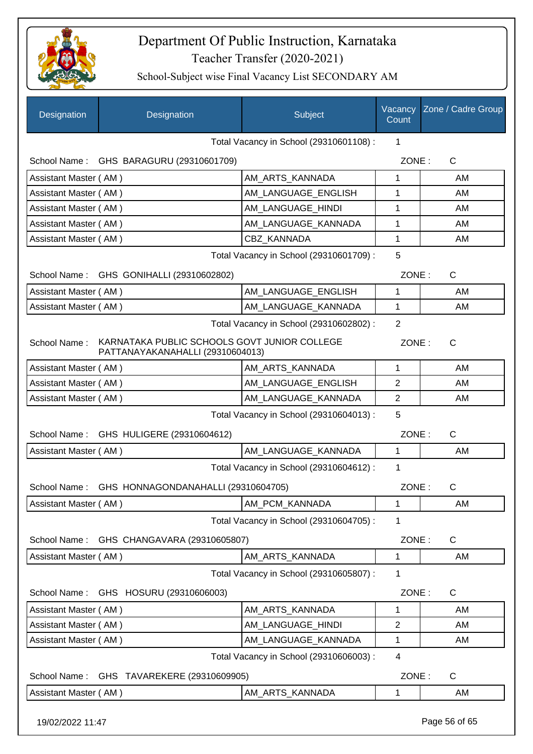# Department Of Public Instruction, Karnataka

Teacher Transfer (2020-2021)

School-Subject wise Final Vacancy List SECONDARY AM

| Designation | Designation | Subject | Vacancy Count | Zone / Cadre Group |
|---|---|---|---|---|
| | | Total Vacancy in School (29310601108) : | 1 | |
| School Name : | GHS BARAGURU (29310601709) | | ZONE : | C |
| Assistant Master ( AM ) | | AM_ARTS_KANNADA | 1 | AM |
| Assistant Master ( AM ) | | AM_LANGUAGE_ENGLISH | 1 | AM |
| Assistant Master ( AM ) | | AM_LANGUAGE_HINDI | 1 | AM |
| Assistant Master ( AM ) | | AM_LANGUAGE_KANNADA | 1 | AM |
| Assistant Master ( AM ) | | CBZ_KANNADA | 1 | AM |
| | | Total Vacancy in School (29310601709) : | 5 | |
| School Name : | GHS GONIHALLI (29310602802) | | ZONE : | C |
| Assistant Master ( AM ) | | AM_LANGUAGE_ENGLISH | 1 | AM |
| Assistant Master ( AM ) | | AM_LANGUAGE_KANNADA | 1 | AM |
| | | Total Vacancy in School (29310602802) : | 2 | |
| School Name : | KARNATAKA PUBLIC SCHOOLS GOVT JUNIOR COLLEGE PATTANAYAKANAHALLI (29310604013) | | ZONE : | C |
| Assistant Master ( AM ) | | AM_ARTS_KANNADA | 1 | AM |
| Assistant Master ( AM ) | | AM_LANGUAGE_ENGLISH | 2 | AM |
| Assistant Master ( AM ) | | AM_LANGUAGE_KANNADA | 2 | AM |
| | | Total Vacancy in School (29310604013) : | 5 | |
| School Name : | GHS HULIGERE (29310604612) | | ZONE : | C |
| Assistant Master ( AM ) | | AM_LANGUAGE_KANNADA | 1 | AM |
| | | Total Vacancy in School (29310604612) : | 1 | |
| School Name : | GHS HONNAGONDANAHALLI (29310604705) | | ZONE : | C |
| Assistant Master ( AM ) | | AM_PCM_KANNADA | 1 | AM |
| | | Total Vacancy in School (29310604705) : | 1 | |
| School Name : | GHS CHANGAVARA (29310605807) | | ZONE : | C |
| Assistant Master ( AM ) | | AM_ARTS_KANNADA | 1 | AM |
| | | Total Vacancy in School (29310605807) : | 1 | |
| School Name : | GHS HOSURU (29310606003) | | ZONE : | C |
| Assistant Master ( AM ) | | AM_ARTS_KANNADA | 1 | AM |
| Assistant Master ( AM ) | | AM_LANGUAGE_HINDI | 2 | AM |
| Assistant Master ( AM ) | | AM_LANGUAGE_KANNADA | 1 | AM |
| | | Total Vacancy in School (29310606003) : | 4 | |
| School Name : | GHS TAVAREKERE (29310609905) | | ZONE : | C |
| Assistant Master ( AM ) | | AM_ARTS_KANNADA | 1 | AM |

19/02/2022 11:47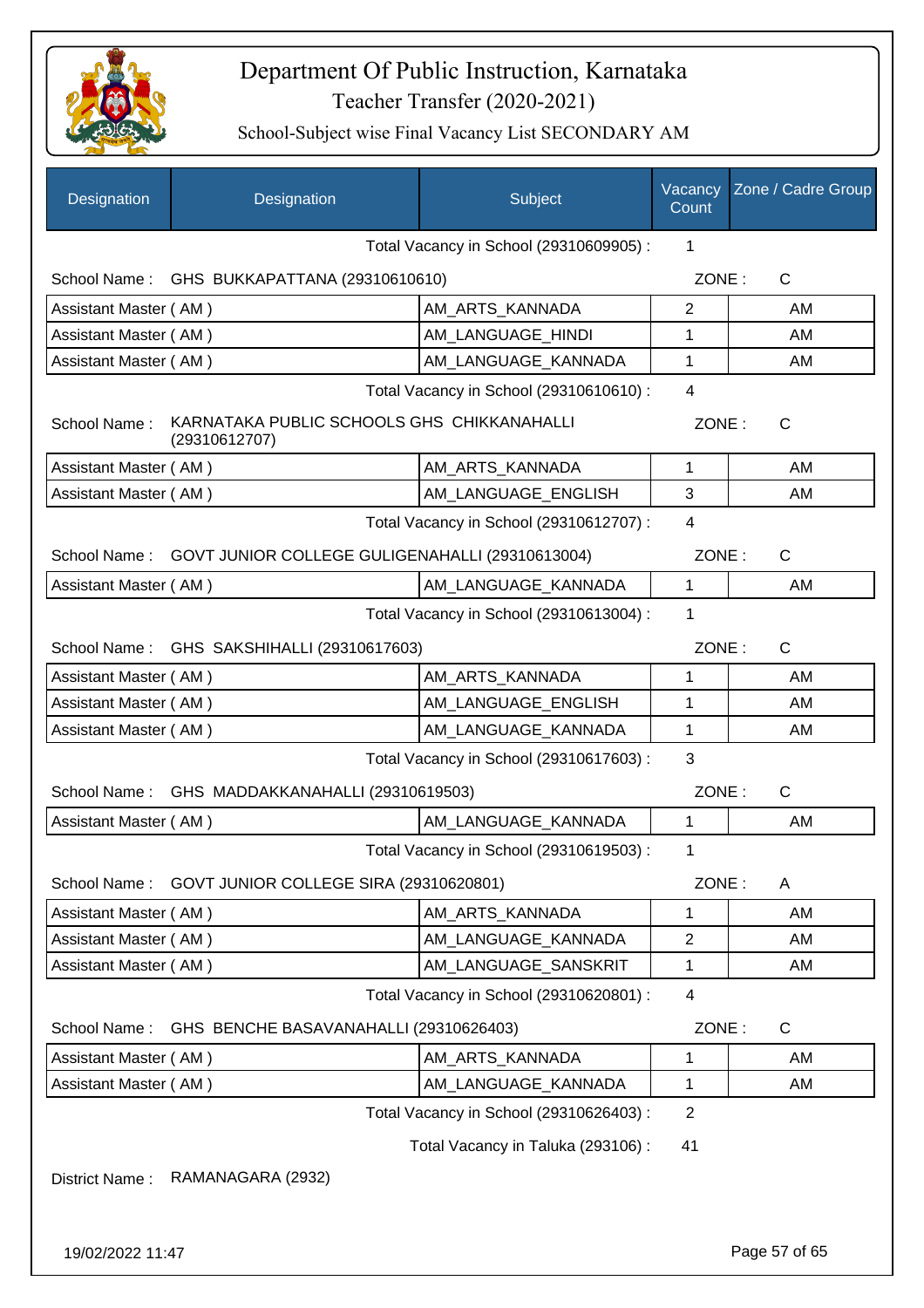# Department Of Public Instruction, Karnataka

Teacher Transfer (2020-2021)

School-Subject wise Final Vacancy List SECONDARY AM

| Designation | Designation | Subject | Vacancy Count | Zone / Cadre Group |
|---|---|---|---|---|
| | | Total Vacancy in School (29310609905) : | 1 | |
| School Name : | GHS BUKKAPATTANA (29310610610) | | ZONE : | C |
| Assistant Master ( AM ) | | AM_ARTS_KANNADA | 2 | AM |
| Assistant Master ( AM ) | | AM_LANGUAGE_HINDI | 1 | AM |
| Assistant Master ( AM ) | | AM_LANGUAGE_KANNADA | 1 | AM |
| | | Total Vacancy in School (29310610610) : | 4 | |
| School Name : | KARNATAKA PUBLIC SCHOOLS GHS CHIKKANAHALLI (29310612707) | | ZONE : | C |
| Assistant Master ( AM ) | | AM_ARTS_KANNADA | 1 | AM |
| Assistant Master ( AM ) | | AM_LANGUAGE_ENGLISH | 3 | AM |
| | | Total Vacancy in School (29310612707) : | 4 | |
| School Name : | GOVT JUNIOR COLLEGE GULIGENAHALLI (29310613004) | | ZONE : | C |
| Assistant Master ( AM ) | | AM_LANGUAGE_KANNADA | 1 | AM |
| | | Total Vacancy in School (29310613004) : | 1 | |
| School Name : | GHS SAKSHIHALLI (29310617603) | | ZONE : | C |
| Assistant Master ( AM ) | | AM_ARTS_KANNADA | 1 | AM |
| Assistant Master ( AM ) | | AM_LANGUAGE_ENGLISH | 1 | AM |
| Assistant Master ( AM ) | | AM_LANGUAGE_KANNADA | 1 | AM |
| | | Total Vacancy in School (29310617603) : | 3 | |
| School Name : | GHS MADDAKKANAHALLI (29310619503) | | ZONE : | C |
| Assistant Master ( AM ) | | AM_LANGUAGE_KANNADA | 1 | AM |
| | | Total Vacancy in School (29310619503) : | 1 | |
| School Name : | GOVT JUNIOR COLLEGE SIRA (29310620801) | | ZONE : | A |
| Assistant Master ( AM ) | | AM_ARTS_KANNADA | 1 | AM |
| Assistant Master ( AM ) | | AM_LANGUAGE_KANNADA | 2 | AM |
| Assistant Master ( AM ) | | AM_LANGUAGE_SANSKRIT | 1 | AM |
| | | Total Vacancy in School (29310620801) : | 4 | |
| School Name : | GHS BENCHE BASAVANAHALLI (29310626403) | | ZONE : | C |
| Assistant Master ( AM ) | | AM_ARTS_KANNADA | 1 | AM |
| Assistant Master ( AM ) | | AM_LANGUAGE_KANNADA | 1 | AM |
| | | Total Vacancy in School (29310626403) : | 2 | |
| | | Total Vacancy in Taluka (293106) : | 41 | |

District Name : RAMANAGARA (2932)

19/02/2022 11:47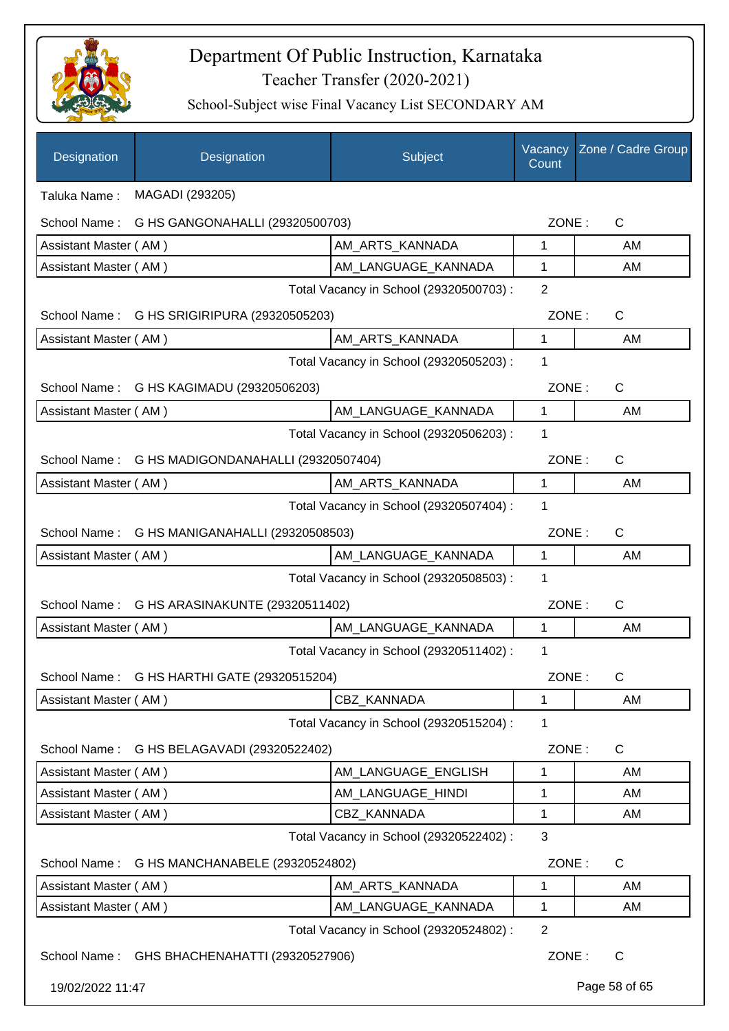# Department Of Public Instruction, Karnataka

## Teacher Transfer (2020-2021)

### School-Subject wise Final Vacancy List SECONDARY AM

| Designation | Designation | Subject | Vacancy Count | Zone / Cadre Group |
|---|---|---|---|---|
| Taluka Name : | MAGADI (293205) | | | |
| School Name : | G HS GANGONAHALLI (29320500703) | | ZONE : | C |
| Assistant Master ( AM ) | | AM_ARTS_KANNADA | 1 | AM |
| Assistant Master ( AM ) | | AM_LANGUAGE_KANNADA | 1 | AM |
| | | Total Vacancy in School (29320500703) : | 2 | |
| School Name : | G HS SRIGIRIPURA (29320505203) | | ZONE : | C |
| Assistant Master ( AM ) | | AM_ARTS_KANNADA | 1 | AM |
| | | Total Vacancy in School (29320505203) : | 1 | |
| School Name : | G HS KAGIMADU (29320506203) | | ZONE : | C |
| Assistant Master ( AM ) | | AM_LANGUAGE_KANNADA | 1 | AM |
| | | Total Vacancy in School (29320506203) : | 1 | |
| School Name : | G HS MADIGONDANAHALLI (29320507404) | | ZONE : | C |
| Assistant Master ( AM ) | | AM_ARTS_KANNADA | 1 | AM |
| | | Total Vacancy in School (29320507404) : | 1 | |
| School Name : | G HS MANIGANAHALLI (29320508503) | | ZONE : | C |
| Assistant Master ( AM ) | | AM_LANGUAGE_KANNADA | 1 | AM |
| | | Total Vacancy in School (29320508503) : | 1 | |
| School Name : | G HS ARASINAKUNTE (29320511402) | | ZONE : | C |
| Assistant Master ( AM ) | | AM_LANGUAGE_KANNADA | 1 | AM |
| | | Total Vacancy in School (29320511402) : | 1 | |
| School Name : | G HS HARTHI GATE (29320515204) | | ZONE : | C |
| Assistant Master ( AM ) | | CBZ_KANNADA | 1 | AM |
| | | Total Vacancy in School (29320515204) : | 1 | |
| School Name : | G HS BELAGAVADI (29320522402) | | ZONE : | C |
| Assistant Master ( AM ) | | AM_LANGUAGE_ENGLISH | 1 | AM |
| Assistant Master ( AM ) | | AM_LANGUAGE_HINDI | 1 | AM |
| Assistant Master ( AM ) | | CBZ_KANNADA | 1 | AM |
| | | Total Vacancy in School (29320522402) : | 3 | |
| School Name : | G HS MANCHANABELE (29320524802) | | ZONE : | C |
| Assistant Master ( AM ) | | AM_ARTS_KANNADA | 1 | AM |
| Assistant Master ( AM ) | | AM_LANGUAGE_KANNADA | 1 | AM |
| | | Total Vacancy in School (29320524802) : | 2 | |
| School Name : | GHS BHACHENAHATTI (29320527906) | | ZONE : | C |

19/02/2022 11:47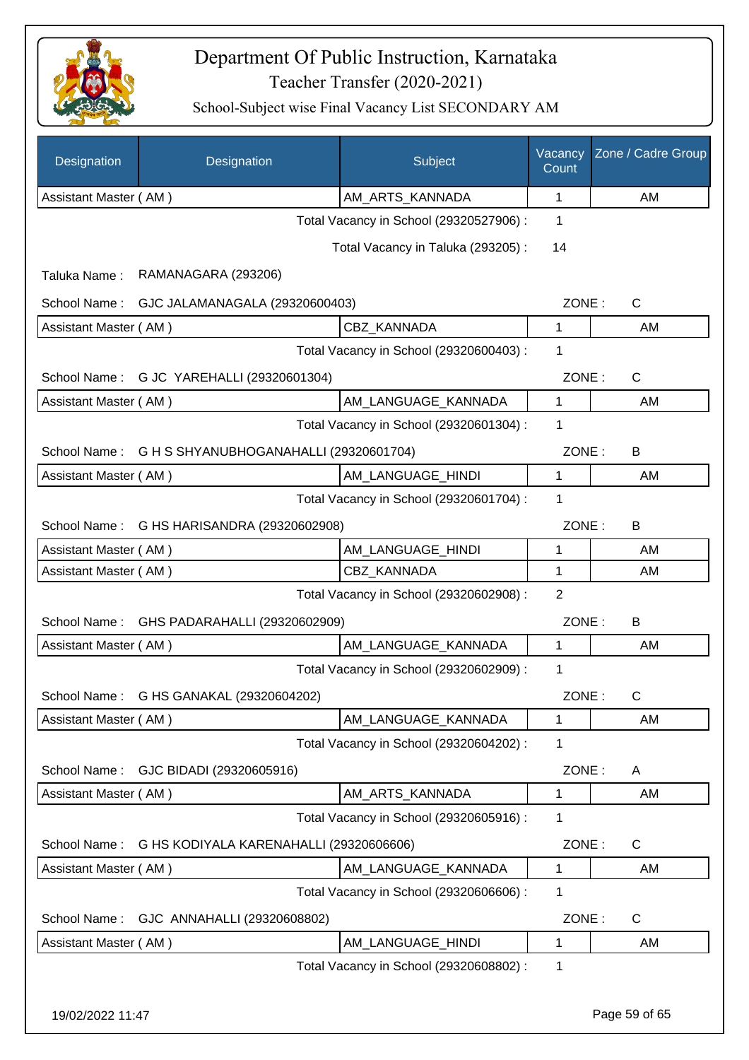# Department Of Public Instruction, Karnataka

## Teacher Transfer (2020-2021)

### School-Subject wise Final Vacancy List SECONDARY AM

| Designation | Designation | Subject | Vacancy Count | Zone / Cadre Group |
|---|---|---|---|---|
| Assistant Master ( AM ) | | AM_ARTS_KANNADA | 1 | AM |

Total Vacancy in School (29320527906) : 1

Total Vacancy in Taluka (293205) : 14

Taluka Name : RAMANAGARA (293206)

School Name : GJC JALAMANAGALA (29320600403) ZONE : C

| Designation | Designation | Subject | Vacancy Count | Zone / Cadre Group |
|---|---|---|---|---|
| Assistant Master ( AM ) | | CBZ_KANNADA | 1 | AM |

Total Vacancy in School (29320600403) : 1

School Name : G JC YAREHALLI (29320601304) ZONE : C

| Designation | Designation | Subject | Vacancy Count | Zone / Cadre Group |
|---|---|---|---|---|
| Assistant Master ( AM ) | | AM_LANGUAGE_KANNADA | 1 | AM |

Total Vacancy in School (29320601304) : 1

School Name : G H S SHYANUBHOGANAHALLI (29320601704) ZONE : B

| Designation | Designation | Subject | Vacancy Count | Zone / Cadre Group |
|---|---|---|---|---|
| Assistant Master ( AM ) | | AM_LANGUAGE_HINDI | 1 | AM |

Total Vacancy in School (29320601704) : 1

School Name : G HS HARISANDRA (29320602908) ZONE : B

| Designation | Designation | Subject | Vacancy Count | Zone / Cadre Group |
|---|---|---|---|---|
| Assistant Master ( AM ) | | AM_LANGUAGE_HINDI | 1 | AM |
| Assistant Master ( AM ) | | CBZ_KANNADA | 1 | AM |

Total Vacancy in School (29320602908) : 2

School Name : GHS PADARAHALLI (29320602909) ZONE : B

| Designation | Designation | Subject | Vacancy Count | Zone / Cadre Group |
|---|---|---|---|---|
| Assistant Master ( AM ) | | AM_LANGUAGE_KANNADA | 1 | AM |

Total Vacancy in School (29320602909) : 1

School Name : G HS GANAKAL (29320604202) ZONE : C

| Designation | Designation | Subject | Vacancy Count | Zone / Cadre Group |
|---|---|---|---|---|
| Assistant Master ( AM ) | | AM_LANGUAGE_KANNADA | 1 | AM |

Total Vacancy in School (29320604202) : 1

School Name : GJC BIDADI (29320605916) ZONE : A

| Designation | Designation | Subject | Vacancy Count | Zone / Cadre Group |
|---|---|---|---|---|
| Assistant Master ( AM ) | | AM_ARTS_KANNADA | 1 | AM |

Total Vacancy in School (29320605916) : 1

School Name : G HS KODIYALA KARENAHALLI (29320606606) ZONE : C

| Designation | Designation | Subject | Vacancy Count | Zone / Cadre Group |
|---|---|---|---|---|
| Assistant Master ( AM ) | | AM_LANGUAGE_KANNADA | 1 | AM |

Total Vacancy in School (29320606606) : 1

School Name : GJC ANNAHALLI (29320608802) ZONE : C

| Designation | Designation | Subject | Vacancy Count | Zone / Cadre Group |
|---|---|---|---|---|
| Assistant Master ( AM ) | | AM_LANGUAGE_HINDI | 1 | AM |

Total Vacancy in School (29320608802) : 1

19/02/2022 11:47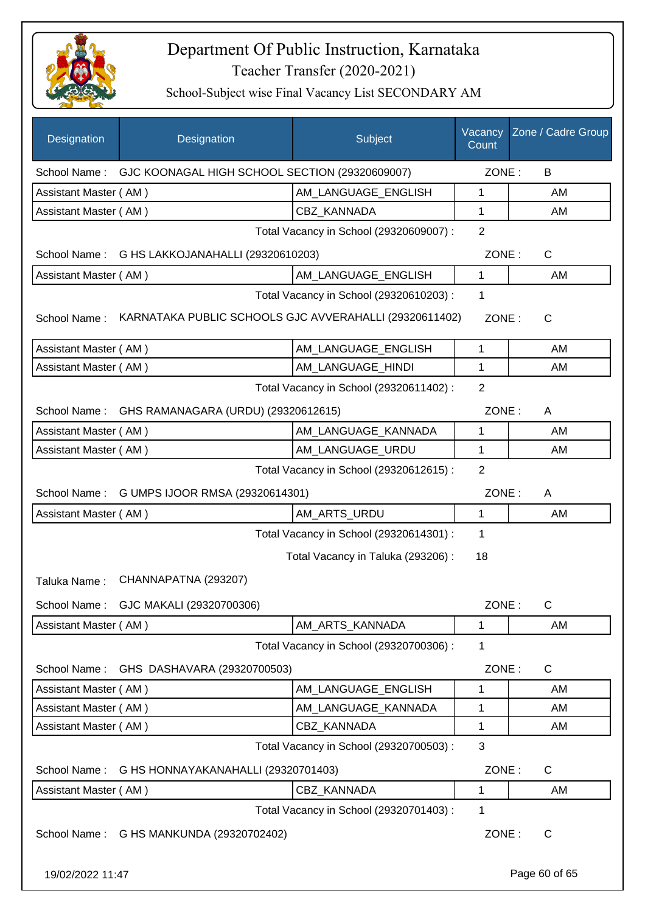# Department Of Public Instruction, Karnataka

## Teacher Transfer (2020-2021)

### School-Subject wise Final Vacancy List SECONDARY AM

| Designation | Designation | Subject | Vacancy Count | Zone / Cadre Group |
|---|---|---|---|---|
| School Name : | GJC KOONAGAL HIGH SCHOOL SECTION (29320609007) | | ZONE : | B |
| Assistant Master ( AM ) | | AM_LANGUAGE_ENGLISH | 1 | AM |
| Assistant Master ( AM ) | | CBZ_KANNADA | 1 | AM |
| | | Total Vacancy in School (29320609007) : | 2 | |
| School Name : | G HS LAKKOJANAHALLI (29320610203) | | ZONE : | C |
| Assistant Master ( AM ) | | AM_LANGUAGE_ENGLISH | 1 | AM |
| | | Total Vacancy in School (29320610203) : | 1 | |
| School Name : | KARNATAKA PUBLIC SCHOOLS GJC AVVERAHALLI (29320611402) | | ZONE : | C |
| Assistant Master ( AM ) | | AM_LANGUAGE_ENGLISH | 1 | AM |
| Assistant Master ( AM ) | | AM_LANGUAGE_HINDI | 1 | AM |
| | | Total Vacancy in School (29320611402) : | 2 | |
| School Name : | GHS RAMANAGARA (URDU) (29320612615) | | ZONE : | A |
| Assistant Master ( AM ) | | AM_LANGUAGE_KANNADA | 1 | AM |
| Assistant Master ( AM ) | | AM_LANGUAGE_URDU | 1 | AM |
| | | Total Vacancy in School (29320612615) : | 2 | |
| School Name : | G UMPS IJOOR RMSA (29320614301) | | ZONE : | A |
| Assistant Master ( AM ) | | AM_ARTS_URDU | 1 | AM |
| | | Total Vacancy in School (29320614301) : | 1 | |
| | | Total Vacancy in Taluka (293206) : | 18 | |
| Taluka Name : | CHANNAPATNA (293207) | | | |
| School Name : | GJC MAKALI (29320700306) | | ZONE : | C |
| Assistant Master ( AM ) | | AM_ARTS_KANNADA | 1 | AM |
| | | Total Vacancy in School (29320700306) : | 1 | |
| School Name : | GHS DASHAVARA (29320700503) | | ZONE : | C |
| Assistant Master ( AM ) | | AM_LANGUAGE_ENGLISH | 1 | AM |
| Assistant Master ( AM ) | | AM_LANGUAGE_KANNADA | 1 | AM |
| Assistant Master ( AM ) | | CBZ_KANNADA | 1 | AM |
| | | Total Vacancy in School (29320700503) : | 3 | |
| School Name : | G HS HONNAYAKANAHALLI (29320701403) | | ZONE : | C |
| Assistant Master ( AM ) | | CBZ_KANNADA | 1 | AM |
| | | Total Vacancy in School (29320701403) : | 1 | |
| School Name : | G HS MANKUNDA (29320702402) | | ZONE : | C |

19/02/2022 11:47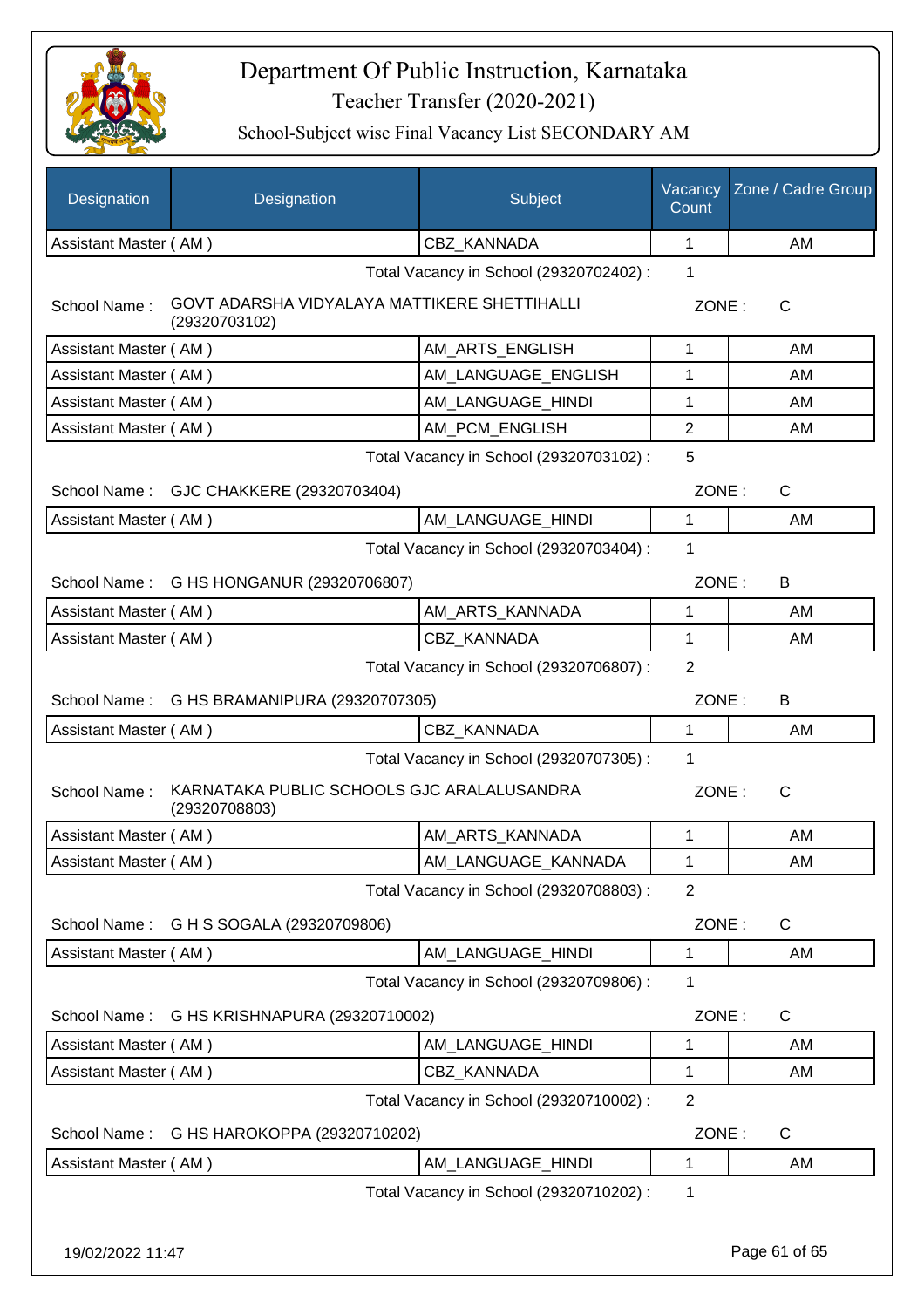# Department Of Public Instruction, Karnataka

Teacher Transfer (2020-2021)

School-Subject wise Final Vacancy List SECONDARY AM

| Designation | Designation | Subject | Vacancy Count | Zone / Cadre Group |
|---|---|---|---|---|
| Assistant Master ( AM ) | | CBZ_KANNADA | 1 | AM |

Total Vacancy in School (29320702402) : 1

School Name : GOVT ADARSHA VIDYALAYA MATTIKERE SHETTIHALLI (29320703102) ZONE : C

| Designation | Designation | Subject | Vacancy Count | Zone / Cadre Group |
|---|---|---|---|---|
| Assistant Master ( AM ) | | AM_ARTS_ENGLISH | 1 | AM |
| Assistant Master ( AM ) | | AM_LANGUAGE_ENGLISH | 1 | AM |
| Assistant Master ( AM ) | | AM_LANGUAGE_HINDI | 1 | AM |
| Assistant Master ( AM ) | | AM_PCM_ENGLISH | 2 | AM |

Total Vacancy in School (29320703102) : 5

School Name : GJC CHAKKERE (29320703404) ZONE : C

| Designation | Designation | Subject | Vacancy Count | Zone / Cadre Group |
|---|---|---|---|---|
| Assistant Master ( AM ) | | AM_LANGUAGE_HINDI | 1 | AM |

Total Vacancy in School (29320703404) : 1

School Name : G HS HONGANUR (29320706807) ZONE : B

| Designation | Designation | Subject | Vacancy Count | Zone / Cadre Group |
|---|---|---|---|---|
| Assistant Master ( AM ) | | AM_ARTS_KANNADA | 1 | AM |
| Assistant Master ( AM ) | | CBZ_KANNADA | 1 | AM |

Total Vacancy in School (29320706807) : 2

School Name : G HS BRAMANIPURA (29320707305) ZONE : B

| Designation | Designation | Subject | Vacancy Count | Zone / Cadre Group |
|---|---|---|---|---|
| Assistant Master ( AM ) | | CBZ_KANNADA | 1 | AM |

Total Vacancy in School (29320707305) : 1

School Name : KARNATAKA PUBLIC SCHOOLS GJC ARALALUSANDRA (29320708803) ZONE : C

| Designation | Designation | Subject | Vacancy Count | Zone / Cadre Group |
|---|---|---|---|---|
| Assistant Master ( AM ) | | AM_ARTS_KANNADA | 1 | AM |
| Assistant Master ( AM ) | | AM_LANGUAGE_KANNADA | 1 | AM |

Total Vacancy in School (29320708803) : 2

School Name : G H S SOGALA (29320709806) ZONE : C

| Designation | Designation | Subject | Vacancy Count | Zone / Cadre Group |
|---|---|---|---|---|
| Assistant Master ( AM ) | | AM_LANGUAGE_HINDI | 1 | AM |

Total Vacancy in School (29320709806) : 1

School Name : G HS KRISHNAPURA (29320710002) ZONE : C

| Designation | Designation | Subject | Vacancy Count | Zone / Cadre Group |
|---|---|---|---|---|
| Assistant Master ( AM ) | | AM_LANGUAGE_HINDI | 1 | AM |
| Assistant Master ( AM ) | | CBZ_KANNADA | 1 | AM |

Total Vacancy in School (29320710002) : 2

School Name : G HS HAROKOPPA (29320710202) ZONE : C

| Designation | Designation | Subject | Vacancy Count | Zone / Cadre Group |
|---|---|---|---|---|
| Assistant Master ( AM ) | | AM_LANGUAGE_HINDI | 1 | AM |

Total Vacancy in School (29320710202) : 1

19/02/2022 11:47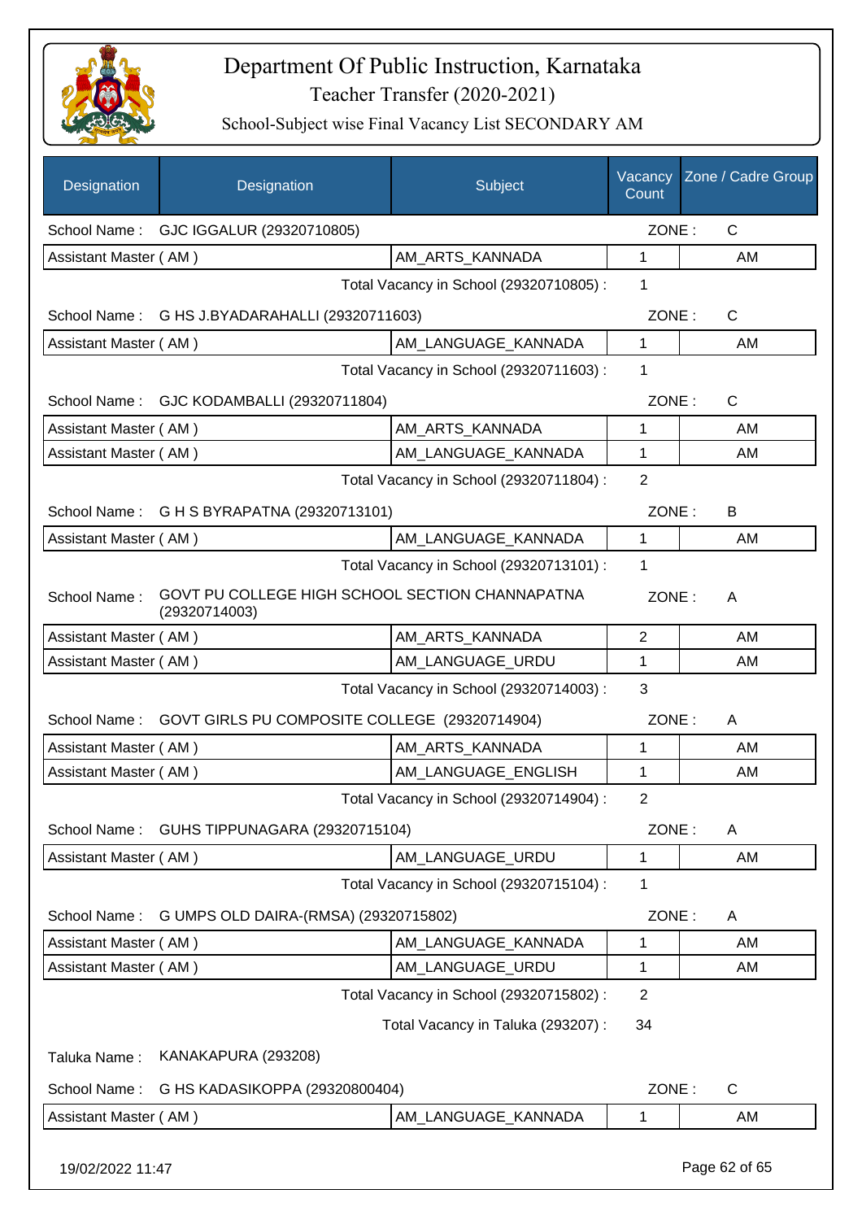# Department Of Public Instruction, Karnataka

## Teacher Transfer (2020-2021)

### School-Subject wise Final Vacancy List SECONDARY AM

| Designation | Designation | Subject | Vacancy Count | Zone / Cadre Group |
|---|---|---|---|---|
| School Name : | GJC IGGALUR (29320710805) | | ZONE : | C |
| Assistant Master ( AM ) | | AM_ARTS_KANNADA | 1 | AM |
| | | Total Vacancy in School (29320710805) : | 1 | |
| School Name : | G HS J.BYADARAHALLI (29320711603) | | ZONE : | C |
| Assistant Master ( AM ) | | AM_LANGUAGE_KANNADA | 1 | AM |
| | | Total Vacancy in School (29320711603) : | 1 | |
| School Name : | GJC KODAMBALLI (29320711804) | | ZONE : | C |
| Assistant Master ( AM ) | | AM_ARTS_KANNADA | 1 | AM |
| Assistant Master ( AM ) | | AM_LANGUAGE_KANNADA | 1 | AM |
| | | Total Vacancy in School (29320711804) : | 2 | |
| School Name : | G H S BYRAPATNA (29320713101) | | ZONE : | B |
| Assistant Master ( AM ) | | AM_LANGUAGE_KANNADA | 1 | AM |
| | | Total Vacancy in School (29320713101) : | 1 | |
| School Name : | GOVT PU COLLEGE HIGH SCHOOL SECTION CHANNAPATNA (29320714003) | | ZONE : | A |
| Assistant Master ( AM ) | | AM_ARTS_KANNADA | 2 | AM |
| Assistant Master ( AM ) | | AM_LANGUAGE_URDU | 1 | AM |
| | | Total Vacancy in School (29320714003) : | 3 | |
| School Name : | GOVT GIRLS PU COMPOSITE COLLEGE (29320714904) | | ZONE : | A |
| Assistant Master ( AM ) | | AM_ARTS_KANNADA | 1 | AM |
| Assistant Master ( AM ) | | AM_LANGUAGE_ENGLISH | 1 | AM |
| | | Total Vacancy in School (29320714904) : | 2 | |
| School Name : | GUHS TIPPUNAGARA (29320715104) | | ZONE : | A |
| Assistant Master ( AM ) | | AM_LANGUAGE_URDU | 1 | AM |
| | | Total Vacancy in School (29320715104) : | 1 | |
| School Name : | G UMPS OLD DAIRA-(RMSA) (29320715802) | | ZONE : | A |
| Assistant Master ( AM ) | | AM_LANGUAGE_KANNADA | 1 | AM |
| Assistant Master ( AM ) | | AM_LANGUAGE_URDU | 1 | AM |
| | | Total Vacancy in School (29320715802) : | 2 | |
| | | Total Vacancy in Taluka (293207) : | 34 | |
| Taluka Name : | KANAKAPURA (293208) | | | |
| School Name : | G HS KADASIKOPPA (29320800404) | | ZONE : | C |
| Assistant Master ( AM ) | | AM_LANGUAGE_KANNADA | 1 | AM |

19/02/2022 11:47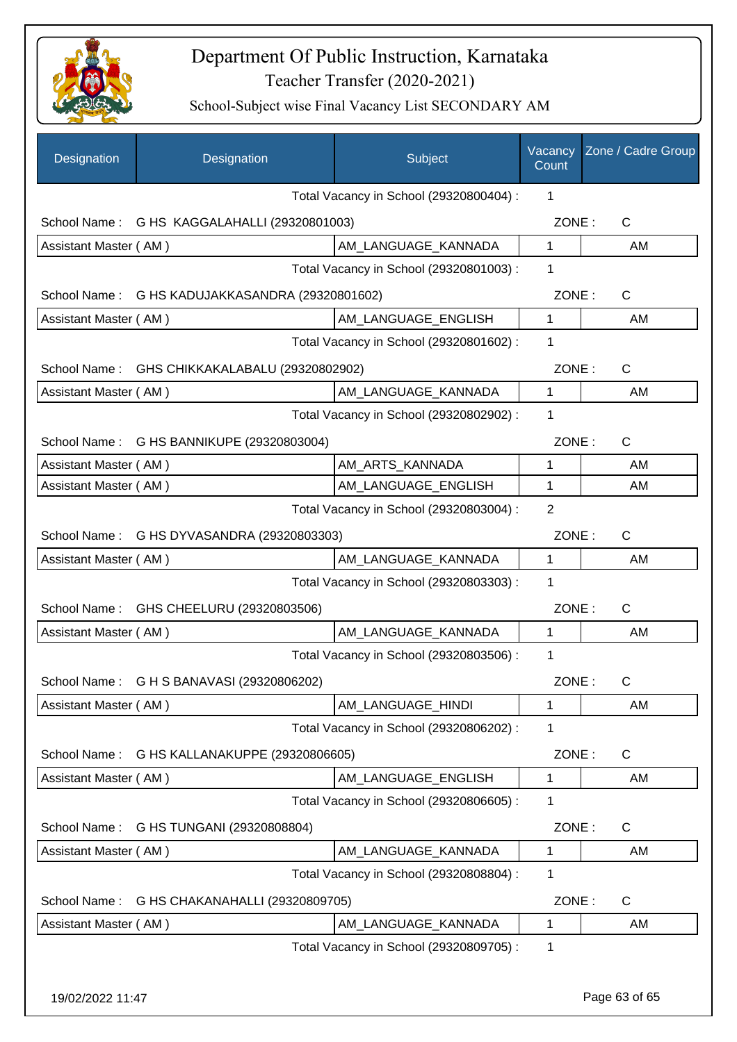# Department Of Public Instruction, Karnataka

Teacher Transfer (2020-2021)

School-Subject wise Final Vacancy List SECONDARY AM

| Designation | Designation | Subject | Vacancy Count | Zone / Cadre Group |
|---|---|---|---|---|
| | | Total Vacancy in School (29320800404) : | 1 | |
| School Name : | G HS KAGGALAHALLI (29320801003) | | ZONE : | C |
| Assistant Master ( AM ) | | AM_LANGUAGE_KANNADA | 1 | AM |
| | | Total Vacancy in School (29320801003) : | 1 | |
| School Name : | G HS KADUJAKKASANDRA (29320801602) | | ZONE : | C |
| Assistant Master ( AM ) | | AM_LANGUAGE_ENGLISH | 1 | AM |
| | | Total Vacancy in School (29320801602) : | 1 | |
| School Name : | GHS CHIKKAKALABALU (29320802902) | | ZONE : | C |
| Assistant Master ( AM ) | | AM_LANGUAGE_KANNADA | 1 | AM |
| | | Total Vacancy in School (29320802902) : | 1 | |
| School Name : | G HS BANNIKUPE (29320803004) | | ZONE : | C |
| Assistant Master ( AM ) | | AM_ARTS_KANNADA | 1 | AM |
| Assistant Master ( AM ) | | AM_LANGUAGE_ENGLISH | 1 | AM |
| | | Total Vacancy in School (29320803004) : | 2 | |
| School Name : | G HS DYVASANDRA (29320803303) | | ZONE : | C |
| Assistant Master ( AM ) | | AM_LANGUAGE_KANNADA | 1 | AM |
| | | Total Vacancy in School (29320803303) : | 1 | |
| School Name : | GHS CHEELURU (29320803506) | | ZONE : | C |
| Assistant Master ( AM ) | | AM_LANGUAGE_KANNADA | 1 | AM |
| | | Total Vacancy in School (29320803506) : | 1 | |
| School Name : | G H S BANAVASI (29320806202) | | ZONE : | C |
| Assistant Master ( AM ) | | AM_LANGUAGE_HINDI | 1 | AM |
| | | Total Vacancy in School (29320806202) : | 1 | |
| School Name : | G HS KALLANAKUPPE (29320806605) | | ZONE : | C |
| Assistant Master ( AM ) | | AM_LANGUAGE_ENGLISH | 1 | AM |
| | | Total Vacancy in School (29320806605) : | 1 | |
| School Name : | G HS TUNGANI (29320808804) | | ZONE : | C |
| Assistant Master ( AM ) | | AM_LANGUAGE_KANNADA | 1 | AM |
| | | Total Vacancy in School (29320808804) : | 1 | |
| School Name : | G HS CHAKANAHALLI (29320809705) | | ZONE : | C |
| Assistant Master ( AM ) | | AM_LANGUAGE_KANNADA | 1 | AM |
| | | Total Vacancy in School (29320809705) : | 1 | |

19/02/2022 11:47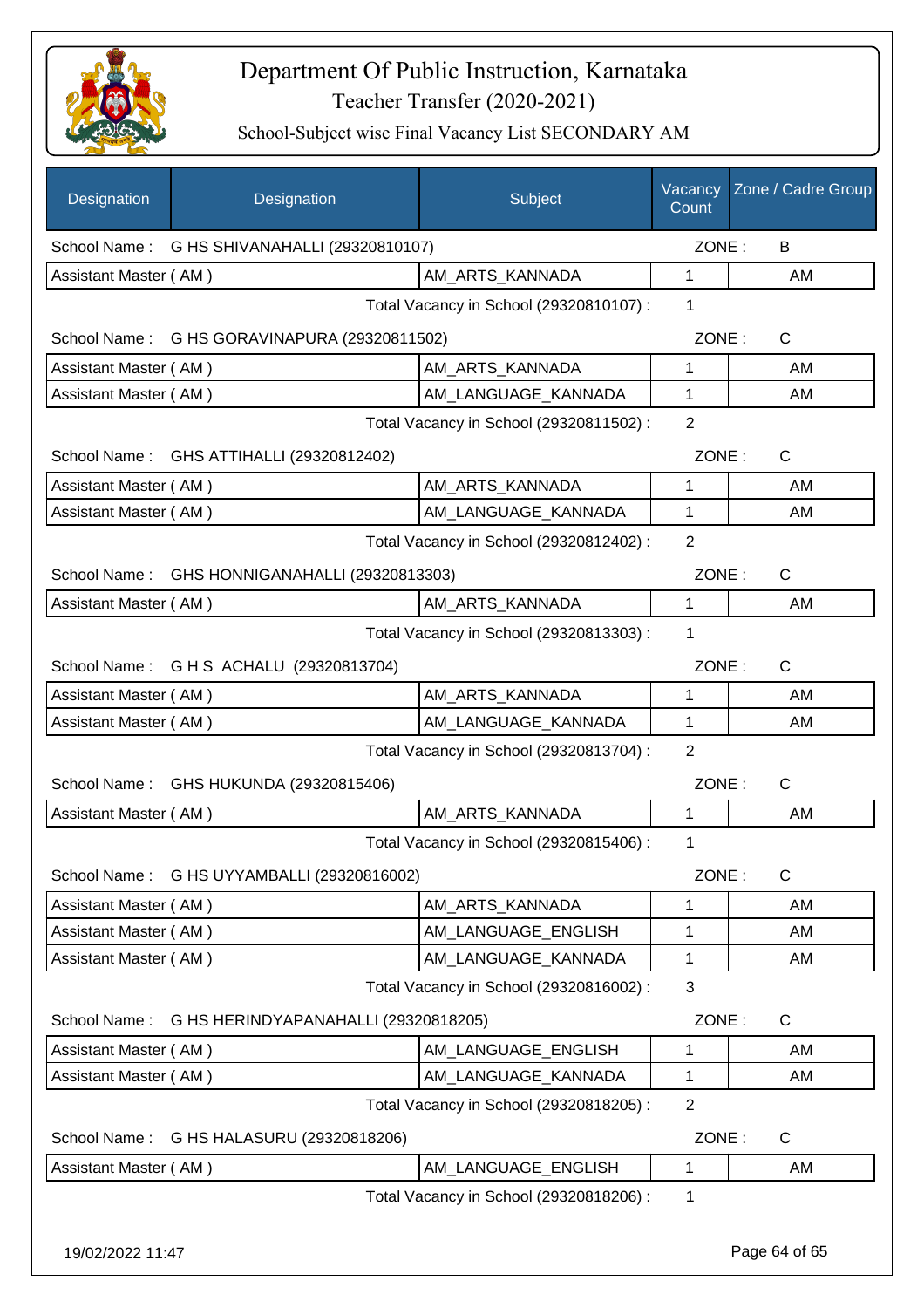# Department Of Public Instruction, Karnataka

## Teacher Transfer (2020-2021)

### School-Subject wise Final Vacancy List SECONDARY AM

| Designation | Designation | Subject | Vacancy Count | Zone / Cadre Group |
|---|---|---|---|---|
| School Name : | G HS SHIVANAHALLI (29320810107) | | ZONE : | B |
| Assistant Master ( AM ) | | AM_ARTS_KANNADA | 1 | AM |
| | | Total Vacancy in School (29320810107) : | 1 | |
| School Name : | G HS GORAVINAPURA (29320811502) | | ZONE : | C |
| Assistant Master ( AM ) | | AM_ARTS_KANNADA | 1 | AM |
| Assistant Master ( AM ) | | AM_LANGUAGE_KANNADA | 1 | AM |
| | | Total Vacancy in School (29320811502) : | 2 | |
| School Name : | GHS ATTIHALLI (29320812402) | | ZONE : | C |
| Assistant Master ( AM ) | | AM_ARTS_KANNADA | 1 | AM |
| Assistant Master ( AM ) | | AM_LANGUAGE_KANNADA | 1 | AM |
| | | Total Vacancy in School (29320812402) : | 2 | |
| School Name : | GHS HONNIGANAHALLI (29320813303) | | ZONE : | C |
| Assistant Master ( AM ) | | AM_ARTS_KANNADA | 1 | AM |
| | | Total Vacancy in School (29320813303) : | 1 | |
| School Name : | G H S ACHALU (29320813704) | | ZONE : | C |
| Assistant Master ( AM ) | | AM_ARTS_KANNADA | 1 | AM |
| Assistant Master ( AM ) | | AM_LANGUAGE_KANNADA | 1 | AM |
| | | Total Vacancy in School (29320813704) : | 2 | |
| School Name : | GHS HUKUNDA (29320815406) | | ZONE : | C |
| Assistant Master ( AM ) | | AM_ARTS_KANNADA | 1 | AM |
| | | Total Vacancy in School (29320815406) : | 1 | |
| School Name : | G HS UYYAMBALLI (29320816002) | | ZONE : | C |
| Assistant Master ( AM ) | | AM_ARTS_KANNADA | 1 | AM |
| Assistant Master ( AM ) | | AM_LANGUAGE_ENGLISH | 1 | AM |
| Assistant Master ( AM ) | | AM_LANGUAGE_KANNADA | 1 | AM |
| | | Total Vacancy in School (29320816002) : | 3 | |
| School Name : | G HS HERINDYAPANAHALLI (29320818205) | | ZONE : | C |
| Assistant Master ( AM ) | | AM_LANGUAGE_ENGLISH | 1 | AM |
| Assistant Master ( AM ) | | AM_LANGUAGE_KANNADA | 1 | AM |
| | | Total Vacancy in School (29320818205) : | 2 | |
| School Name : | G HS HALASURU (29320818206) | | ZONE : | C |
| Assistant Master ( AM ) | | AM_LANGUAGE_ENGLISH | 1 | AM |
| | | Total Vacancy in School (29320818206) : | 1 | |

19/02/2022 11:47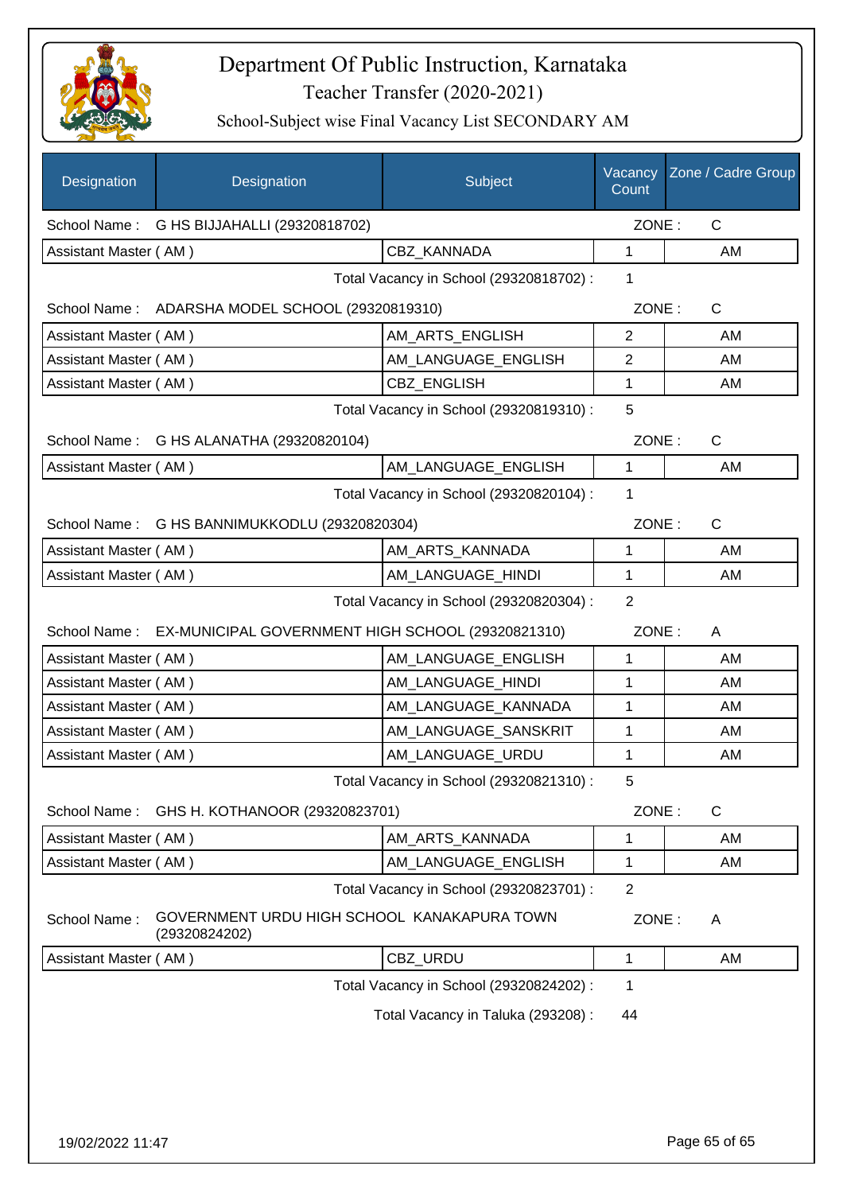# Department Of Public Instruction, Karnataka

Teacher Transfer (2020-2021)

School-Subject wise Final Vacancy List SECONDARY AM

| Designation | Designation | Subject | Vacancy Count | Zone / Cadre Group |
|---|---|---|---|---|
| School Name : | G HS BIJJAHALLI (29320818702) | | ZONE : | C |
| Assistant Master ( AM ) | | CBZ_KANNADA | 1 | AM |
| | | Total Vacancy in School (29320818702) : | 1 | |
| School Name : | ADARSHA MODEL SCHOOL (29320819310) | | ZONE : | C |
| Assistant Master ( AM ) | | AM_ARTS_ENGLISH | 2 | AM |
| Assistant Master ( AM ) | | AM_LANGUAGE_ENGLISH | 2 | AM |
| Assistant Master ( AM ) | | CBZ_ENGLISH | 1 | AM |
| | | Total Vacancy in School (29320819310) : | 5 | |
| School Name : | G HS ALANATHA (29320820104) | | ZONE : | C |
| Assistant Master ( AM ) | | AM_LANGUAGE_ENGLISH | 1 | AM |
| | | Total Vacancy in School (29320820104) : | 1 | |
| School Name : | G HS BANNIMUKKODLU (29320820304) | | ZONE : | C |
| Assistant Master ( AM ) | | AM_ARTS_KANNADA | 1 | AM |
| Assistant Master ( AM ) | | AM_LANGUAGE_HINDI | 1 | AM |
| | | Total Vacancy in School (29320820304) : | 2 | |
| School Name : | EX-MUNICIPAL GOVERNMENT HIGH SCHOOL (29320821310) | | ZONE : | A |
| Assistant Master ( AM ) | | AM_LANGUAGE_ENGLISH | 1 | AM |
| Assistant Master ( AM ) | | AM_LANGUAGE_HINDI | 1 | AM |
| Assistant Master ( AM ) | | AM_LANGUAGE_KANNADA | 1 | AM |
| Assistant Master ( AM ) | | AM_LANGUAGE_SANSKRIT | 1 | AM |
| Assistant Master ( AM ) | | AM_LANGUAGE_URDU | 1 | AM |
| | | Total Vacancy in School (29320821310) : | 5 | |
| School Name : | GHS H. KOTHANOOR (29320823701) | | ZONE : | C |
| Assistant Master ( AM ) | | AM_ARTS_KANNADA | 1 | AM |
| Assistant Master ( AM ) | | AM_LANGUAGE_ENGLISH | 1 | AM |
| | | Total Vacancy in School (29320823701) : | 2 | |
| School Name : | GOVERNMENT URDU HIGH SCHOOL KANAKAPURA TOWN (29320824202) | | ZONE : | A |
| Assistant Master ( AM ) | | CBZ_URDU | 1 | AM |
| | | Total Vacancy in School (29320824202) : | 1 | |
| | | Total Vacancy in Taluka (293208) : | 44 | |

19/02/2022 11:47